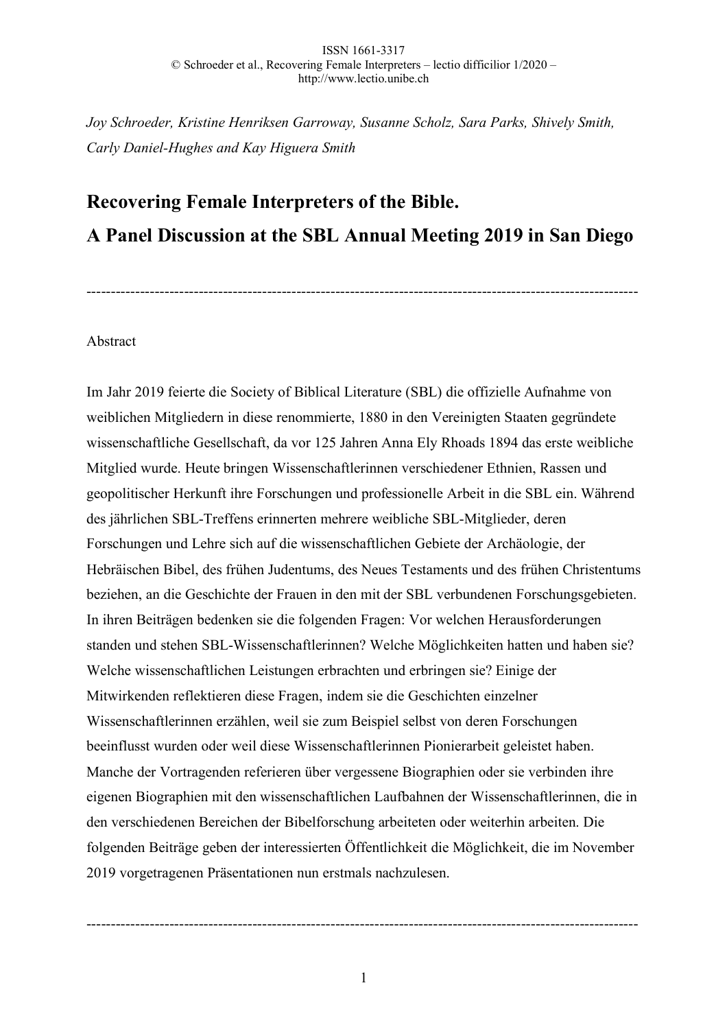*Joy Schroeder, Kristine Henriksen Garroway, Susanne Scholz, Sara Parks, Shively Smith, Carly Daniel-Hughes and Kay Higuera Smith*

# Recovering Female Interpreters of the Bible. A Panel Discussion at the SBL Annual Meeting 2019 in San Diego

---

Abstract

Im Jahr 2019 feierte die Society of Biblical Literature (SBL) die offizielle Aufnahme von weiblichen Mitgliedern in diese renommierte, 1880 in den Vereinigten Staaten gegründete wissenschaftliche Gesellschaft, da vor 125 Jahren Anna Ely Rhoads 1894 das erste weibliche Mitglied wurde. Heute bringen Wissenschaftlerinnen verschiedener Ethnien, Rassen und geopolitischer Herkunft ihre Forschungen und professionelle Arbeit in die SBL ein. Während des jährlichen SBL-Treffens erinnerten mehrere weibliche SBL-Mitglieder, deren Forschungen und Lehre sich auf die wissenschaftlichen Gebiete der Archäologie, der Hebräischen Bibel, des frühen Judentums, des Neues Testaments und des frühen Christentums beziehen, an die Geschichte der Frauen in den mit der SBL verbundenen Forschungsgebieten. In ihren Beiträgen bedenken sie die folgenden Fragen: Vor welchen Herausforderungen standen und stehen SBL-Wissenschaftlerinnen? Welche Möglichkeiten hatten und haben sie? Welche wissenschaftlichen Leistungen erbrachten und erbringen sie? Einige der Mitwirkenden reflektieren diese Fragen, indem sie die Geschichten einzelner Wissenschaftlerinnen erzählen, weil sie zum Beispiel selbst von deren Forschungen beeinflusst wurden oder weil diese Wissenschaftlerinnen Pionierarbeit geleistet haben. Manche der Vortragenden referieren über vergessene Biographien oder sie verbinden ihre eigenen Biographien mit den wissenschaftlichen Laufbahnen der Wissenschaftlerinnen, die in den verschiedenen Bereichen der Bibelforschung arbeiteten oder weiterhin arbeiten. Die folgenden Beiträge geben der interessierten Öffentlichkeit die Möglichkeit, die im November 2019 vorgetragenen Präsentationen nun erstmals nachzulesen.

---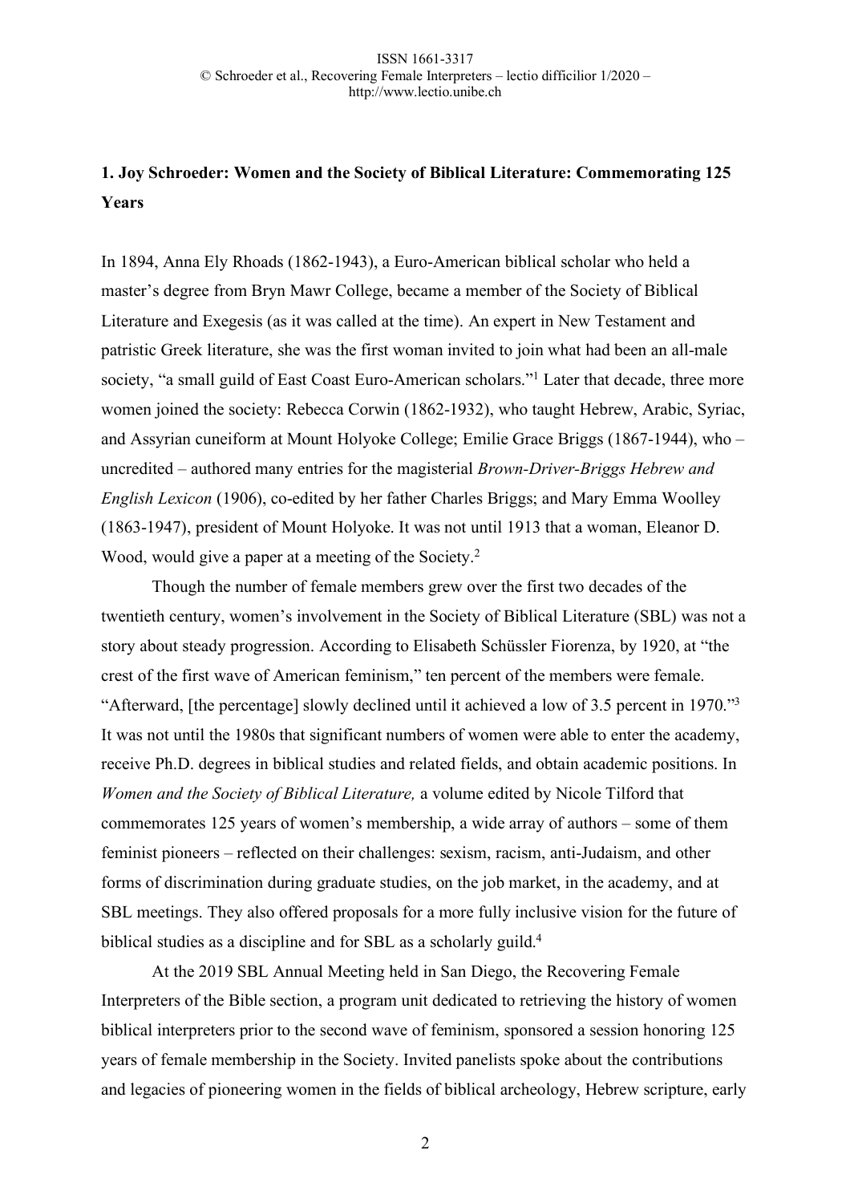## 1. Joy Schroeder: Women and the Society of Biblical Literature: Commemorating 125 Years

In 1894, Anna Ely Rhoads (1862-1943), a Euro-American biblical scholar who held a master's degree from Bryn Mawr College, became a member of the Society of Biblical Literature and Exegesis (as it was called at the time). An expert in New Testament and patristic Greek literature, she was the first woman invited to join what had been an all-male society, "a small guild of East Coast Euro-American scholars."[1] Later that decade, three more women joined the society: Rebecca Corwin (1862-1932), who taught Hebrew, Arabic, Syriac, and Assyrian cuneiform at Mount Holyoke College; Emilie Grace Briggs (1867-1944), who – uncredited – authored many entries for the magisterial *Brown-Driver-Briggs Hebrew and English Lexicon* (1906), co-edited by her father Charles Briggs; and Mary Emma Woolley (1863-1947), president of Mount Holyoke. It was not until 1913 that a woman, Eleanor D. Wood, would give a paper at a meeting of the Society.[2]

Though the number of female members grew over the first two decades of the twentieth century, women's involvement in the Society of Biblical Literature (SBL) was not a story about steady progression. According to Elisabeth Schüssler Fiorenza, by 1920, at "the crest of the first wave of American feminism," ten percent of the members were female. "Afterward, [the percentage] slowly declined until it achieved a low of 3.5 percent in 1970."[3] It was not until the 1980s that significant numbers of women were able to enter the academy, receive Ph.D. degrees in biblical studies and related fields, and obtain academic positions. In *Women and the Society of Biblical Literature,* a volume edited by Nicole Tilford that commemorates 125 years of women's membership, a wide array of authors – some of them feminist pioneers – reflected on their challenges: sexism, racism, anti-Judaism, and other forms of discrimination during graduate studies, on the job market, in the academy, and at SBL meetings. They also offered proposals for a more fully inclusive vision for the future of biblical studies as a discipline and for SBL as a scholarly guild.[4]

At the 2019 SBL Annual Meeting held in San Diego, the Recovering Female Interpreters of the Bible section, a program unit dedicated to retrieving the history of women biblical interpreters prior to the second wave of feminism, sponsored a session honoring 125 years of female membership in the Society. Invited panelists spoke about the contributions and legacies of pioneering women in the fields of biblical archeology, Hebrew scripture, early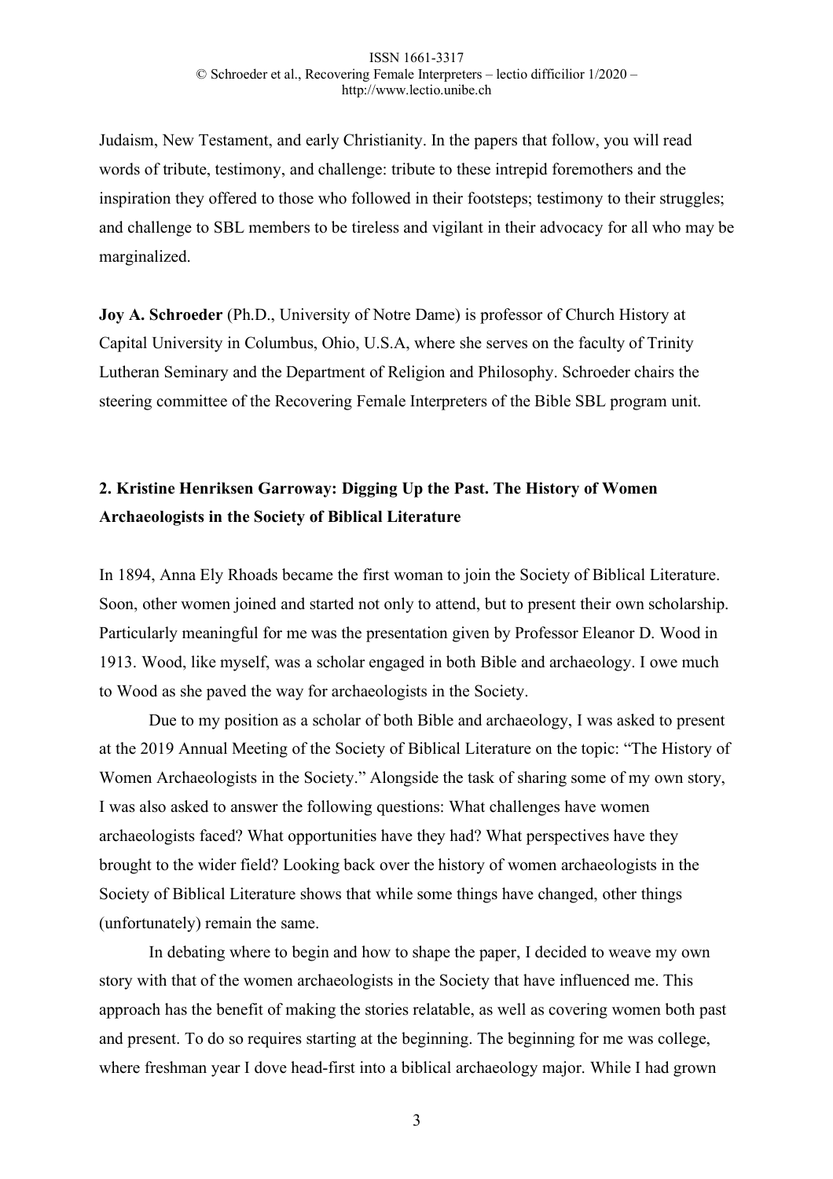Judaism, New Testament, and early Christianity. In the papers that follow, you will read words of tribute, testimony, and challenge: tribute to these intrepid foremothers and the inspiration they offered to those who followed in their footsteps; testimony to their struggles; and challenge to SBL members to be tireless and vigilant in their advocacy for all who may be marginalized.

**Joy A. Schroeder** (Ph.D., University of Notre Dame) is professor of Church History at Capital University in Columbus, Ohio, U.S.A, where she serves on the faculty of Trinity Lutheran Seminary and the Department of Religion and Philosophy. Schroeder chairs the steering committee of the Recovering Female Interpreters of the Bible SBL program unit.

## 2. Kristine Henriksen Garroway: Digging Up the Past. The History of Women Archaeologists in the Society of Biblical Literature

In 1894, Anna Ely Rhoads became the first woman to join the Society of Biblical Literature. Soon, other women joined and started not only to attend, but to present their own scholarship. Particularly meaningful for me was the presentation given by Professor Eleanor D. Wood in 1913. Wood, like myself, was a scholar engaged in both Bible and archaeology. I owe much to Wood as she paved the way for archaeologists in the Society.

Due to my position as a scholar of both Bible and archaeology, I was asked to present at the 2019 Annual Meeting of the Society of Biblical Literature on the topic: "The History of Women Archaeologists in the Society." Alongside the task of sharing some of my own story, I was also asked to answer the following questions: What challenges have women archaeologists faced? What opportunities have they had? What perspectives have they brought to the wider field? Looking back over the history of women archaeologists in the Society of Biblical Literature shows that while some things have changed, other things (unfortunately) remain the same.

In debating where to begin and how to shape the paper, I decided to weave my own story with that of the women archaeologists in the Society that have influenced me. This approach has the benefit of making the stories relatable, as well as covering women both past and present. To do so requires starting at the beginning. The beginning for me was college, where freshman year I dove head-first into a biblical archaeology major. While I had grown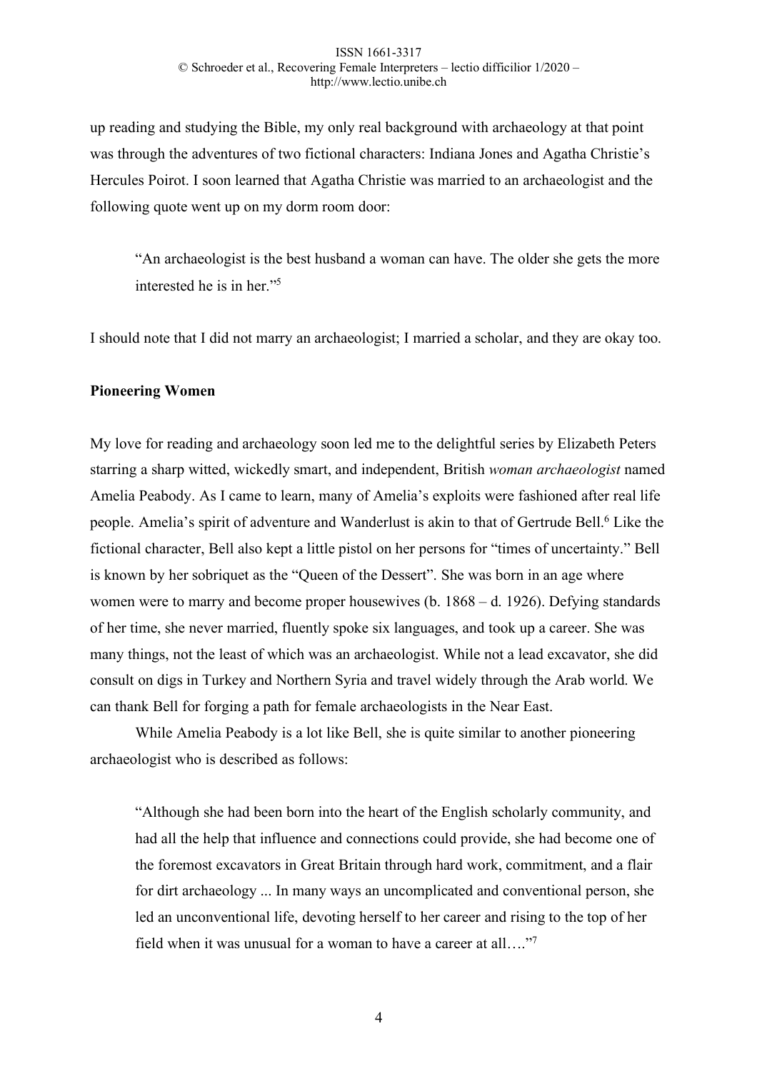up reading and studying the Bible, my only real background with archaeology at that point was through the adventures of two fictional characters: Indiana Jones and Agatha Christie's Hercules Poirot. I soon learned that Agatha Christie was married to an archaeologist and the following quote went up on my dorm room door:

> "An archaeologist is the best husband a woman can have. The older she gets the more interested he is in her."[5]

I should note that I did not marry an archaeologist; I married a scholar, and they are okay too.

**Pioneering Women**

My love for reading and archaeology soon led me to the delightful series by Elizabeth Peters starring a sharp witted, wickedly smart, and independent, British *woman archaeologist* named Amelia Peabody. As I came to learn, many of Amelia's exploits were fashioned after real life people. Amelia's spirit of adventure and Wanderlust is akin to that of Gertrude Bell.[6] Like the fictional character, Bell also kept a little pistol on her persons for "times of uncertainty." Bell is known by her sobriquet as the "Queen of the Dessert". She was born in an age where women were to marry and become proper housewives (b. 1868 – d. 1926). Defying standards of her time, she never married, fluently spoke six languages, and took up a career. She was many things, not the least of which was an archaeologist. While not a lead excavator, she did consult on digs in Turkey and Northern Syria and travel widely through the Arab world. We can thank Bell for forging a path for female archaeologists in the Near East.

While Amelia Peabody is a lot like Bell, she is quite similar to another pioneering archaeologist who is described as follows:

> "Although she had been born into the heart of the English scholarly community, and had all the help that influence and connections could provide, she had become one of the foremost excavators in Great Britain through hard work, commitment, and a flair for dirt archaeology ... In many ways an uncomplicated and conventional person, she led an unconventional life, devoting herself to her career and rising to the top of her field when it was unusual for a woman to have a career at all…."[7]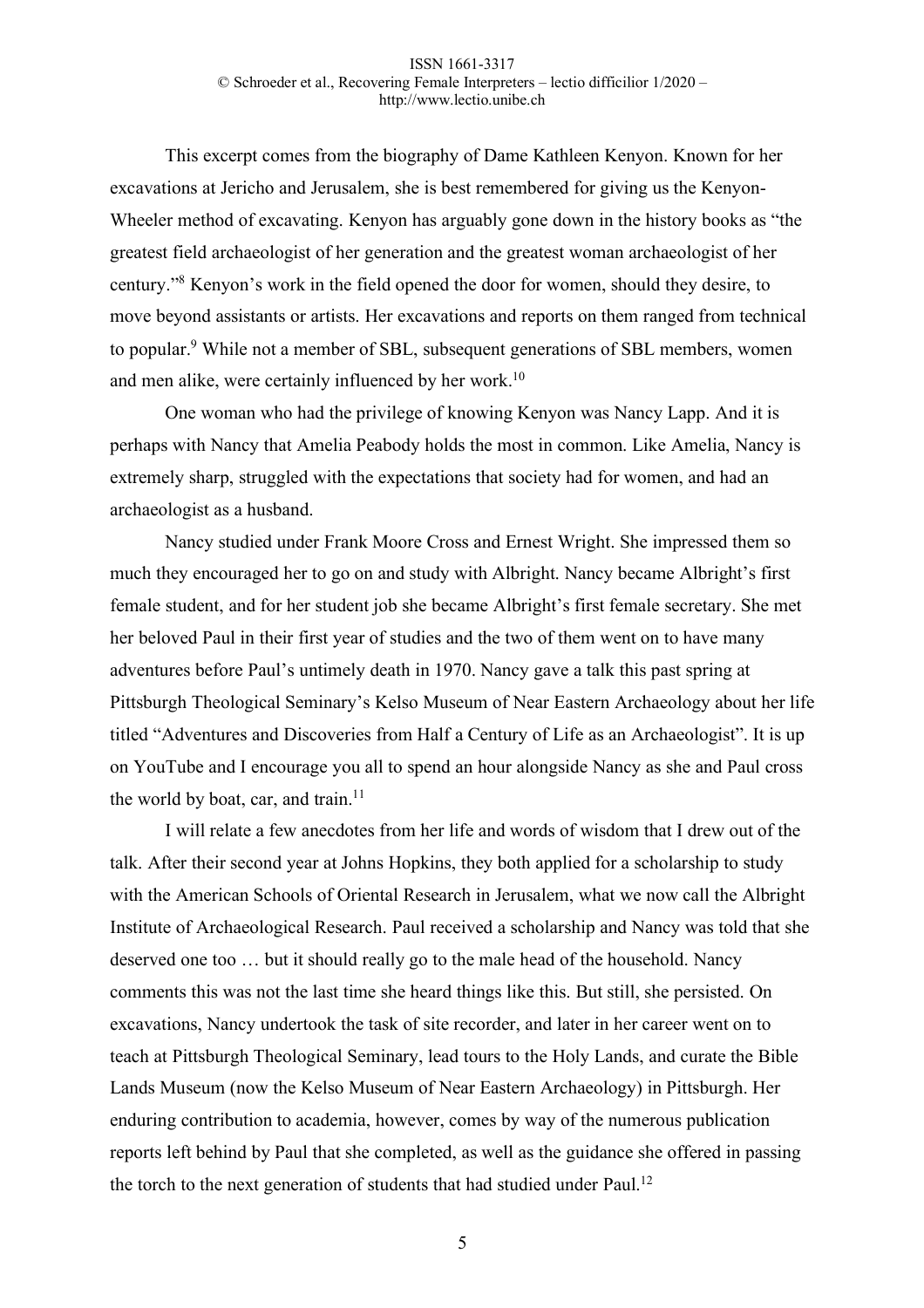This excerpt comes from the biography of Dame Kathleen Kenyon. Known for her excavations at Jericho and Jerusalem, she is best remembered for giving us the Kenyon-Wheeler method of excavating. Kenyon has arguably gone down in the history books as "the greatest field archaeologist of her generation and the greatest woman archaeologist of her century."[8] Kenyon's work in the field opened the door for women, should they desire, to move beyond assistants or artists. Her excavations and reports on them ranged from technical to popular.[9] While not a member of SBL, subsequent generations of SBL members, women and men alike, were certainly influenced by her work.[10]

One woman who had the privilege of knowing Kenyon was Nancy Lapp. And it is perhaps with Nancy that Amelia Peabody holds the most in common. Like Amelia, Nancy is extremely sharp, struggled with the expectations that society had for women, and had an archaeologist as a husband.

Nancy studied under Frank Moore Cross and Ernest Wright. She impressed them so much they encouraged her to go on and study with Albright. Nancy became Albright's first female student, and for her student job she became Albright's first female secretary. She met her beloved Paul in their first year of studies and the two of them went on to have many adventures before Paul's untimely death in 1970. Nancy gave a talk this past spring at Pittsburgh Theological Seminary's Kelso Museum of Near Eastern Archaeology about her life titled "Adventures and Discoveries from Half a Century of Life as an Archaeologist". It is up on YouTube and I encourage you all to spend an hour alongside Nancy as she and Paul cross the world by boat, car, and train.[11]

I will relate a few anecdotes from her life and words of wisdom that I drew out of the talk. After their second year at Johns Hopkins, they both applied for a scholarship to study with the American Schools of Oriental Research in Jerusalem, what we now call the Albright Institute of Archaeological Research. Paul received a scholarship and Nancy was told that she deserved one too … but it should really go to the male head of the household. Nancy comments this was not the last time she heard things like this. But still, she persisted. On excavations, Nancy undertook the task of site recorder, and later in her career went on to teach at Pittsburgh Theological Seminary, lead tours to the Holy Lands, and curate the Bible Lands Museum (now the Kelso Museum of Near Eastern Archaeology) in Pittsburgh. Her enduring contribution to academia, however, comes by way of the numerous publication reports left behind by Paul that she completed, as well as the guidance she offered in passing the torch to the next generation of students that had studied under Paul.[12]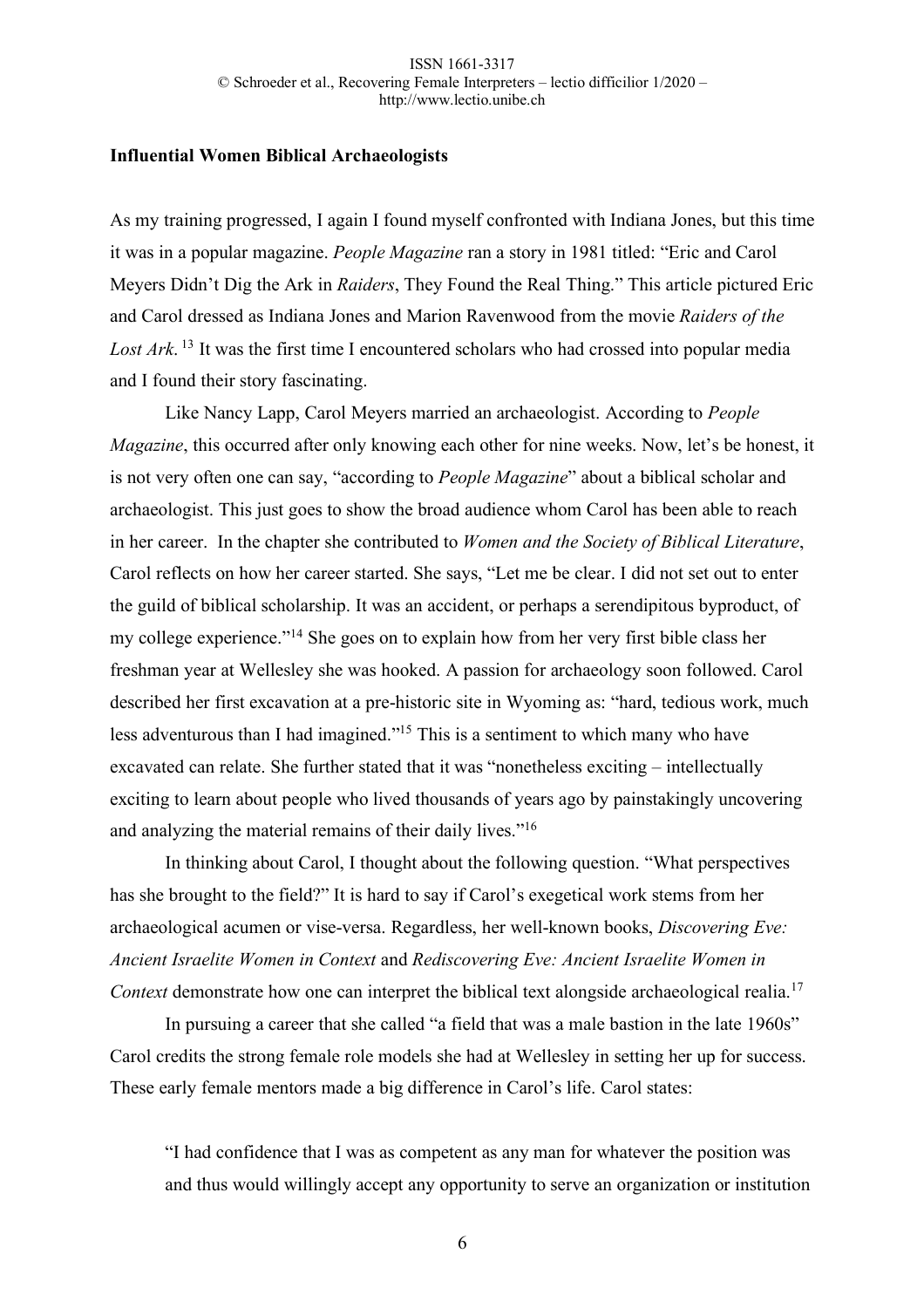### Influential Women Biblical Archaeologists

As my training progressed, I again I found myself confronted with Indiana Jones, but this time it was in a popular magazine. *People Magazine* ran a story in 1981 titled: "Eric and Carol Meyers Didn't Dig the Ark in *Raiders*, They Found the Real Thing." This article pictured Eric and Carol dressed as Indiana Jones and Marion Ravenwood from the movie *Raiders of the Lost Ark*.[13] It was the first time I encountered scholars who had crossed into popular media and I found their story fascinating.

Like Nancy Lapp, Carol Meyers married an archaeologist. According to *People Magazine*, this occurred after only knowing each other for nine weeks. Now, let's be honest, it is not very often one can say, "according to *People Magazine*" about a biblical scholar and archaeologist. This just goes to show the broad audience whom Carol has been able to reach in her career. In the chapter she contributed to *Women and the Society of Biblical Literature*, Carol reflects on how her career started. She says, "Let me be clear. I did not set out to enter the guild of biblical scholarship. It was an accident, or perhaps a serendipitous byproduct, of my college experience."[14] She goes on to explain how from her very first bible class her freshman year at Wellesley she was hooked. A passion for archaeology soon followed. Carol described her first excavation at a pre-historic site in Wyoming as: "hard, tedious work, much less adventurous than I had imagined."[15] This is a sentiment to which many who have excavated can relate. She further stated that it was "nonetheless exciting – intellectually exciting to learn about people who lived thousands of years ago by painstakingly uncovering and analyzing the material remains of their daily lives."[16]

In thinking about Carol, I thought about the following question. "What perspectives has she brought to the field?" It is hard to say if Carol's exegetical work stems from her archaeological acumen or vise-versa. Regardless, her well-known books, *Discovering Eve: Ancient Israelite Women in Context* and *Rediscovering Eve: Ancient Israelite Women in Context* demonstrate how one can interpret the biblical text alongside archaeological realia.[17]

In pursuing a career that she called "a field that was a male bastion in the late 1960s" Carol credits the strong female role models she had at Wellesley in setting her up for success. These early female mentors made a big difference in Carol's life. Carol states:

> "I had confidence that I was as competent as any man for whatever the position was and thus would willingly accept any opportunity to serve an organization or institution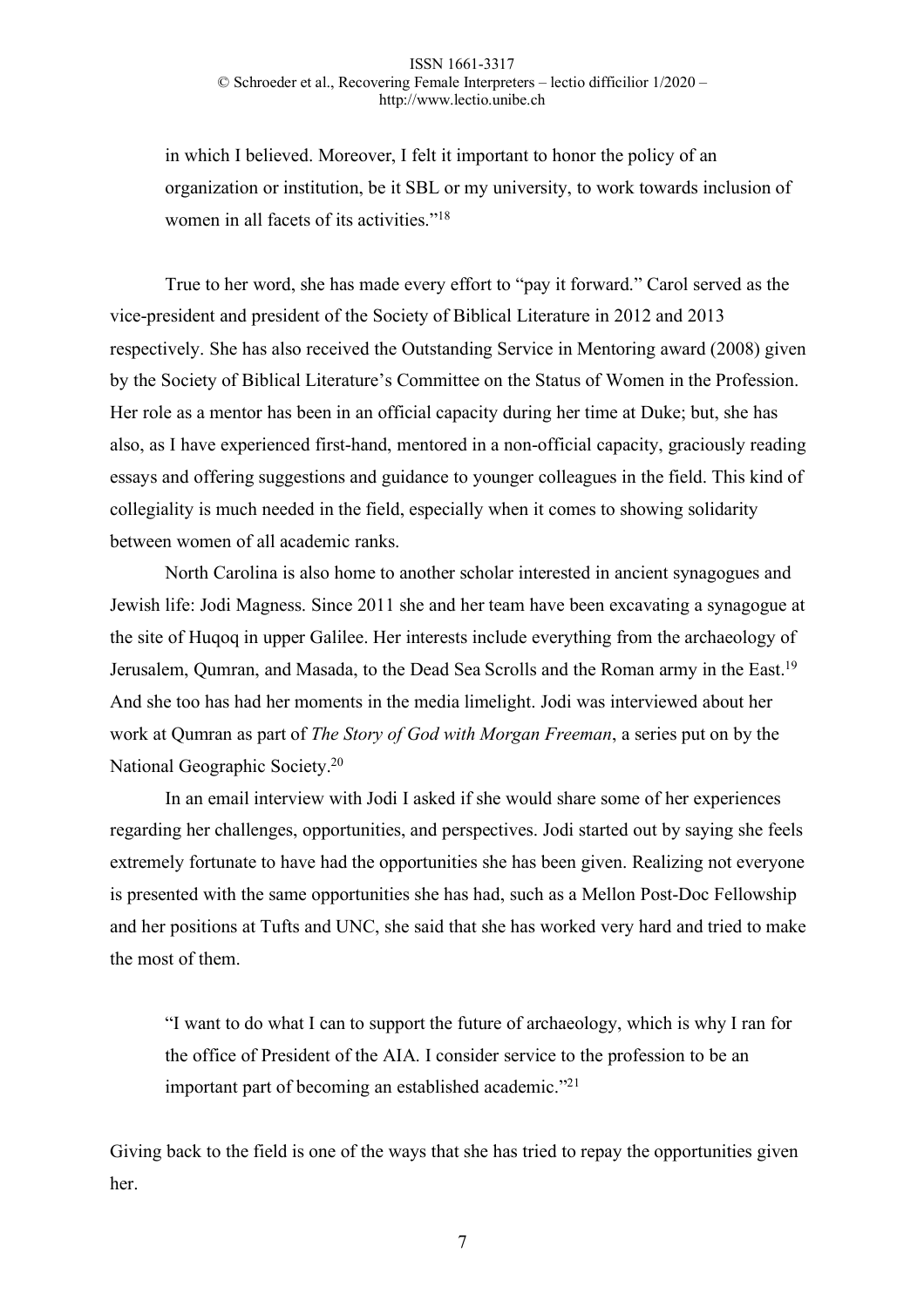> in which I believed. Moreover, I felt it important to honor the policy of an organization or institution, be it SBL or my university, to work towards inclusion of women in all facets of its activities."[18]

True to her word, she has made every effort to "pay it forward." Carol served as the vice-president and president of the Society of Biblical Literature in 2012 and 2013 respectively. She has also received the Outstanding Service in Mentoring award (2008) given by the Society of Biblical Literature's Committee on the Status of Women in the Profession. Her role as a mentor has been in an official capacity during her time at Duke; but, she has also, as I have experienced first-hand, mentored in a non-official capacity, graciously reading essays and offering suggestions and guidance to younger colleagues in the field. This kind of collegiality is much needed in the field, especially when it comes to showing solidarity between women of all academic ranks.

North Carolina is also home to another scholar interested in ancient synagogues and Jewish life: Jodi Magness. Since 2011 she and her team have been excavating a synagogue at the site of Huqoq in upper Galilee. Her interests include everything from the archaeology of Jerusalem, Qumran, and Masada, to the Dead Sea Scrolls and the Roman army in the East.[19] And she too has had her moments in the media limelight. Jodi was interviewed about her work at Qumran as part of *The Story of God with Morgan Freeman*, a series put on by the National Geographic Society.[20]

In an email interview with Jodi I asked if she would share some of her experiences regarding her challenges, opportunities, and perspectives. Jodi started out by saying she feels extremely fortunate to have had the opportunities she has been given. Realizing not everyone is presented with the same opportunities she has had, such as a Mellon Post-Doc Fellowship and her positions at Tufts and UNC, she said that she has worked very hard and tried to make the most of them.

> "I want to do what I can to support the future of archaeology, which is why I ran for the office of President of the AIA. I consider service to the profession to be an important part of becoming an established academic."[21]

Giving back to the field is one of the ways that she has tried to repay the opportunities given her.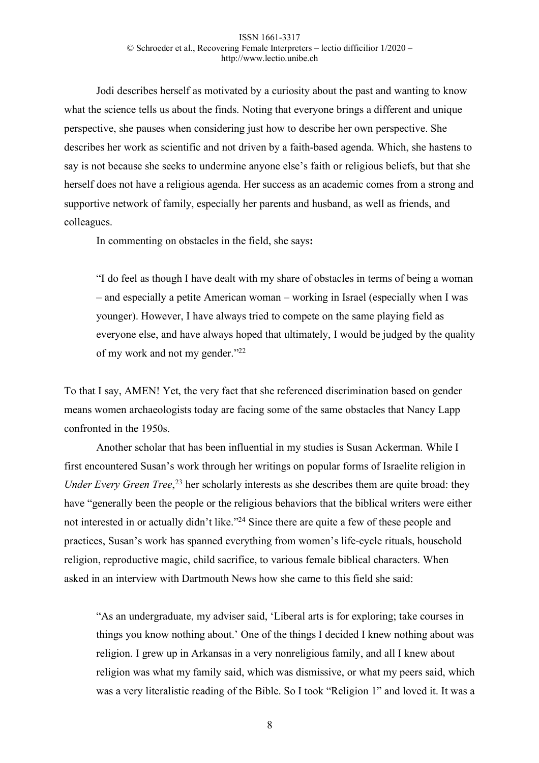Jodi describes herself as motivated by a curiosity about the past and wanting to know what the science tells us about the finds. Noting that everyone brings a different and unique perspective, she pauses when considering just how to describe her own perspective. She describes her work as scientific and not driven by a faith-based agenda. Which, she hastens to say is not because she seeks to undermine anyone else's faith or religious beliefs, but that she herself does not have a religious agenda. Her success as an academic comes from a strong and supportive network of family, especially her parents and husband, as well as friends, and colleagues.

In commenting on obstacles in the field, she says**:**

> "I do feel as though I have dealt with my share of obstacles in terms of being a woman – and especially a petite American woman – working in Israel (especially when I was younger). However, I have always tried to compete on the same playing field as everyone else, and have always hoped that ultimately, I would be judged by the quality of my work and not my gender."[22]

To that I say, AMEN! Yet, the very fact that she referenced discrimination based on gender means women archaeologists today are facing some of the same obstacles that Nancy Lapp confronted in the 1950s.

Another scholar that has been influential in my studies is Susan Ackerman. While I first encountered Susan's work through her writings on popular forms of Israelite religion in *Under Every Green Tree*,[23] her scholarly interests as she describes them are quite broad: they have "generally been the people or the religious behaviors that the biblical writers were either not interested in or actually didn't like."[24] Since there are quite a few of these people and practices, Susan's work has spanned everything from women's life-cycle rituals, household religion, reproductive magic, child sacrifice, to various female biblical characters. When asked in an interview with Dartmouth News how she came to this field she said:

> "As an undergraduate, my adviser said, 'Liberal arts is for exploring; take courses in things you know nothing about.' One of the things I decided I knew nothing about was religion. I grew up in Arkansas in a very nonreligious family, and all I knew about religion was what my family said, which was dismissive, or what my peers said, which was a very literalistic reading of the Bible. So I took "Religion 1" and loved it. It was a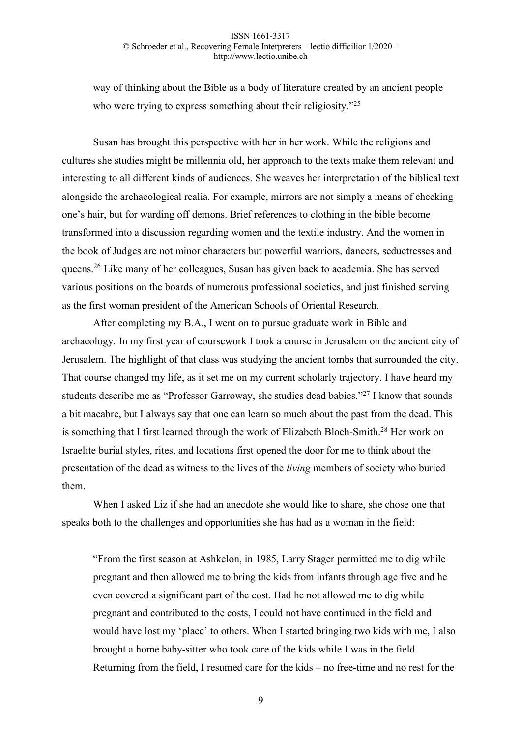way of thinking about the Bible as a body of literature created by an ancient people who were trying to express something about their religiosity."[25]

Susan has brought this perspective with her in her work. While the religions and cultures she studies might be millennia old, her approach to the texts make them relevant and interesting to all different kinds of audiences. She weaves her interpretation of the biblical text alongside the archaeological realia. For example, mirrors are not simply a means of checking one's hair, but for warding off demons. Brief references to clothing in the bible become transformed into a discussion regarding women and the textile industry. And the women in the book of Judges are not minor characters but powerful warriors, dancers, seductresses and queens.[26] Like many of her colleagues, Susan has given back to academia. She has served various positions on the boards of numerous professional societies, and just finished serving as the first woman president of the American Schools of Oriental Research.

After completing my B.A., I went on to pursue graduate work in Bible and archaeology. In my first year of coursework I took a course in Jerusalem on the ancient city of Jerusalem. The highlight of that class was studying the ancient tombs that surrounded the city. That course changed my life, as it set me on my current scholarly trajectory. I have heard my students describe me as "Professor Garroway, she studies dead babies."[27] I know that sounds a bit macabre, but I always say that one can learn so much about the past from the dead. This is something that I first learned through the work of Elizabeth Bloch-Smith.[28] Her work on Israelite burial styles, rites, and locations first opened the door for me to think about the presentation of the dead as witness to the lives of the *living* members of society who buried them.

When I asked Liz if she had an anecdote she would like to share, she chose one that speaks both to the challenges and opportunities she has had as a woman in the field:

> "From the first season at Ashkelon, in 1985, Larry Stager permitted me to dig while pregnant and then allowed me to bring the kids from infants through age five and he even covered a significant part of the cost. Had he not allowed me to dig while pregnant and contributed to the costs, I could not have continued in the field and would have lost my 'place' to others. When I started bringing two kids with me, I also brought a home baby-sitter who took care of the kids while I was in the field. Returning from the field, I resumed care for the kids – no free-time and no rest for the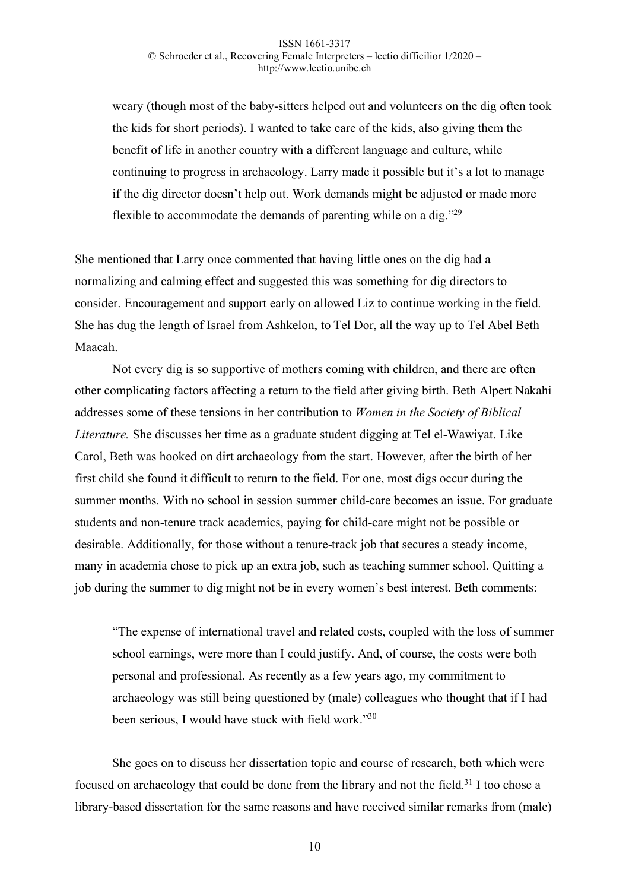> weary (though most of the baby-sitters helped out and volunteers on the dig often took the kids for short periods). I wanted to take care of the kids, also giving them the benefit of life in another country with a different language and culture, while continuing to progress in archaeology. Larry made it possible but it's a lot to manage if the dig director doesn't help out. Work demands might be adjusted or made more flexible to accommodate the demands of parenting while on a dig."[29]

She mentioned that Larry once commented that having little ones on the dig had a normalizing and calming effect and suggested this was something for dig directors to consider. Encouragement and support early on allowed Liz to continue working in the field. She has dug the length of Israel from Ashkelon, to Tel Dor, all the way up to Tel Abel Beth Maacah.

Not every dig is so supportive of mothers coming with children, and there are often other complicating factors affecting a return to the field after giving birth. Beth Alpert Nakahi addresses some of these tensions in her contribution to *Women in the Society of Biblical Literature.* She discusses her time as a graduate student digging at Tel el-Wawiyat. Like Carol, Beth was hooked on dirt archaeology from the start. However, after the birth of her first child she found it difficult to return to the field. For one, most digs occur during the summer months. With no school in session summer child-care becomes an issue. For graduate students and non-tenure track academics, paying for child-care might not be possible or desirable. Additionally, for those without a tenure-track job that secures a steady income, many in academia chose to pick up an extra job, such as teaching summer school. Quitting a job during the summer to dig might not be in every women's best interest. Beth comments:

> "The expense of international travel and related costs, coupled with the loss of summer school earnings, were more than I could justify. And, of course, the costs were both personal and professional. As recently as a few years ago, my commitment to archaeology was still being questioned by (male) colleagues who thought that if I had been serious, I would have stuck with field work."[30]

She goes on to discuss her dissertation topic and course of research, both which were focused on archaeology that could be done from the library and not the field.[31] I too chose a library-based dissertation for the same reasons and have received similar remarks from (male)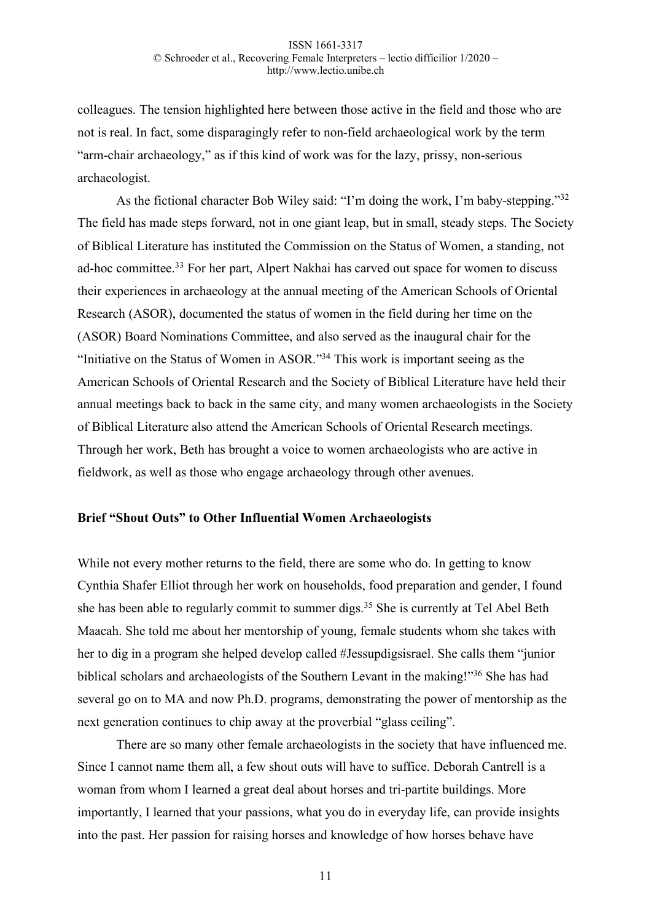colleagues. The tension highlighted here between those active in the field and those who are not is real. In fact, some disparagingly refer to non-field archaeological work by the term "arm-chair archaeology," as if this kind of work was for the lazy, prissy, non-serious archaeologist.

As the fictional character Bob Wiley said: "I'm doing the work, I'm baby-stepping."[32] The field has made steps forward, not in one giant leap, but in small, steady steps. The Society of Biblical Literature has instituted the Commission on the Status of Women, a standing, not ad-hoc committee.[33] For her part, Alpert Nakhai has carved out space for women to discuss their experiences in archaeology at the annual meeting of the American Schools of Oriental Research (ASOR), documented the status of women in the field during her time on the (ASOR) Board Nominations Committee, and also served as the inaugural chair for the "Initiative on the Status of Women in ASOR."[34] This work is important seeing as the American Schools of Oriental Research and the Society of Biblical Literature have held their annual meetings back to back in the same city, and many women archaeologists in the Society of Biblical Literature also attend the American Schools of Oriental Research meetings. Through her work, Beth has brought a voice to women archaeologists who are active in fieldwork, as well as those who engage archaeology through other avenues.

**Brief "Shout Outs" to Other Influential Women Archaeologists**

While not every mother returns to the field, there are some who do. In getting to know Cynthia Shafer Elliot through her work on households, food preparation and gender, I found she has been able to regularly commit to summer digs.[35] She is currently at Tel Abel Beth Maacah. She told me about her mentorship of young, female students whom she takes with her to dig in a program she helped develop called #Jessupdigsisrael. She calls them "junior biblical scholars and archaeologists of the Southern Levant in the making!"[36] She has had several go on to MA and now Ph.D. programs, demonstrating the power of mentorship as the next generation continues to chip away at the proverbial "glass ceiling".

There are so many other female archaeologists in the society that have influenced me. Since I cannot name them all, a few shout outs will have to suffice. Deborah Cantrell is a woman from whom I learned a great deal about horses and tri-partite buildings. More importantly, I learned that your passions, what you do in everyday life, can provide insights into the past. Her passion for raising horses and knowledge of how horses behave have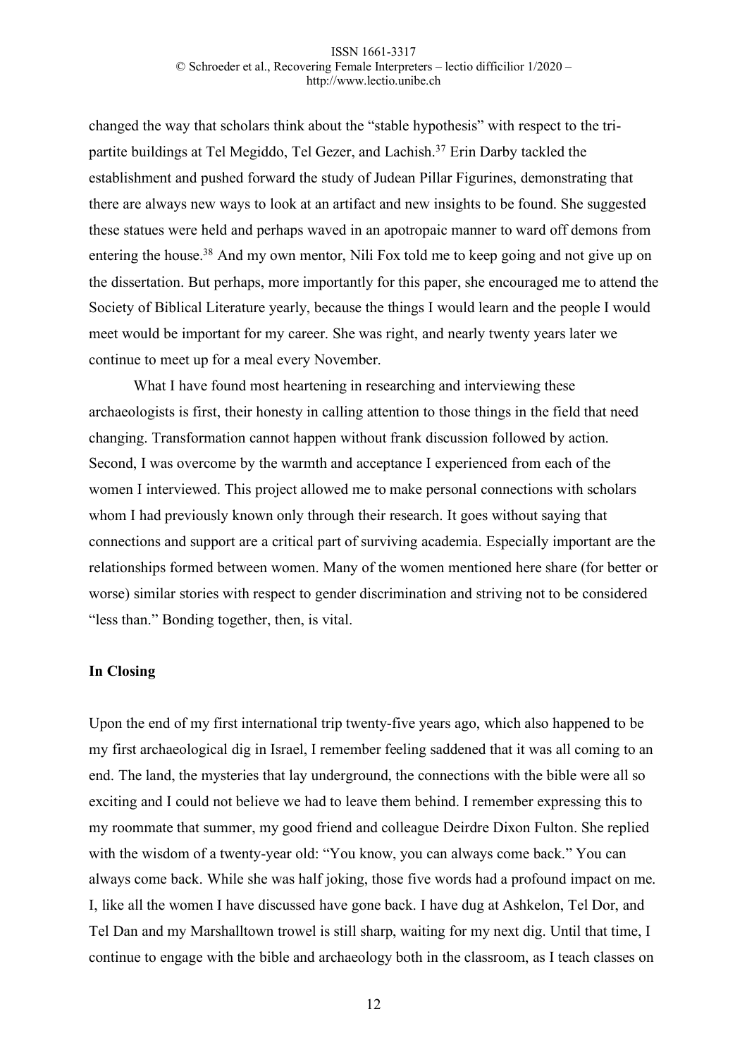changed the way that scholars think about the "stable hypothesis" with respect to the tri-partite buildings at Tel Megiddo, Tel Gezer, and Lachish.[37] Erin Darby tackled the establishment and pushed forward the study of Judean Pillar Figurines, demonstrating that there are always new ways to look at an artifact and new insights to be found. She suggested these statues were held and perhaps waved in an apotropaic manner to ward off demons from entering the house.[38] And my own mentor, Nili Fox told me to keep going and not give up on the dissertation. But perhaps, more importantly for this paper, she encouraged me to attend the Society of Biblical Literature yearly, because the things I would learn and the people I would meet would be important for my career. She was right, and nearly twenty years later we continue to meet up for a meal every November.

What I have found most heartening in researching and interviewing these archaeologists is first, their honesty in calling attention to those things in the field that need changing. Transformation cannot happen without frank discussion followed by action. Second, I was overcome by the warmth and acceptance I experienced from each of the women I interviewed. This project allowed me to make personal connections with scholars whom I had previously known only through their research. It goes without saying that connections and support are a critical part of surviving academia. Especially important are the relationships formed between women. Many of the women mentioned here share (for better or worse) similar stories with respect to gender discrimination and striving not to be considered "less than." Bonding together, then, is vital.

**In Closing**

Upon the end of my first international trip twenty-five years ago, which also happened to be my first archaeological dig in Israel, I remember feeling saddened that it was all coming to an end. The land, the mysteries that lay underground, the connections with the bible were all so exciting and I could not believe we had to leave them behind. I remember expressing this to my roommate that summer, my good friend and colleague Deirdre Dixon Fulton. She replied with the wisdom of a twenty-year old: "You know, you can always come back." You can always come back. While she was half joking, those five words had a profound impact on me. I, like all the women I have discussed have gone back. I have dug at Ashkelon, Tel Dor, and Tel Dan and my Marshalltown trowel is still sharp, waiting for my next dig. Until that time, I continue to engage with the bible and archaeology both in the classroom, as I teach classes on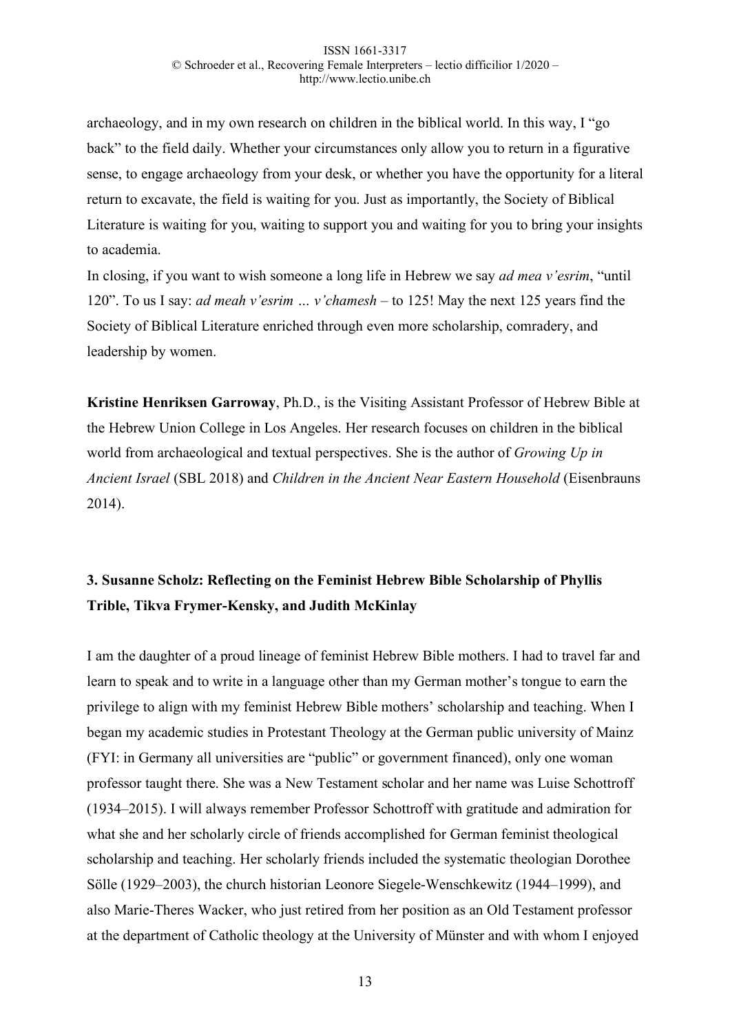archaeology, and in my own research on children in the biblical world. In this way, I "go back" to the field daily. Whether your circumstances only allow you to return in a figurative sense, to engage archaeology from your desk, or whether you have the opportunity for a literal return to excavate, the field is waiting for you. Just as importantly, the Society of Biblical Literature is waiting for you, waiting to support you and waiting for you to bring your insights to academia.

In closing, if you want to wish someone a long life in Hebrew we say *ad mea v'esrim*, "until 120". To us I say: *ad meah v'esrim … v'chamesh* – to 125! May the next 125 years find the Society of Biblical Literature enriched through even more scholarship, comradery, and leadership by women.

**Kristine Henriksen Garroway**, Ph.D., is the Visiting Assistant Professor of Hebrew Bible at the Hebrew Union College in Los Angeles. Her research focuses on children in the biblical world from archaeological and textual perspectives. She is the author of *Growing Up in Ancient Israel* (SBL 2018) and *Children in the Ancient Near Eastern Household* (Eisenbrauns 2014).

## 3. Susanne Scholz: Reflecting on the Feminist Hebrew Bible Scholarship of Phyllis Trible, Tikva Frymer-Kensky, and Judith McKinlay

I am the daughter of a proud lineage of feminist Hebrew Bible mothers. I had to travel far and learn to speak and to write in a language other than my German mother's tongue to earn the privilege to align with my feminist Hebrew Bible mothers' scholarship and teaching. When I began my academic studies in Protestant Theology at the German public university of Mainz (FYI: in Germany all universities are "public" or government financed), only one woman professor taught there. She was a New Testament scholar and her name was Luise Schottroff (1934–2015). I will always remember Professor Schottroff with gratitude and admiration for what she and her scholarly circle of friends accomplished for German feminist theological scholarship and teaching. Her scholarly friends included the systematic theologian Dorothee Sölle (1929–2003), the church historian Leonore Siegele-Wenschkewitz (1944–1999), and also Marie-Theres Wacker, who just retired from her position as an Old Testament professor at the department of Catholic theology at the University of Münster and with whom I enjoyed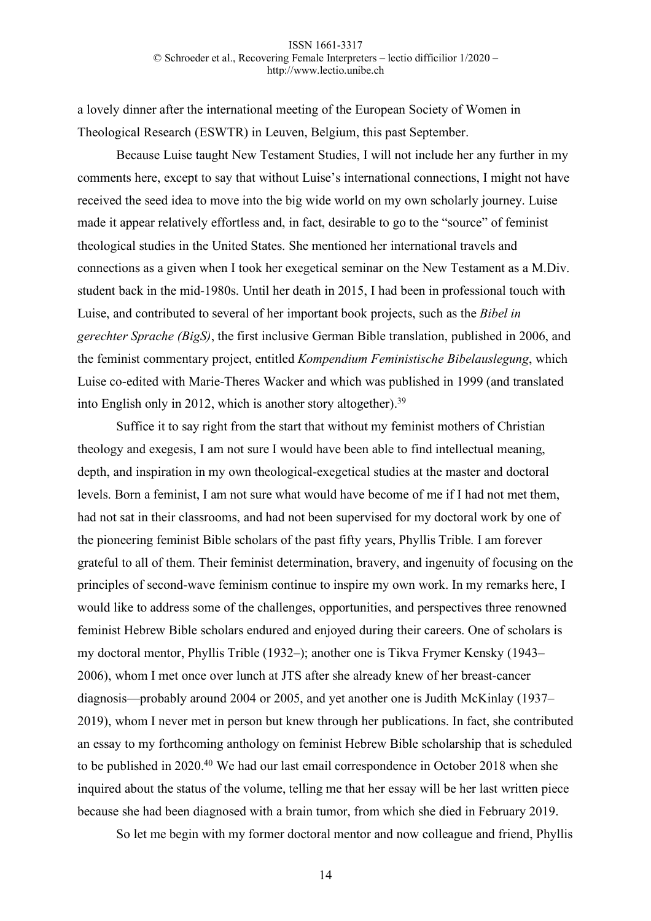a lovely dinner after the international meeting of the European Society of Women in Theological Research (ESWTR) in Leuven, Belgium, this past September.

Because Luise taught New Testament Studies, I will not include her any further in my comments here, except to say that without Luise's international connections, I might not have received the seed idea to move into the big wide world on my own scholarly journey. Luise made it appear relatively effortless and, in fact, desirable to go to the "source" of feminist theological studies in the United States. She mentioned her international travels and connections as a given when I took her exegetical seminar on the New Testament as a M.Div. student back in the mid-1980s. Until her death in 2015, I had been in professional touch with Luise, and contributed to several of her important book projects, such as the *Bibel in gerechter Sprache (BigS)*, the first inclusive German Bible translation, published in 2006, and the feminist commentary project, entitled *Kompendium Feministische Bibelauslegung*, which Luise co-edited with Marie-Theres Wacker and which was published in 1999 (and translated into English only in 2012, which is another story altogether).[39]

Suffice it to say right from the start that without my feminist mothers of Christian theology and exegesis, I am not sure I would have been able to find intellectual meaning, depth, and inspiration in my own theological-exegetical studies at the master and doctoral levels. Born a feminist, I am not sure what would have become of me if I had not met them, had not sat in their classrooms, and had not been supervised for my doctoral work by one of the pioneering feminist Bible scholars of the past fifty years, Phyllis Trible. I am forever grateful to all of them. Their feminist determination, bravery, and ingenuity of focusing on the principles of second-wave feminism continue to inspire my own work. In my remarks here, I would like to address some of the challenges, opportunities, and perspectives three renowned feminist Hebrew Bible scholars endured and enjoyed during their careers. One of scholars is my doctoral mentor, Phyllis Trible (1932–); another one is Tikva Frymer Kensky (1943–2006), whom I met once over lunch at JTS after she already knew of her breast-cancer diagnosis—probably around 2004 or 2005, and yet another one is Judith McKinlay (1937–2019), whom I never met in person but knew through her publications. In fact, she contributed an essay to my forthcoming anthology on feminist Hebrew Bible scholarship that is scheduled to be published in 2020.[40] We had our last email correspondence in October 2018 when she inquired about the status of the volume, telling me that her essay will be her last written piece because she had been diagnosed with a brain tumor, from which she died in February 2019.

So let me begin with my former doctoral mentor and now colleague and friend, Phyllis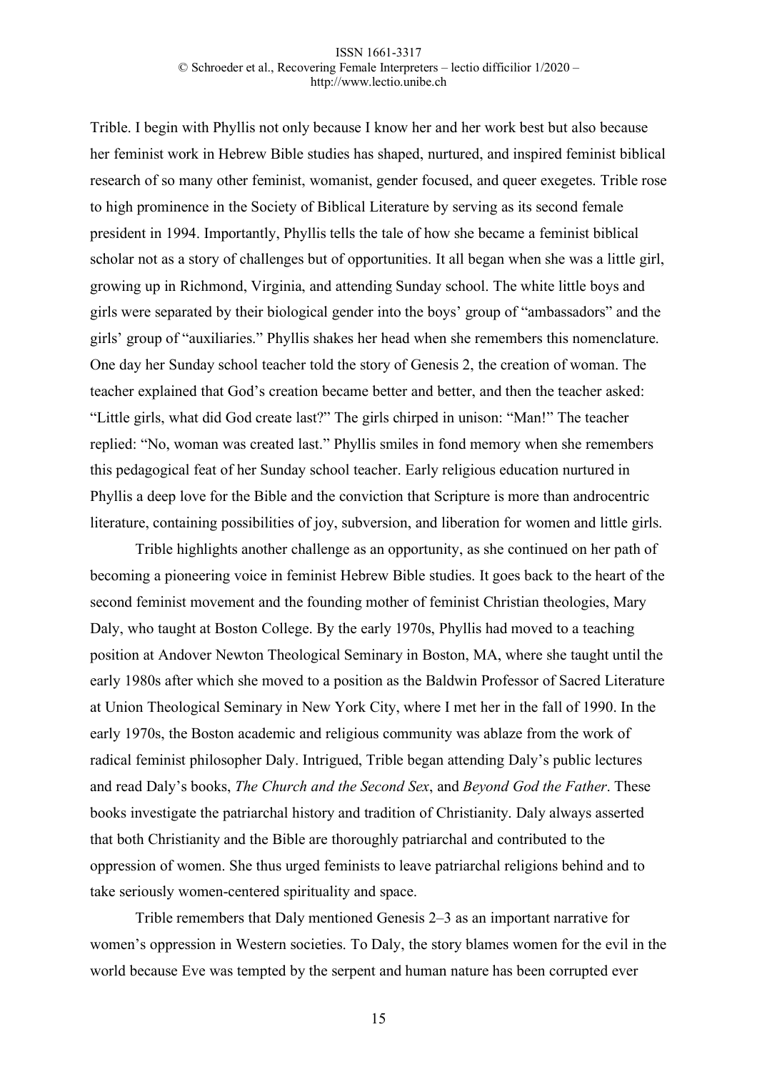Trible. I begin with Phyllis not only because I know her and her work best but also because her feminist work in Hebrew Bible studies has shaped, nurtured, and inspired feminist biblical research of so many other feminist, womanist, gender focused, and queer exegetes. Trible rose to high prominence in the Society of Biblical Literature by serving as its second female president in 1994. Importantly, Phyllis tells the tale of how she became a feminist biblical scholar not as a story of challenges but of opportunities. It all began when she was a little girl, growing up in Richmond, Virginia, and attending Sunday school. The white little boys and girls were separated by their biological gender into the boys' group of "ambassadors" and the girls' group of "auxiliaries." Phyllis shakes her head when she remembers this nomenclature. One day her Sunday school teacher told the story of Genesis 2, the creation of woman. The teacher explained that God's creation became better and better, and then the teacher asked: "Little girls, what did God create last?" The girls chirped in unison: "Man!" The teacher replied: "No, woman was created last." Phyllis smiles in fond memory when she remembers this pedagogical feat of her Sunday school teacher. Early religious education nurtured in Phyllis a deep love for the Bible and the conviction that Scripture is more than androcentric literature, containing possibilities of joy, subversion, and liberation for women and little girls.

Trible highlights another challenge as an opportunity, as she continued on her path of becoming a pioneering voice in feminist Hebrew Bible studies. It goes back to the heart of the second feminist movement and the founding mother of feminist Christian theologies, Mary Daly, who taught at Boston College. By the early 1970s, Phyllis had moved to a teaching position at Andover Newton Theological Seminary in Boston, MA, where she taught until the early 1980s after which she moved to a position as the Baldwin Professor of Sacred Literature at Union Theological Seminary in New York City, where I met her in the fall of 1990. In the early 1970s, the Boston academic and religious community was ablaze from the work of radical feminist philosopher Daly. Intrigued, Trible began attending Daly's public lectures and read Daly's books, *The Church and the Second Sex*, and *Beyond God the Father*. These books investigate the patriarchal history and tradition of Christianity. Daly always asserted that both Christianity and the Bible are thoroughly patriarchal and contributed to the oppression of women. She thus urged feminists to leave patriarchal religions behind and to take seriously women-centered spirituality and space.

Trible remembers that Daly mentioned Genesis 2–3 as an important narrative for women's oppression in Western societies. To Daly, the story blames women for the evil in the world because Eve was tempted by the serpent and human nature has been corrupted ever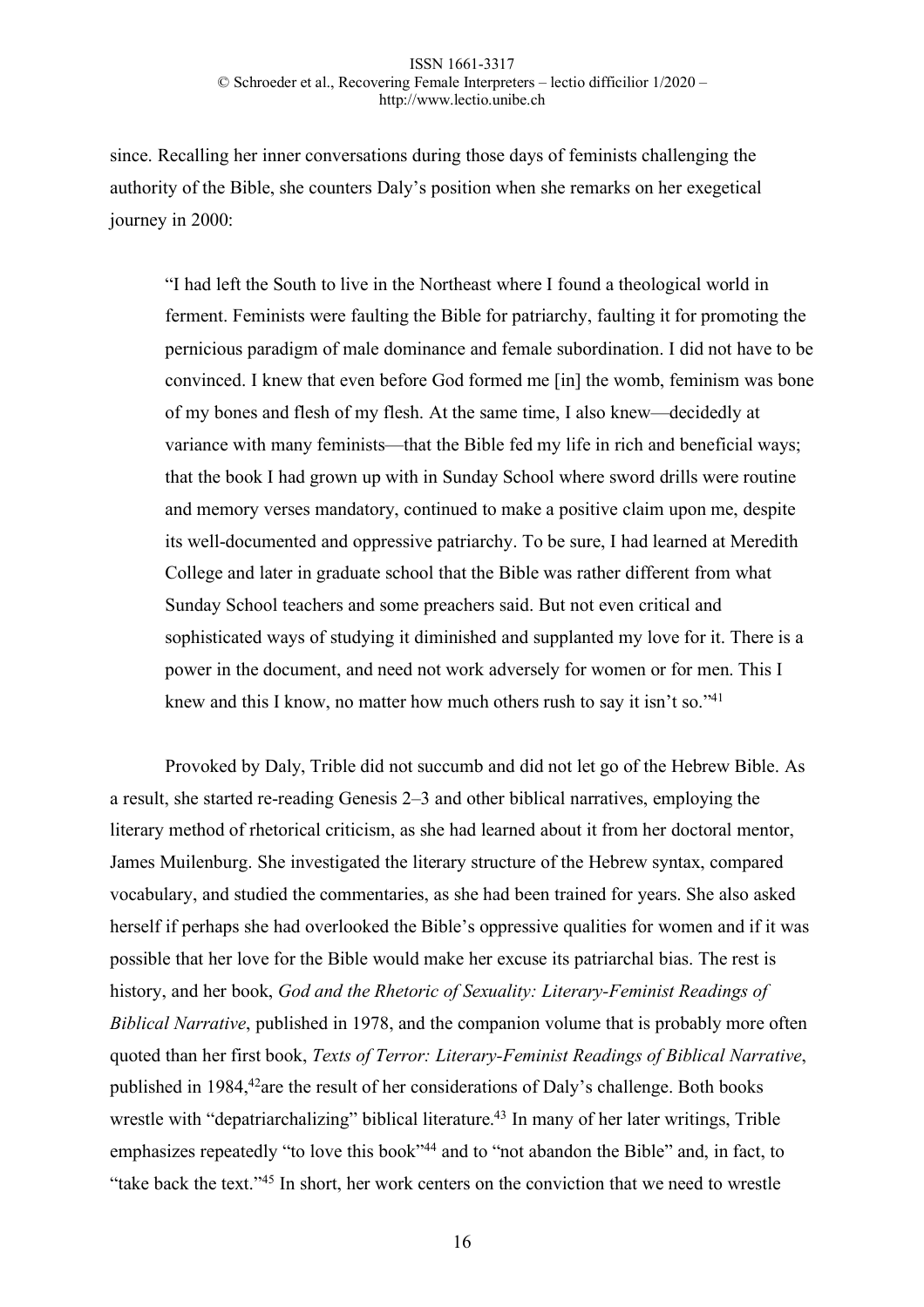since. Recalling her inner conversations during those days of feminists challenging the authority of the Bible, she counters Daly's position when she remarks on her exegetical journey in 2000:

> "I had left the South to live in the Northeast where I found a theological world in ferment. Feminists were faulting the Bible for patriarchy, faulting it for promoting the pernicious paradigm of male dominance and female subordination. I did not have to be convinced. I knew that even before God formed me [in] the womb, feminism was bone of my bones and flesh of my flesh. At the same time, I also knew—decidedly at variance with many feminists—that the Bible fed my life in rich and beneficial ways; that the book I had grown up with in Sunday School where sword drills were routine and memory verses mandatory, continued to make a positive claim upon me, despite its well-documented and oppressive patriarchy. To be sure, I had learned at Meredith College and later in graduate school that the Bible was rather different from what Sunday School teachers and some preachers said. But not even critical and sophisticated ways of studying it diminished and supplanted my love for it. There is a power in the document, and need not work adversely for women or for men. This I knew and this I know, no matter how much others rush to say it isn't so."[41]

Provoked by Daly, Trible did not succumb and did not let go of the Hebrew Bible. As a result, she started re-reading Genesis 2–3 and other biblical narratives, employing the literary method of rhetorical criticism, as she had learned about it from her doctoral mentor, James Muilenburg. She investigated the literary structure of the Hebrew syntax, compared vocabulary, and studied the commentaries, as she had been trained for years. She also asked herself if perhaps she had overlooked the Bible's oppressive qualities for women and if it was possible that her love for the Bible would make her excuse its patriarchal bias. The rest is history, and her book, *God and the Rhetoric of Sexuality: Literary-Feminist Readings of Biblical Narrative*, published in 1978, and the companion volume that is probably more often quoted than her first book, *Texts of Terror: Literary-Feminist Readings of Biblical Narrative*, published in 1984,[42]are the result of her considerations of Daly's challenge. Both books wrestle with "depatriarchalizing" biblical literature.[43] In many of her later writings, Trible emphasizes repeatedly "to love this book"[44] and to "not abandon the Bible" and, in fact, to "take back the text."[45] In short, her work centers on the conviction that we need to wrestle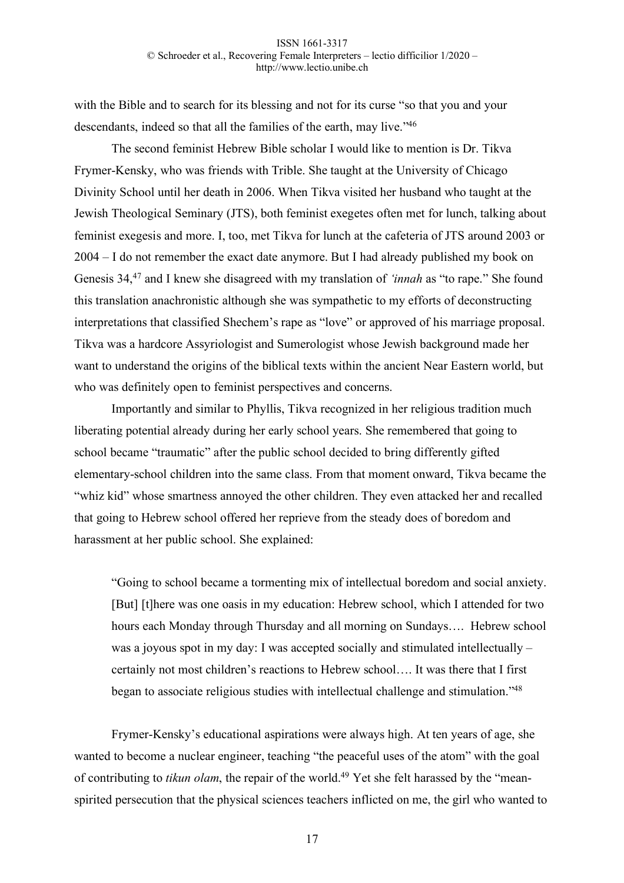with the Bible and to search for its blessing and not for its curse "so that you and your descendants, indeed so that all the families of the earth, may live."[46]

The second feminist Hebrew Bible scholar I would like to mention is Dr. Tikva Frymer-Kensky, who was friends with Trible. She taught at the University of Chicago Divinity School until her death in 2006. When Tikva visited her husband who taught at the Jewish Theological Seminary (JTS), both feminist exegetes often met for lunch, talking about feminist exegesis and more. I, too, met Tikva for lunch at the cafeteria of JTS around 2003 or 2004 – I do not remember the exact date anymore. But I had already published my book on Genesis 34,[47] and I knew she disagreed with my translation of *'innah* as "to rape." She found this translation anachronistic although she was sympathetic to my efforts of deconstructing interpretations that classified Shechem's rape as "love" or approved of his marriage proposal. Tikva was a hardcore Assyriologist and Sumerologist whose Jewish background made her want to understand the origins of the biblical texts within the ancient Near Eastern world, but who was definitely open to feminist perspectives and concerns.

Importantly and similar to Phyllis, Tikva recognized in her religious tradition much liberating potential already during her early school years. She remembered that going to school became "traumatic" after the public school decided to bring differently gifted elementary-school children into the same class. From that moment onward, Tikva became the "whiz kid" whose smartness annoyed the other children. They even attacked her and recalled that going to Hebrew school offered her reprieve from the steady does of boredom and harassment at her public school. She explained:

> "Going to school became a tormenting mix of intellectual boredom and social anxiety. [But] [t]here was one oasis in my education: Hebrew school, which I attended for two hours each Monday through Thursday and all morning on Sundays…. Hebrew school was a joyous spot in my day: I was accepted socially and stimulated intellectually – certainly not most children's reactions to Hebrew school…. It was there that I first began to associate religious studies with intellectual challenge and stimulation."[48]

Frymer-Kensky's educational aspirations were always high. At ten years of age, she wanted to become a nuclear engineer, teaching "the peaceful uses of the atom" with the goal of contributing to *tikun olam*, the repair of the world.[49] Yet she felt harassed by the "mean-spirited persecution that the physical sciences teachers inflicted on me, the girl who wanted to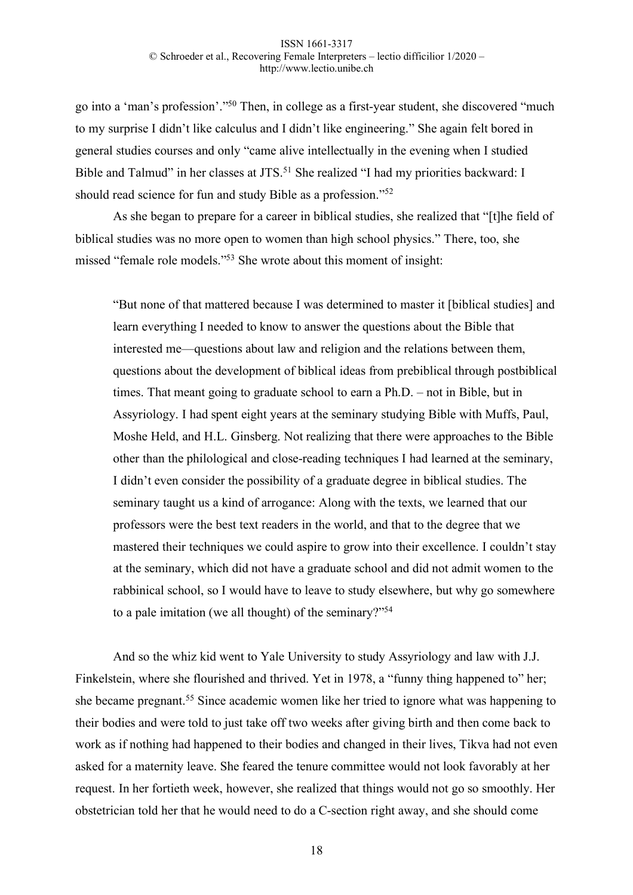go into a 'man's profession'."[50] Then, in college as a first-year student, she discovered "much to my surprise I didn't like calculus and I didn't like engineering." She again felt bored in general studies courses and only "came alive intellectually in the evening when I studied Bible and Talmud" in her classes at JTS.[51] She realized "I had my priorities backward: I should read science for fun and study Bible as a profession."[52]

As she began to prepare for a career in biblical studies, she realized that "[t]he field of biblical studies was no more open to women than high school physics." There, too, she missed "female role models."[53] She wrote about this moment of insight:

> "But none of that mattered because I was determined to master it [biblical studies] and learn everything I needed to know to answer the questions about the Bible that interested me—questions about law and religion and the relations between them, questions about the development of biblical ideas from prebiblical through postbiblical times. That meant going to graduate school to earn a Ph.D. – not in Bible, but in Assyriology. I had spent eight years at the seminary studying Bible with Muffs, Paul, Moshe Held, and H.L. Ginsberg. Not realizing that there were approaches to the Bible other than the philological and close-reading techniques I had learned at the seminary, I didn't even consider the possibility of a graduate degree in biblical studies. The seminary taught us a kind of arrogance: Along with the texts, we learned that our professors were the best text readers in the world, and that to the degree that we mastered their techniques we could aspire to grow into their excellence. I couldn't stay at the seminary, which did not have a graduate school and did not admit women to the rabbinical school, so I would have to leave to study elsewhere, but why go somewhere to a pale imitation (we all thought) of the seminary?"[54]

And so the whiz kid went to Yale University to study Assyriology and law with J.J. Finkelstein, where she flourished and thrived. Yet in 1978, a "funny thing happened to" her; she became pregnant.[55] Since academic women like her tried to ignore what was happening to their bodies and were told to just take off two weeks after giving birth and then come back to work as if nothing had happened to their bodies and changed in their lives, Tikva had not even asked for a maternity leave. She feared the tenure committee would not look favorably at her request. In her fortieth week, however, she realized that things would not go so smoothly. Her obstetrician told her that he would need to do a C-section right away, and she should come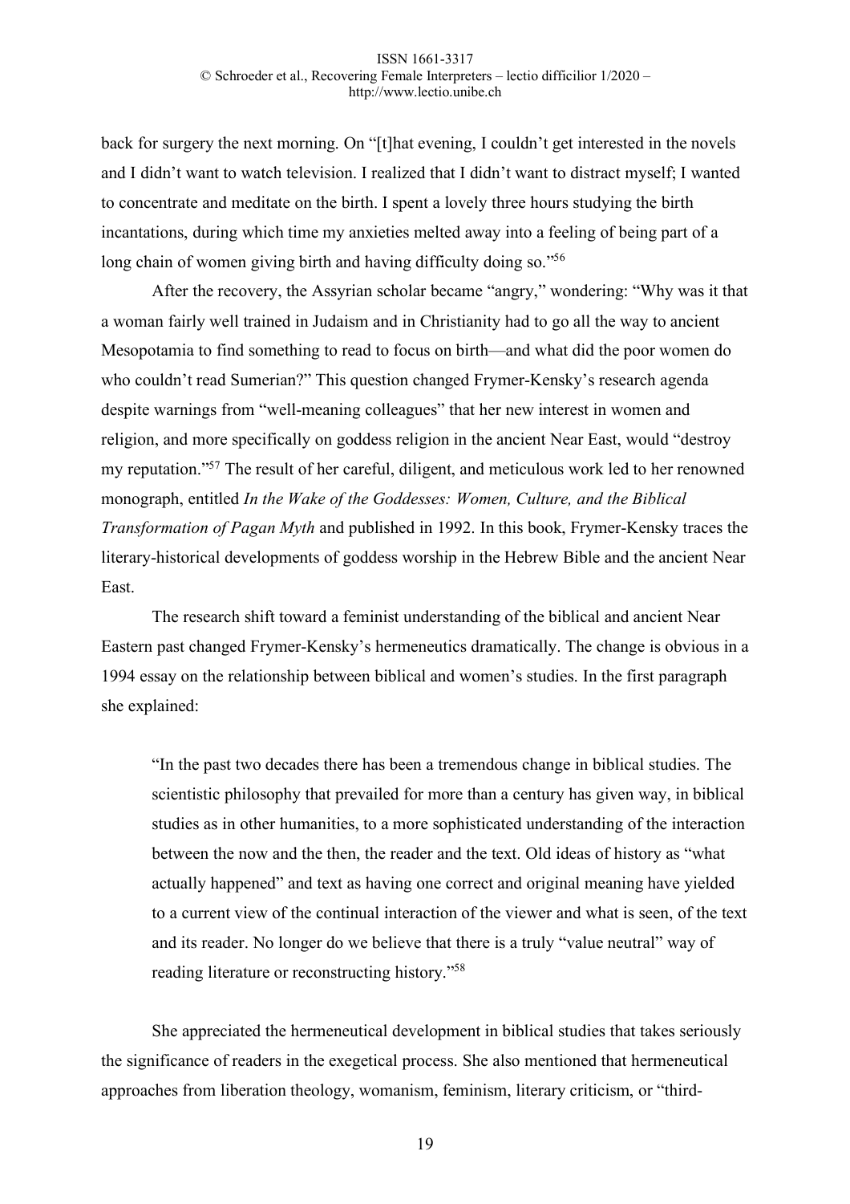back for surgery the next morning. On "[t]hat evening, I couldn't get interested in the novels and I didn't want to watch television. I realized that I didn't want to distract myself; I wanted to concentrate and meditate on the birth. I spent a lovely three hours studying the birth incantations, during which time my anxieties melted away into a feeling of being part of a long chain of women giving birth and having difficulty doing so."[56]

After the recovery, the Assyrian scholar became "angry," wondering: "Why was it that a woman fairly well trained in Judaism and in Christianity had to go all the way to ancient Mesopotamia to find something to read to focus on birth—and what did the poor women do who couldn't read Sumerian?" This question changed Frymer-Kensky's research agenda despite warnings from "well-meaning colleagues" that her new interest in women and religion, and more specifically on goddess religion in the ancient Near East, would "destroy my reputation."[57] The result of her careful, diligent, and meticulous work led to her renowned monograph, entitled *In the Wake of the Goddesses: Women, Culture, and the Biblical Transformation of Pagan Myth* and published in 1992. In this book, Frymer-Kensky traces the literary-historical developments of goddess worship in the Hebrew Bible and the ancient Near East.

The research shift toward a feminist understanding of the biblical and ancient Near Eastern past changed Frymer-Kensky's hermeneutics dramatically. The change is obvious in a 1994 essay on the relationship between biblical and women's studies. In the first paragraph she explained:

> "In the past two decades there has been a tremendous change in biblical studies. The scientistic philosophy that prevailed for more than a century has given way, in biblical studies as in other humanities, to a more sophisticated understanding of the interaction between the now and the then, the reader and the text. Old ideas of history as "what actually happened" and text as having one correct and original meaning have yielded to a current view of the continual interaction of the viewer and what is seen, of the text and its reader. No longer do we believe that there is a truly "value neutral" way of reading literature or reconstructing history."[58]

She appreciated the hermeneutical development in biblical studies that takes seriously the significance of readers in the exegetical process. She also mentioned that hermeneutical approaches from liberation theology, womanism, feminism, literary criticism, or "third-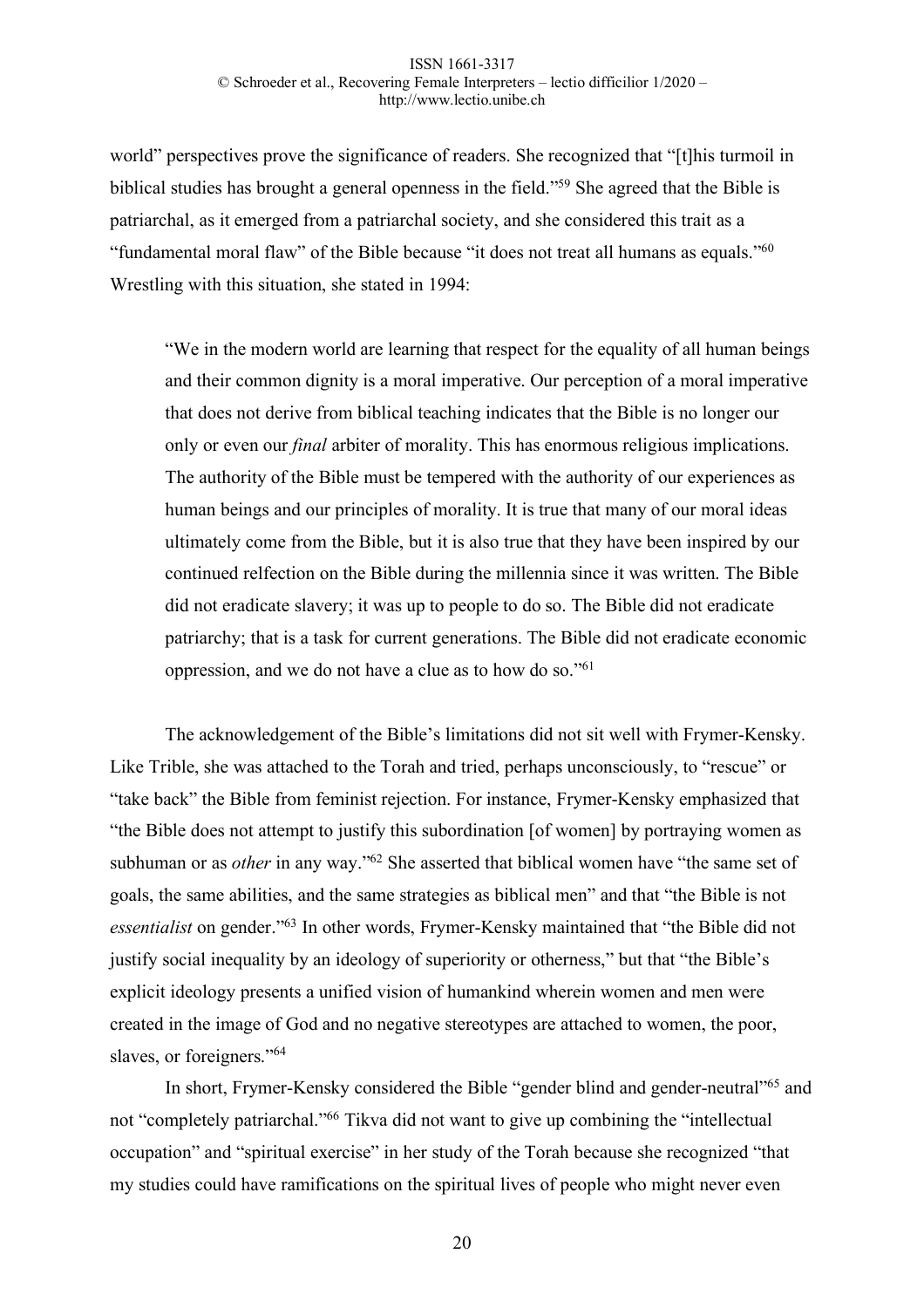world" perspectives prove the significance of readers. She recognized that "[t]his turmoil in biblical studies has brought a general openness in the field."[59] She agreed that the Bible is patriarchal, as it emerged from a patriarchal society, and she considered this trait as a "fundamental moral flaw" of the Bible because "it does not treat all humans as equals."[60] Wrestling with this situation, she stated in 1994:

> "We in the modern world are learning that respect for the equality of all human beings and their common dignity is a moral imperative. Our perception of a moral imperative that does not derive from biblical teaching indicates that the Bible is no longer our only or even our *final* arbiter of morality. This has enormous religious implications. The authority of the Bible must be tempered with the authority of our experiences as human beings and our principles of morality. It is true that many of our moral ideas ultimately come from the Bible, but it is also true that they have been inspired by our continued relfection on the Bible during the millennia since it was written. The Bible did not eradicate slavery; it was up to people to do so. The Bible did not eradicate patriarchy; that is a task for current generations. The Bible did not eradicate economic oppression, and we do not have a clue as to how do so."[61]

The acknowledgement of the Bible's limitations did not sit well with Frymer-Kensky. Like Trible, she was attached to the Torah and tried, perhaps unconsciously, to "rescue" or "take back" the Bible from feminist rejection. For instance, Frymer-Kensky emphasized that "the Bible does not attempt to justify this subordination [of women] by portraying women as subhuman or as *other* in any way."[62] She asserted that biblical women have "the same set of goals, the same abilities, and the same strategies as biblical men" and that "the Bible is not *essentialist* on gender."[63] In other words, Frymer-Kensky maintained that "the Bible did not justify social inequality by an ideology of superiority or otherness," but that "the Bible's explicit ideology presents a unified vision of humankind wherein women and men were created in the image of God and no negative stereotypes are attached to women, the poor, slaves, or foreigners."[64]

In short, Frymer-Kensky considered the Bible "gender blind and gender-neutral"[65] and not "completely patriarchal."[66] Tikva did not want to give up combining the "intellectual occupation" and "spiritual exercise" in her study of the Torah because she recognized "that my studies could have ramifications on the spiritual lives of people who might never even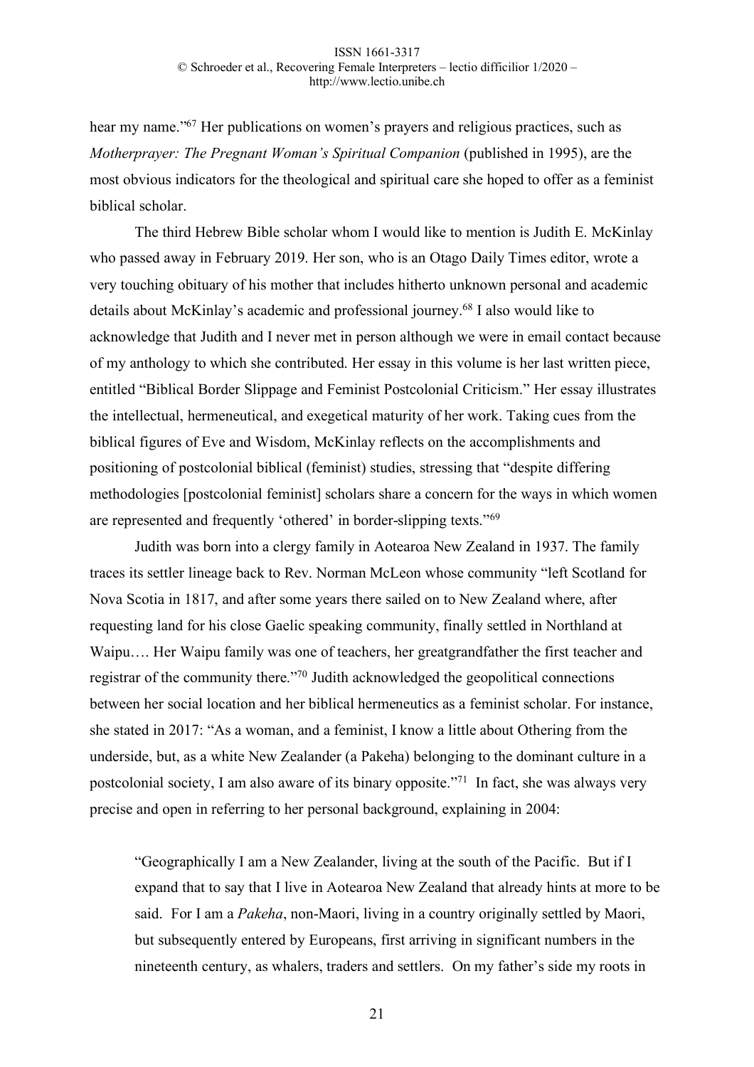hear my name."[67] Her publications on women's prayers and religious practices, such as *Motherprayer: The Pregnant Woman's Spiritual Companion* (published in 1995), are the most obvious indicators for the theological and spiritual care she hoped to offer as a feminist biblical scholar.

The third Hebrew Bible scholar whom I would like to mention is Judith E. McKinlay who passed away in February 2019. Her son, who is an Otago Daily Times editor, wrote a very touching obituary of his mother that includes hitherto unknown personal and academic details about McKinlay's academic and professional journey.[68] I also would like to acknowledge that Judith and I never met in person although we were in email contact because of my anthology to which she contributed. Her essay in this volume is her last written piece, entitled "Biblical Border Slippage and Feminist Postcolonial Criticism." Her essay illustrates the intellectual, hermeneutical, and exegetical maturity of her work. Taking cues from the biblical figures of Eve and Wisdom, McKinlay reflects on the accomplishments and positioning of postcolonial biblical (feminist) studies, stressing that "despite differing methodologies [postcolonial feminist] scholars share a concern for the ways in which women are represented and frequently 'othered' in border-slipping texts."[69]

Judith was born into a clergy family in Aotearoa New Zealand in 1937. The family traces its settler lineage back to Rev. Norman McLeon whose community "left Scotland for Nova Scotia in 1817, and after some years there sailed on to New Zealand where, after requesting land for his close Gaelic speaking community, finally settled in Northland at Waipu…. Her Waipu family was one of teachers, her greatgrandfather the first teacher and registrar of the community there."[70] Judith acknowledged the geopolitical connections between her social location and her biblical hermeneutics as a feminist scholar. For instance, she stated in 2017: "As a woman, and a feminist, I know a little about Othering from the underside, but, as a white New Zealander (a Pakeha) belonging to the dominant culture in a postcolonial society, I am also aware of its binary opposite."[71] In fact, she was always very precise and open in referring to her personal background, explaining in 2004:

> "Geographically I am a New Zealander, living at the south of the Pacific. But if I expand that to say that I live in Aotearoa New Zealand that already hints at more to be said. For I am a *Pakeha*, non-Maori, living in a country originally settled by Maori, but subsequently entered by Europeans, first arriving in significant numbers in the nineteenth century, as whalers, traders and settlers. On my father's side my roots in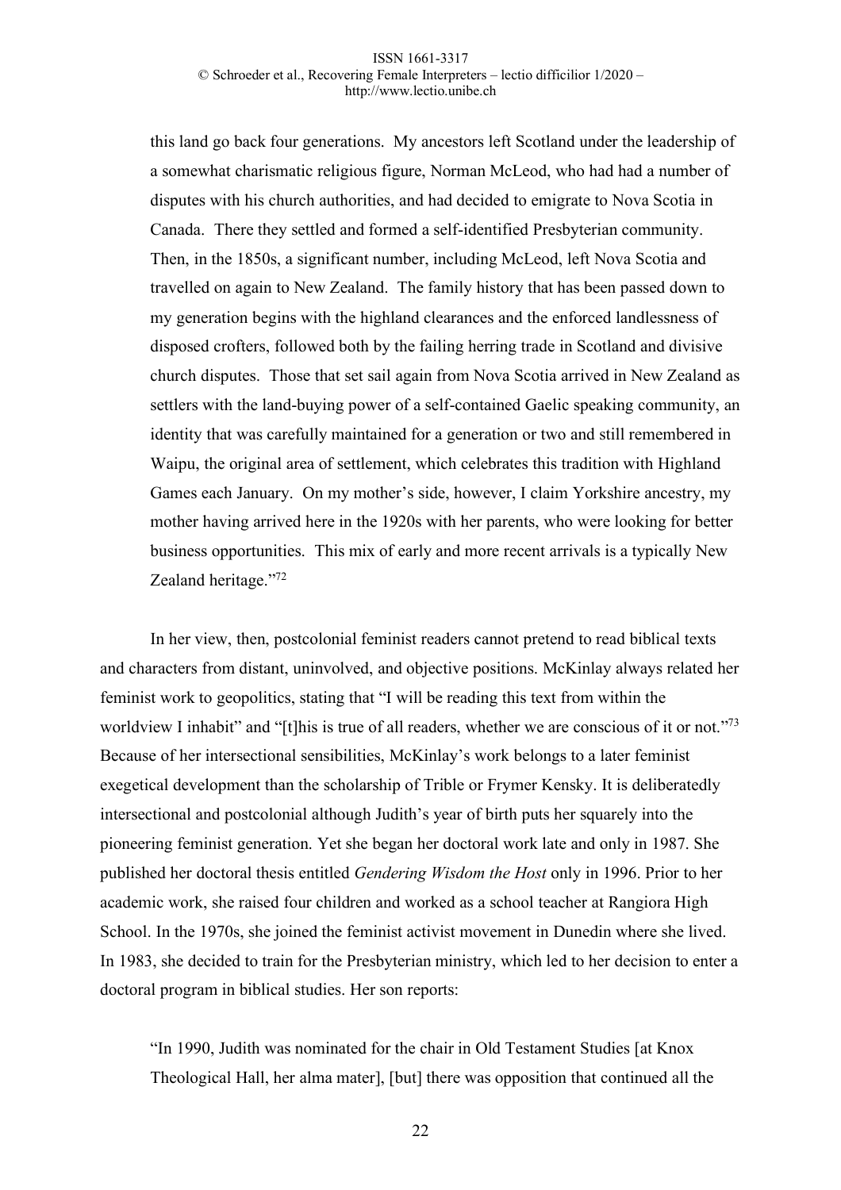> this land go back four generations. My ancestors left Scotland under the leadership of a somewhat charismatic religious figure, Norman McLeod, who had had a number of disputes with his church authorities, and had decided to emigrate to Nova Scotia in Canada. There they settled and formed a self-identified Presbyterian community. Then, in the 1850s, a significant number, including McLeod, left Nova Scotia and travelled on again to New Zealand. The family history that has been passed down to my generation begins with the highland clearances and the enforced landlessness of disposed crofters, followed both by the failing herring trade in Scotland and divisive church disputes. Those that set sail again from Nova Scotia arrived in New Zealand as settlers with the land-buying power of a self-contained Gaelic speaking community, an identity that was carefully maintained for a generation or two and still remembered in Waipu, the original area of settlement, which celebrates this tradition with Highland Games each January. On my mother's side, however, I claim Yorkshire ancestry, my mother having arrived here in the 1920s with her parents, who were looking for better business opportunities. This mix of early and more recent arrivals is a typically New Zealand heritage."[72]

In her view, then, postcolonial feminist readers cannot pretend to read biblical texts and characters from distant, uninvolved, and objective positions. McKinlay always related her feminist work to geopolitics, stating that "I will be reading this text from within the worldview I inhabit" and "[t]his is true of all readers, whether we are conscious of it or not."[73] Because of her intersectional sensibilities, McKinlay's work belongs to a later feminist exegetical development than the scholarship of Trible or Frymer Kensky. It is deliberatedly intersectional and postcolonial although Judith's year of birth puts her squarely into the pioneering feminist generation. Yet she began her doctoral work late and only in 1987. She published her doctoral thesis entitled *Gendering Wisdom the Host* only in 1996. Prior to her academic work, she raised four children and worked as a school teacher at Rangiora High School. In the 1970s, she joined the feminist activist movement in Dunedin where she lived. In 1983, she decided to train for the Presbyterian ministry, which led to her decision to enter a doctoral program in biblical studies. Her son reports:

> "In 1990, Judith was nominated for the chair in Old Testament Studies [at Knox Theological Hall, her alma mater], [but] there was opposition that continued all the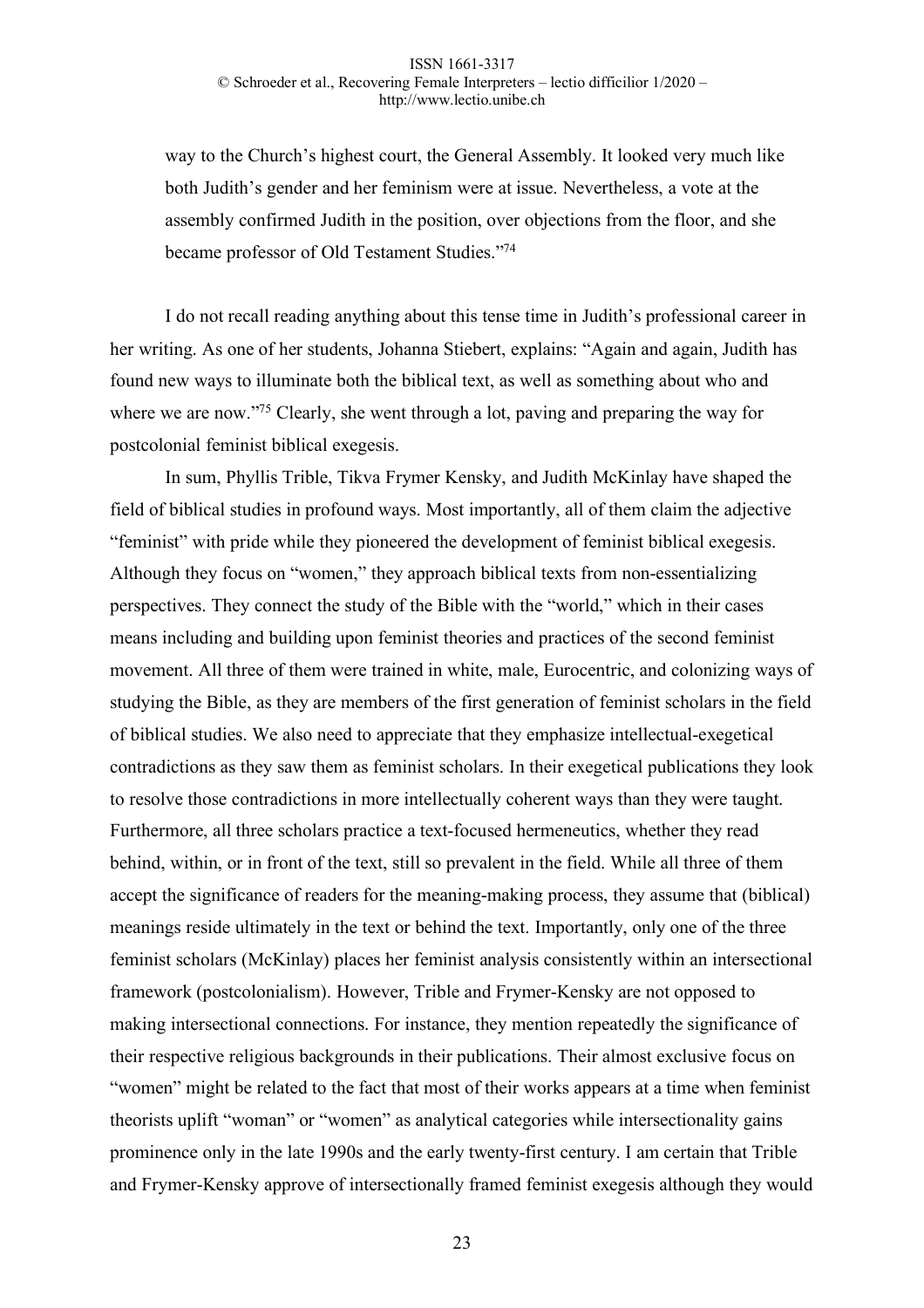way to the Church's highest court, the General Assembly. It looked very much like both Judith's gender and her feminism were at issue. Nevertheless, a vote at the assembly confirmed Judith in the position, over objections from the floor, and she became professor of Old Testament Studies."[74]

I do not recall reading anything about this tense time in Judith's professional career in her writing. As one of her students, Johanna Stiebert, explains: "Again and again, Judith has found new ways to illuminate both the biblical text, as well as something about who and where we are now."[75] Clearly, she went through a lot, paving and preparing the way for postcolonial feminist biblical exegesis.

In sum, Phyllis Trible, Tikva Frymer Kensky, and Judith McKinlay have shaped the field of biblical studies in profound ways. Most importantly, all of them claim the adjective "feminist" with pride while they pioneered the development of feminist biblical exegesis. Although they focus on "women," they approach biblical texts from non-essentializing perspectives. They connect the study of the Bible with the "world," which in their cases means including and building upon feminist theories and practices of the second feminist movement. All three of them were trained in white, male, Eurocentric, and colonizing ways of studying the Bible, as they are members of the first generation of feminist scholars in the field of biblical studies. We also need to appreciate that they emphasize intellectual-exegetical contradictions as they saw them as feminist scholars. In their exegetical publications they look to resolve those contradictions in more intellectually coherent ways than they were taught. Furthermore, all three scholars practice a text-focused hermeneutics, whether they read behind, within, or in front of the text, still so prevalent in the field. While all three of them accept the significance of readers for the meaning-making process, they assume that (biblical) meanings reside ultimately in the text or behind the text. Importantly, only one of the three feminist scholars (McKinlay) places her feminist analysis consistently within an intersectional framework (postcolonialism). However, Trible and Frymer-Kensky are not opposed to making intersectional connections. For instance, they mention repeatedly the significance of their respective religious backgrounds in their publications. Their almost exclusive focus on "women" might be related to the fact that most of their works appears at a time when feminist theorists uplift "woman" or "women" as analytical categories while intersectionality gains prominence only in the late 1990s and the early twenty-first century. I am certain that Trible and Frymer-Kensky approve of intersectionally framed feminist exegesis although they would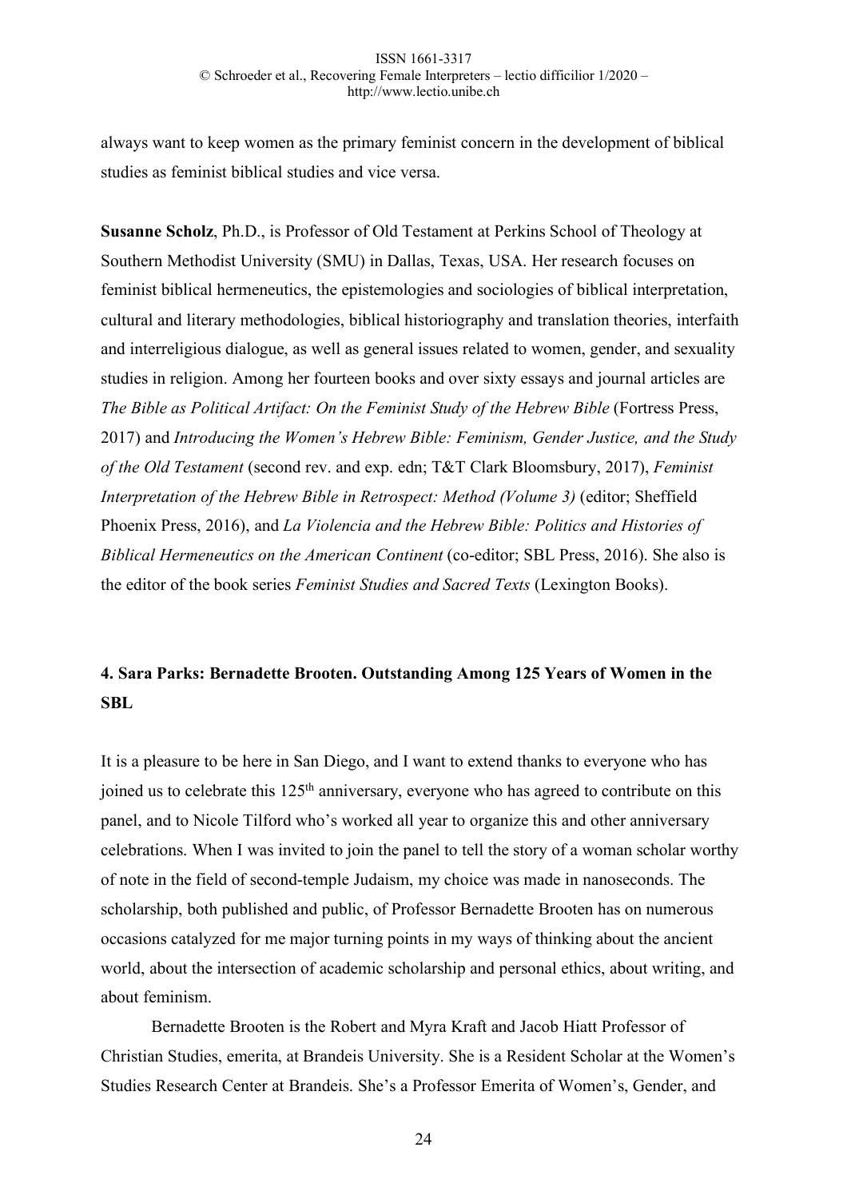always want to keep women as the primary feminist concern in the development of biblical studies as feminist biblical studies and vice versa.

**Susanne Scholz**, Ph.D., is Professor of Old Testament at Perkins School of Theology at Southern Methodist University (SMU) in Dallas, Texas, USA. Her research focuses on feminist biblical hermeneutics, the epistemologies and sociologies of biblical interpretation, cultural and literary methodologies, biblical historiography and translation theories, interfaith and interreligious dialogue, as well as general issues related to women, gender, and sexuality studies in religion. Among her fourteen books and over sixty essays and journal articles are *The Bible as Political Artifact: On the Feminist Study of the Hebrew Bible* (Fortress Press, 2017) and *Introducing the Women's Hebrew Bible: Feminism, Gender Justice, and the Study of the Old Testament* (second rev. and exp. edn; T&T Clark Bloomsbury, 2017), *Feminist Interpretation of the Hebrew Bible in Retrospect: Method (Volume 3)* (editor; Sheffield Phoenix Press, 2016), and *La Violencia and the Hebrew Bible: Politics and Histories of Biblical Hermeneutics on the American Continent* (co-editor; SBL Press, 2016). She also is the editor of the book series *Feminist Studies and Sacred Texts* (Lexington Books).

## 4. Sara Parks: Bernadette Brooten. Outstanding Among 125 Years of Women in the SBL

It is a pleasure to be here in San Diego, and I want to extend thanks to everyone who has joined us to celebrate this 125th anniversary, everyone who has agreed to contribute on this panel, and to Nicole Tilford who's worked all year to organize this and other anniversary celebrations. When I was invited to join the panel to tell the story of a woman scholar worthy of note in the field of second-temple Judaism, my choice was made in nanoseconds. The scholarship, both published and public, of Professor Bernadette Brooten has on numerous occasions catalyzed for me major turning points in my ways of thinking about the ancient world, about the intersection of academic scholarship and personal ethics, about writing, and about feminism.

Bernadette Brooten is the Robert and Myra Kraft and Jacob Hiatt Professor of Christian Studies, emerita, at Brandeis University. She is a Resident Scholar at the Women's Studies Research Center at Brandeis. She's a Professor Emerita of Women's, Gender, and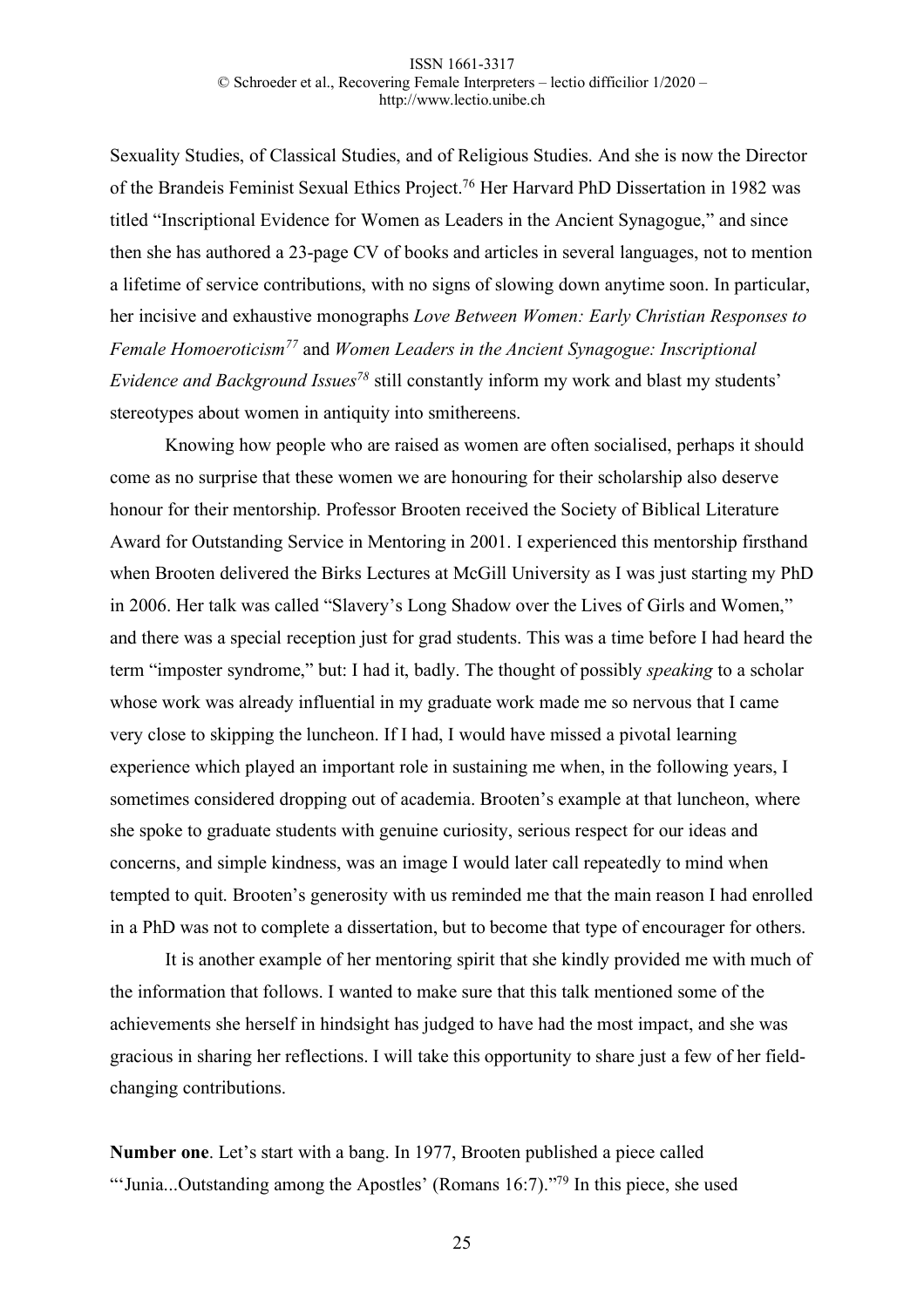Sexuality Studies, of Classical Studies, and of Religious Studies. And she is now the Director of the Brandeis Feminist Sexual Ethics Project.[76] Her Harvard PhD Dissertation in 1982 was titled "Inscriptional Evidence for Women as Leaders in the Ancient Synagogue," and since then she has authored a 23-page CV of books and articles in several languages, not to mention a lifetime of service contributions, with no signs of slowing down anytime soon. In particular, her incisive and exhaustive monographs *Love Between Women: Early Christian Responses to Female Homoeroticism*[77] and *Women Leaders in the Ancient Synagogue: Inscriptional Evidence and Background Issues*[78] still constantly inform my work and blast my students' stereotypes about women in antiquity into smithereens.

Knowing how people who are raised as women are often socialised, perhaps it should come as no surprise that these women we are honouring for their scholarship also deserve honour for their mentorship. Professor Brooten received the Society of Biblical Literature Award for Outstanding Service in Mentoring in 2001. I experienced this mentorship firsthand when Brooten delivered the Birks Lectures at McGill University as I was just starting my PhD in 2006. Her talk was called "Slavery's Long Shadow over the Lives of Girls and Women," and there was a special reception just for grad students. This was a time before I had heard the term "imposter syndrome," but: I had it, badly. The thought of possibly *speaking* to a scholar whose work was already influential in my graduate work made me so nervous that I came very close to skipping the luncheon. If I had, I would have missed a pivotal learning experience which played an important role in sustaining me when, in the following years, I sometimes considered dropping out of academia. Brooten's example at that luncheon, where she spoke to graduate students with genuine curiosity, serious respect for our ideas and concerns, and simple kindness, was an image I would later call repeatedly to mind when tempted to quit. Brooten's generosity with us reminded me that the main reason I had enrolled in a PhD was not to complete a dissertation, but to become that type of encourager for others.

It is another example of her mentoring spirit that she kindly provided me with much of the information that follows. I wanted to make sure that this talk mentioned some of the achievements she herself in hindsight has judged to have had the most impact, and she was gracious in sharing her reflections. I will take this opportunity to share just a few of her field-changing contributions.

**Number one**. Let's start with a bang. In 1977, Brooten published a piece called "'Junia...Outstanding among the Apostles' (Romans 16:7)."[79] In this piece, she used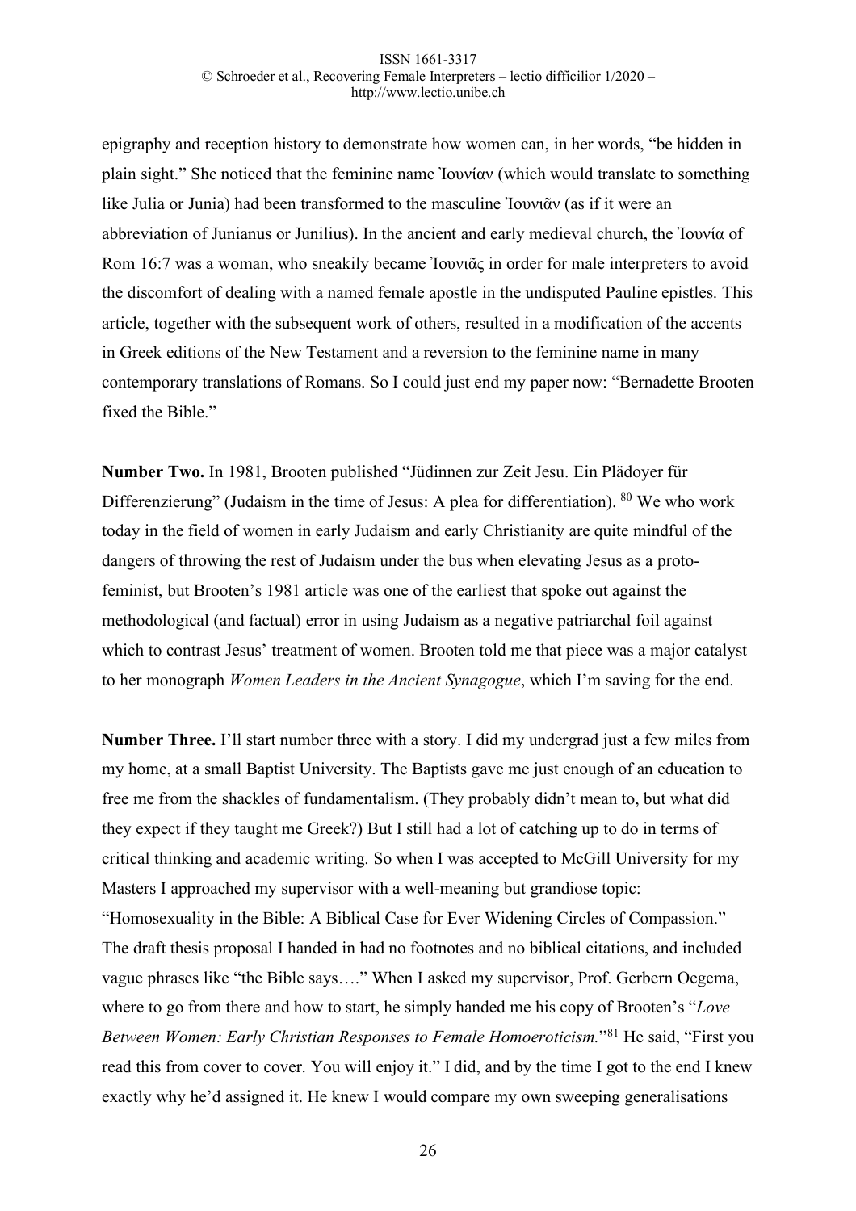epigraphy and reception history to demonstrate how women can, in her words, "be hidden in plain sight." She noticed that the feminine name Ἰουνίαν (which would translate to something like Julia or Junia) had been transformed to the masculine Ἰουνιᾶν (as if it were an abbreviation of Junianus or Junilius). In the ancient and early medieval church, the Ἰουνία of Rom 16:7 was a woman, who sneakily became Ἰουνιᾶς in order for male interpreters to avoid the discomfort of dealing with a named female apostle in the undisputed Pauline epistles. This article, together with the subsequent work of others, resulted in a modification of the accents in Greek editions of the New Testament and a reversion to the feminine name in many contemporary translations of Romans. So I could just end my paper now: "Bernadette Brooten fixed the Bible."

**Number Two.** In 1981, Brooten published "Jüdinnen zur Zeit Jesu. Ein Plädoyer für Differenzierung" (Judaism in the time of Jesus: A plea for differentiation). [80] We who work today in the field of women in early Judaism and early Christianity are quite mindful of the dangers of throwing the rest of Judaism under the bus when elevating Jesus as a proto-feminist, but Brooten's 1981 article was one of the earliest that spoke out against the methodological (and factual) error in using Judaism as a negative patriarchal foil against which to contrast Jesus' treatment of women. Brooten told me that piece was a major catalyst to her monograph *Women Leaders in the Ancient Synagogue*, which I'm saving for the end.

**Number Three.** I'll start number three with a story. I did my undergrad just a few miles from my home, at a small Baptist University. The Baptists gave me just enough of an education to free me from the shackles of fundamentalism. (They probably didn't mean to, but what did they expect if they taught me Greek?) But I still had a lot of catching up to do in terms of critical thinking and academic writing. So when I was accepted to McGill University for my Masters I approached my supervisor with a well-meaning but grandiose topic: "Homosexuality in the Bible: A Biblical Case for Ever Widening Circles of Compassion." The draft thesis proposal I handed in had no footnotes and no biblical citations, and included vague phrases like "the Bible says…." When I asked my supervisor, Prof. Gerbern Oegema, where to go from there and how to start, he simply handed me his copy of Brooten's "*Love Between Women: Early Christian Responses to Female Homoeroticism.*"[81] He said, "First you read this from cover to cover. You will enjoy it." I did, and by the time I got to the end I knew exactly why he'd assigned it. He knew I would compare my own sweeping generalisations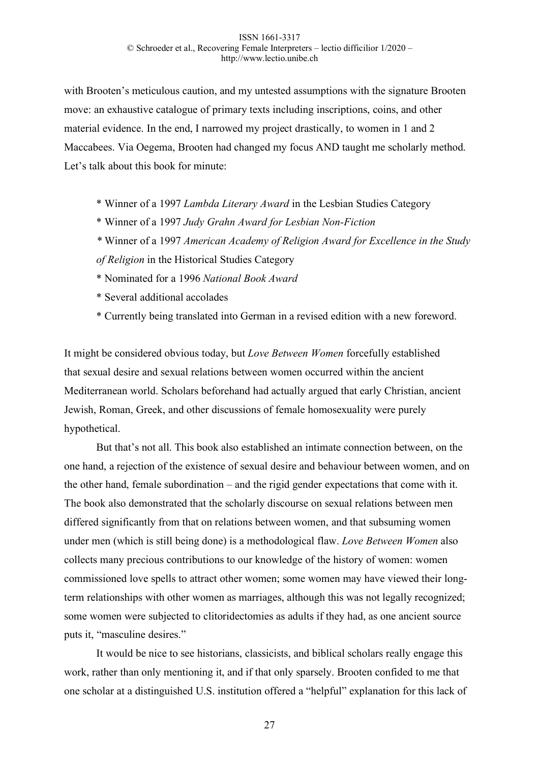with Brooten's meticulous caution, and my untested assumptions with the signature Brooten move: an exhaustive catalogue of primary texts including inscriptions, coins, and other material evidence. In the end, I narrowed my project drastically, to women in 1 and 2 Maccabees. Via Oegema, Brooten had changed my focus AND taught me scholarly method. Let's talk about this book for minute:

* Winner of a 1997 *Lambda Literary Award* in the Lesbian Studies Category
* Winner of a 1997 *Judy Grahn Award for Lesbian Non-Fiction*
* Winner of a 1997 *American Academy of Religion Award for Excellence in the Study of Religion* in the Historical Studies Category
* Nominated for a 1996 *National Book Award*
* Several additional accolades
* Currently being translated into German in a revised edition with a new foreword.

It might be considered obvious today, but *Love Between Women* forcefully established that sexual desire and sexual relations between women occurred within the ancient Mediterranean world. Scholars beforehand had actually argued that early Christian, ancient Jewish, Roman, Greek, and other discussions of female homosexuality were purely hypothetical.

But that's not all. This book also established an intimate connection between, on the one hand, a rejection of the existence of sexual desire and behaviour between women, and on the other hand, female subordination – and the rigid gender expectations that come with it. The book also demonstrated that the scholarly discourse on sexual relations between men differed significantly from that on relations between women, and that subsuming women under men (which is still being done) is a methodological flaw. *Love Between Women* also collects many precious contributions to our knowledge of the history of women: women commissioned love spells to attract other women; some women may have viewed their long-term relationships with other women as marriages, although this was not legally recognized; some women were subjected to clitoridectomies as adults if they had, as one ancient source puts it, "masculine desires."

It would be nice to see historians, classicists, and biblical scholars really engage this work, rather than only mentioning it, and if that only sparsely. Brooten confided to me that one scholar at a distinguished U.S. institution offered a "helpful" explanation for this lack of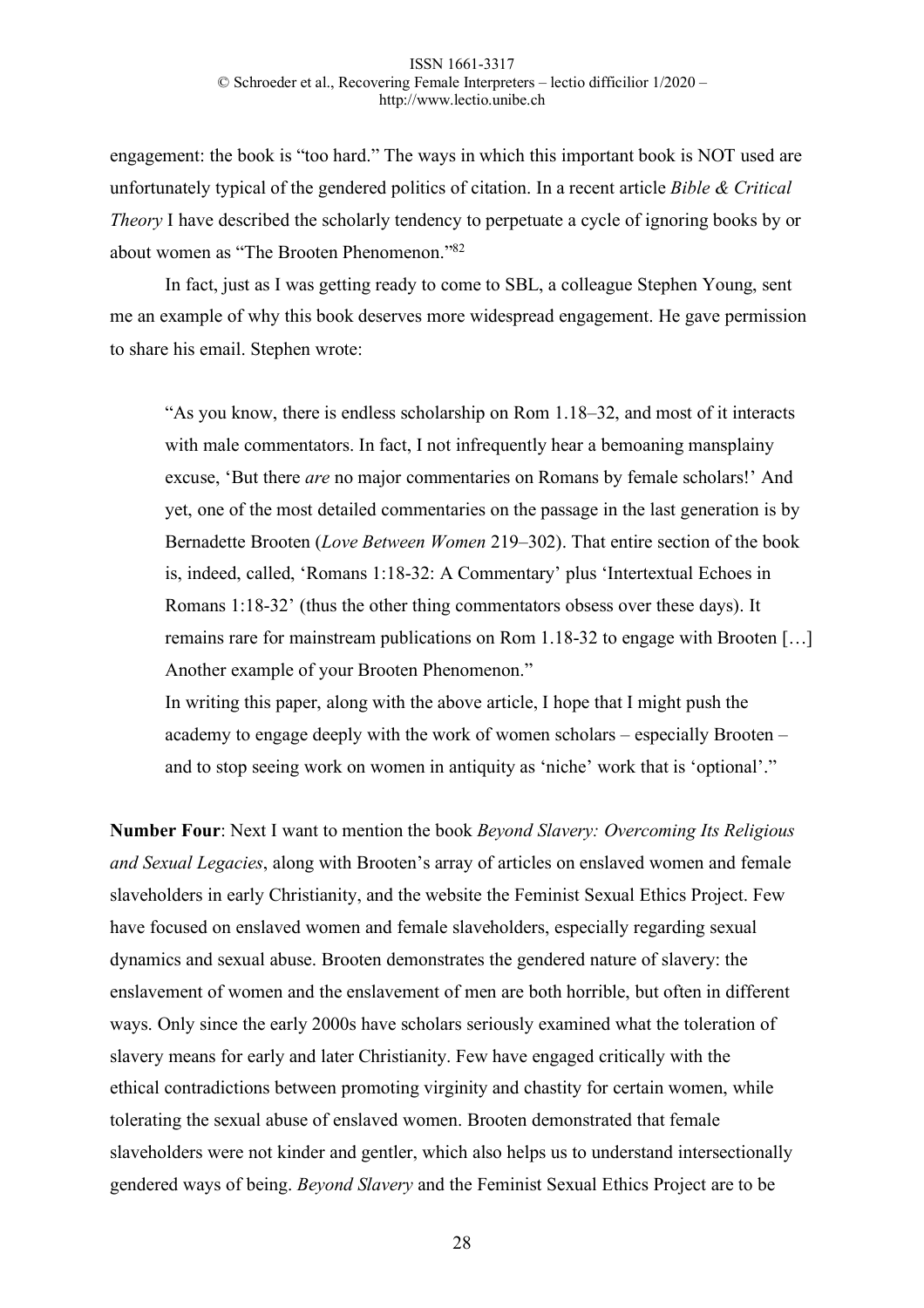engagement: the book is "too hard." The ways in which this important book is NOT used are unfortunately typical of the gendered politics of citation. In a recent article *Bible & Critical Theory* I have described the scholarly tendency to perpetuate a cycle of ignoring books by or about women as "The Brooten Phenomenon."[82]

In fact, just as I was getting ready to come to SBL, a colleague Stephen Young, sent me an example of why this book deserves more widespread engagement. He gave permission to share his email. Stephen wrote:

> "As you know, there is endless scholarship on Rom 1.18–32, and most of it interacts with male commentators. In fact, I not infrequently hear a bemoaning mansplainy excuse, 'But there *are* no major commentaries on Romans by female scholars!' And yet, one of the most detailed commentaries on the passage in the last generation is by Bernadette Brooten (*Love Between Women* 219–302). That entire section of the book is, indeed, called, 'Romans 1:18-32: A Commentary' plus 'Intertextual Echoes in Romans 1:18-32' (thus the other thing commentators obsess over these days). It remains rare for mainstream publications on Rom 1.18-32 to engage with Brooten […] Another example of your Brooten Phenomenon."
>
> In writing this paper, along with the above article, I hope that I might push the academy to engage deeply with the work of women scholars – especially Brooten – and to stop seeing work on women in antiquity as 'niche' work that is 'optional'."

**Number Four**: Next I want to mention the book *Beyond Slavery: Overcoming Its Religious and Sexual Legacies*, along with Brooten's array of articles on enslaved women and female slaveholders in early Christianity, and the website the Feminist Sexual Ethics Project. Few have focused on enslaved women and female slaveholders, especially regarding sexual dynamics and sexual abuse. Brooten demonstrates the gendered nature of slavery: the enslavement of women and the enslavement of men are both horrible, but often in different ways. Only since the early 2000s have scholars seriously examined what the toleration of slavery means for early and later Christianity. Few have engaged critically with the ethical contradictions between promoting virginity and chastity for certain women, while tolerating the sexual abuse of enslaved women. Brooten demonstrated that female slaveholders were not kinder and gentler, which also helps us to understand intersectionally gendered ways of being. *Beyond Slavery* and the Feminist Sexual Ethics Project are to be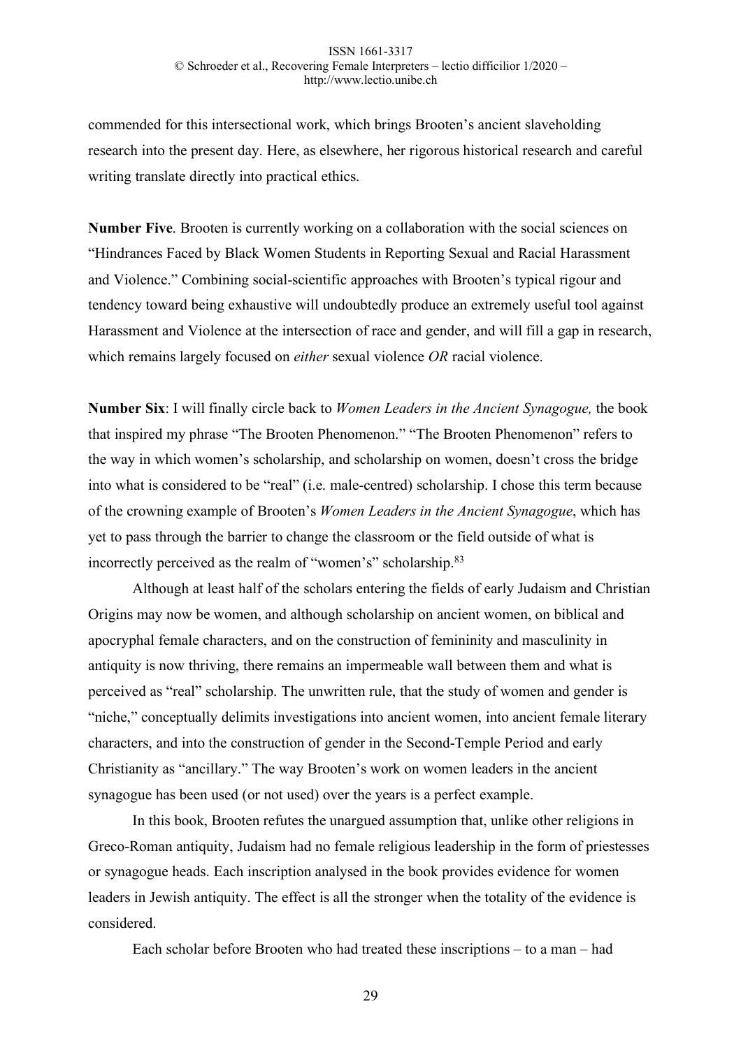commended for this intersectional work, which brings Brooten's ancient slaveholding research into the present day. Here, as elsewhere, her rigorous historical research and careful writing translate directly into practical ethics.

**Number Five**. Brooten is currently working on a collaboration with the social sciences on "Hindrances Faced by Black Women Students in Reporting Sexual and Racial Harassment and Violence." Combining social-scientific approaches with Brooten's typical rigour and tendency toward being exhaustive will undoubtedly produce an extremely useful tool against Harassment and Violence at the intersection of race and gender, and will fill a gap in research, which remains largely focused on *either* sexual violence *OR* racial violence.

**Number Six**: I will finally circle back to *Women Leaders in the Ancient Synagogue,* the book that inspired my phrase "The Brooten Phenomenon." "The Brooten Phenomenon" refers to the way in which women's scholarship, and scholarship on women, doesn't cross the bridge into what is considered to be "real" (i.e. male-centred) scholarship. I chose this term because of the crowning example of Brooten's *Women Leaders in the Ancient Synagogue*, which has yet to pass through the barrier to change the classroom or the field outside of what is incorrectly perceived as the realm of "women's" scholarship.[83]

Although at least half of the scholars entering the fields of early Judaism and Christian Origins may now be women, and although scholarship on ancient women, on biblical and apocryphal female characters, and on the construction of femininity and masculinity in antiquity is now thriving, there remains an impermeable wall between them and what is perceived as "real" scholarship. The unwritten rule, that the study of women and gender is "niche," conceptually delimits investigations into ancient women, into ancient female literary characters, and into the construction of gender in the Second-Temple Period and early Christianity as "ancillary." The way Brooten's work on women leaders in the ancient synagogue has been used (or not used) over the years is a perfect example.

In this book, Brooten refutes the unargued assumption that, unlike other religions in Greco-Roman antiquity, Judaism had no female religious leadership in the form of priestesses or synagogue heads. Each inscription analysed in the book provides evidence for women leaders in Jewish antiquity. The effect is all the stronger when the totality of the evidence is considered.

Each scholar before Brooten who had treated these inscriptions – to a man – had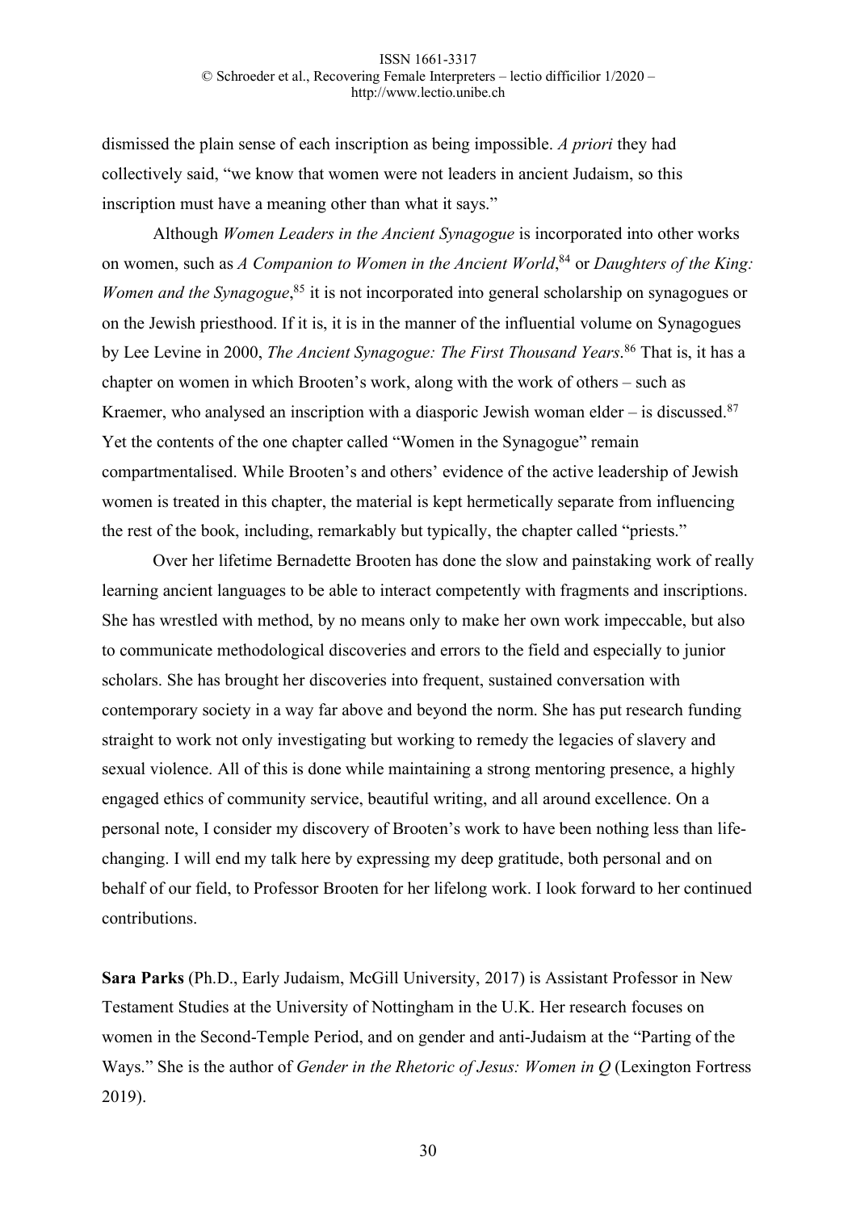dismissed the plain sense of each inscription as being impossible. *A priori* they had collectively said, "we know that women were not leaders in ancient Judaism, so this inscription must have a meaning other than what it says."

Although *Women Leaders in the Ancient Synagogue* is incorporated into other works on women, such as *A Companion to Women in the Ancient World*,[84] or *Daughters of the King: Women and the Synagogue*,[85] it is not incorporated into general scholarship on synagogues or on the Jewish priesthood. If it is, it is in the manner of the influential volume on Synagogues by Lee Levine in 2000, *The Ancient Synagogue: The First Thousand Years*.[86] That is, it has a chapter on women in which Brooten's work, along with the work of others – such as Kraemer, who analysed an inscription with a diasporic Jewish woman elder – is discussed.[87] Yet the contents of the one chapter called "Women in the Synagogue" remain compartmentalised. While Brooten's and others' evidence of the active leadership of Jewish women is treated in this chapter, the material is kept hermetically separate from influencing the rest of the book, including, remarkably but typically, the chapter called "priests."

Over her lifetime Bernadette Brooten has done the slow and painstaking work of really learning ancient languages to be able to interact competently with fragments and inscriptions. She has wrestled with method, by no means only to make her own work impeccable, but also to communicate methodological discoveries and errors to the field and especially to junior scholars. She has brought her discoveries into frequent, sustained conversation with contemporary society in a way far above and beyond the norm. She has put research funding straight to work not only investigating but working to remedy the legacies of slavery and sexual violence. All of this is done while maintaining a strong mentoring presence, a highly engaged ethics of community service, beautiful writing, and all around excellence. On a personal note, I consider my discovery of Brooten's work to have been nothing less than life-changing. I will end my talk here by expressing my deep gratitude, both personal and on behalf of our field, to Professor Brooten for her lifelong work. I look forward to her continued contributions.

**Sara Parks** (Ph.D., Early Judaism, McGill University, 2017) is Assistant Professor in New Testament Studies at the University of Nottingham in the U.K. Her research focuses on women in the Second-Temple Period, and on gender and anti-Judaism at the "Parting of the Ways." She is the author of *Gender in the Rhetoric of Jesus: Women in Q* (Lexington Fortress 2019).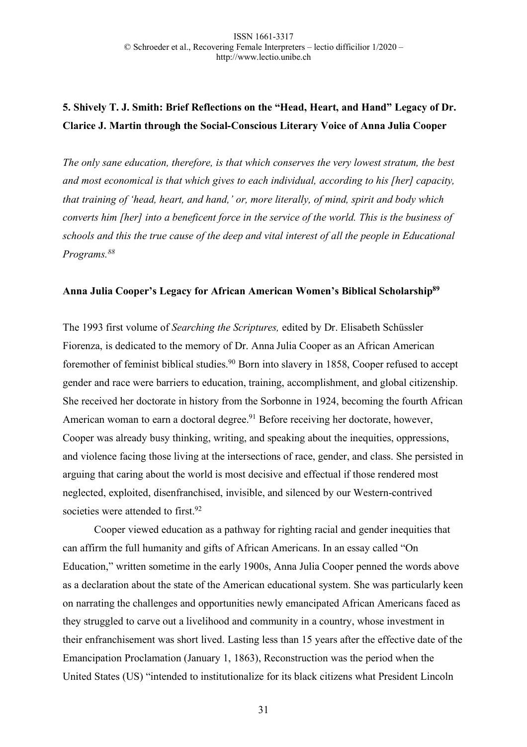## 5. Shively T. J. Smith: Brief Reflections on the "Head, Heart, and Hand" Legacy of Dr. Clarice J. Martin through the Social-Conscious Literary Voice of Anna Julia Cooper

*The only sane education, therefore, is that which conserves the very lowest stratum, the best and most economical is that which gives to each individual, according to his [her] capacity, that training of 'head, heart, and hand,' or, more literally, of mind, spirit and body which converts him [her] into a beneficent force in the service of the world. This is the business of schools and this the true cause of the deep and vital interest of all the people in Educational Programs.*[88]

### Anna Julia Cooper's Legacy for African American Women's Biblical Scholarship[89]

The 1993 first volume of *Searching the Scriptures,* edited by Dr. Elisabeth Schüssler Fiorenza, is dedicated to the memory of Dr. Anna Julia Cooper as an African American foremother of feminist biblical studies.[90] Born into slavery in 1858, Cooper refused to accept gender and race were barriers to education, training, accomplishment, and global citizenship. She received her doctorate in history from the Sorbonne in 1924, becoming the fourth African American woman to earn a doctoral degree.[91] Before receiving her doctorate, however, Cooper was already busy thinking, writing, and speaking about the inequities, oppressions, and violence facing those living at the intersections of race, gender, and class. She persisted in arguing that caring about the world is most decisive and effectual if those rendered most neglected, exploited, disenfranchised, invisible, and silenced by our Western-contrived societies were attended to first.[92]

Cooper viewed education as a pathway for righting racial and gender inequities that can affirm the full humanity and gifts of African Americans. In an essay called "On Education," written sometime in the early 1900s, Anna Julia Cooper penned the words above as a declaration about the state of the American educational system. She was particularly keen on narrating the challenges and opportunities newly emancipated African Americans faced as they struggled to carve out a livelihood and community in a country, whose investment in their enfranchisement was short lived. Lasting less than 15 years after the effective date of the Emancipation Proclamation (January 1, 1863), Reconstruction was the period when the United States (US) "intended to institutionalize for its black citizens what President Lincoln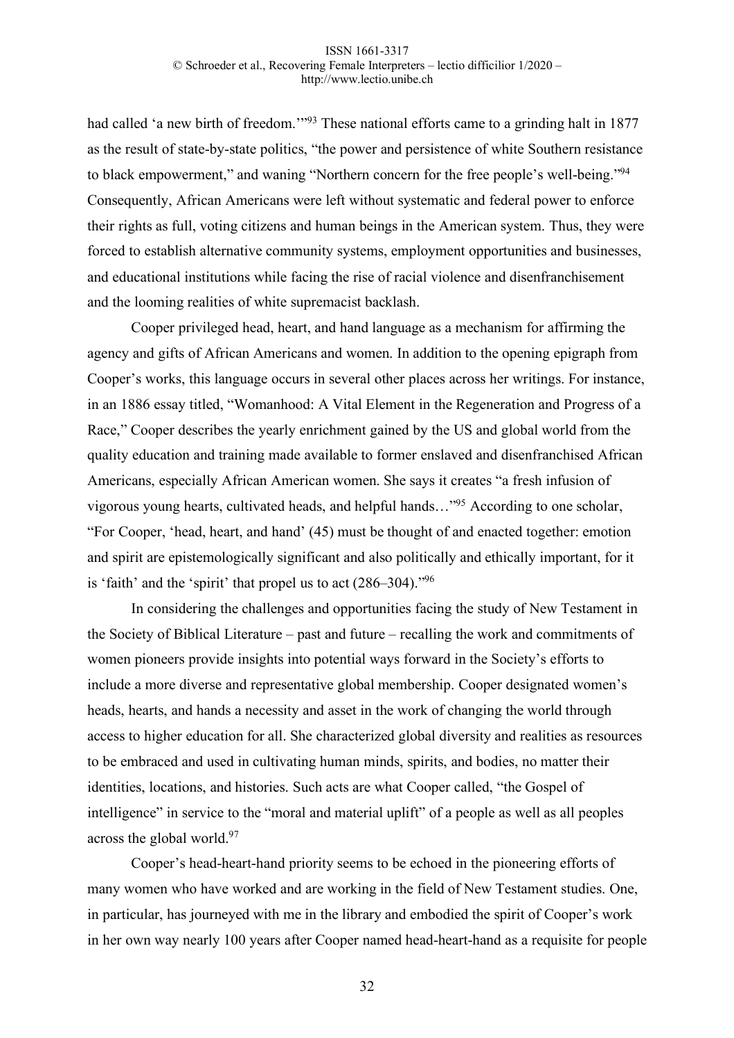had called 'a new birth of freedom.'"[93] These national efforts came to a grinding halt in 1877 as the result of state-by-state politics, "the power and persistence of white Southern resistance to black empowerment," and waning "Northern concern for the free people's well-being."[94] Consequently, African Americans were left without systematic and federal power to enforce their rights as full, voting citizens and human beings in the American system. Thus, they were forced to establish alternative community systems, employment opportunities and businesses, and educational institutions while facing the rise of racial violence and disenfranchisement and the looming realities of white supremacist backlash.

Cooper privileged head, heart, and hand language as a mechanism for affirming the agency and gifts of African Americans and women. In addition to the opening epigraph from Cooper's works, this language occurs in several other places across her writings. For instance, in an 1886 essay titled, "Womanhood: A Vital Element in the Regeneration and Progress of a Race," Cooper describes the yearly enrichment gained by the US and global world from the quality education and training made available to former enslaved and disenfranchised African Americans, especially African American women. She says it creates "a fresh infusion of vigorous young hearts, cultivated heads, and helpful hands…"[95] According to one scholar, "For Cooper, 'head, heart, and hand' (45) must be thought of and enacted together: emotion and spirit are epistemologically significant and also politically and ethically important, for it is 'faith' and the 'spirit' that propel us to act (286–304)."[96]

In considering the challenges and opportunities facing the study of New Testament in the Society of Biblical Literature – past and future – recalling the work and commitments of women pioneers provide insights into potential ways forward in the Society's efforts to include a more diverse and representative global membership. Cooper designated women's heads, hearts, and hands a necessity and asset in the work of changing the world through access to higher education for all. She characterized global diversity and realities as resources to be embraced and used in cultivating human minds, spirits, and bodies, no matter their identities, locations, and histories. Such acts are what Cooper called, "the Gospel of intelligence" in service to the "moral and material uplift" of a people as well as all peoples across the global world.[97]

Cooper's head-heart-hand priority seems to be echoed in the pioneering efforts of many women who have worked and are working in the field of New Testament studies. One, in particular, has journeyed with me in the library and embodied the spirit of Cooper's work in her own way nearly 100 years after Cooper named head-heart-hand as a requisite for people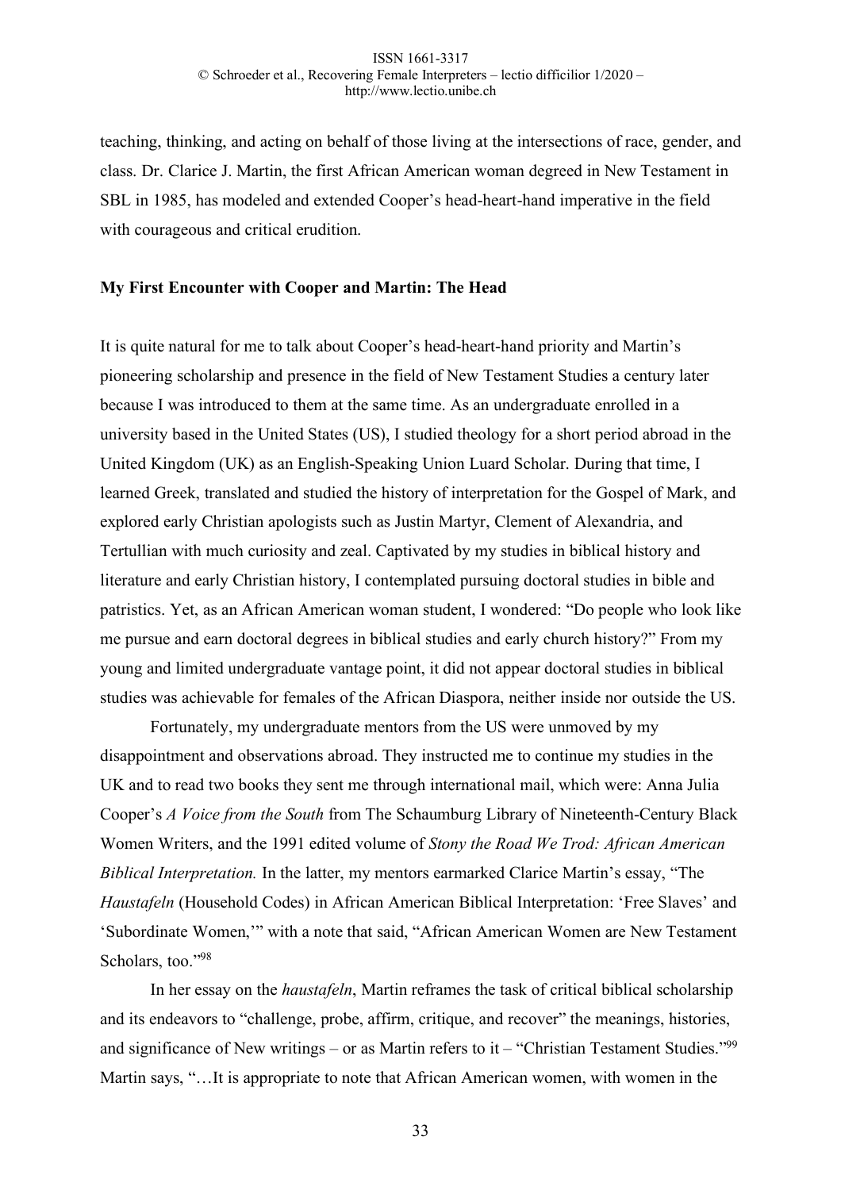teaching, thinking, and acting on behalf of those living at the intersections of race, gender, and class. Dr. Clarice J. Martin, the first African American woman degreed in New Testament in SBL in 1985, has modeled and extended Cooper's head-heart-hand imperative in the field with courageous and critical erudition.

**My First Encounter with Cooper and Martin: The Head**

It is quite natural for me to talk about Cooper's head-heart-hand priority and Martin's pioneering scholarship and presence in the field of New Testament Studies a century later because I was introduced to them at the same time. As an undergraduate enrolled in a university based in the United States (US), I studied theology for a short period abroad in the United Kingdom (UK) as an English-Speaking Union Luard Scholar. During that time, I learned Greek, translated and studied the history of interpretation for the Gospel of Mark, and explored early Christian apologists such as Justin Martyr, Clement of Alexandria, and Tertullian with much curiosity and zeal. Captivated by my studies in biblical history and literature and early Christian history, I contemplated pursuing doctoral studies in bible and patristics. Yet, as an African American woman student, I wondered: "Do people who look like me pursue and earn doctoral degrees in biblical studies and early church history?" From my young and limited undergraduate vantage point, it did not appear doctoral studies in biblical studies was achievable for females of the African Diaspora, neither inside nor outside the US.

Fortunately, my undergraduate mentors from the US were unmoved by my disappointment and observations abroad. They instructed me to continue my studies in the UK and to read two books they sent me through international mail, which were: Anna Julia Cooper's *A Voice from the South* from The Schaumburg Library of Nineteenth-Century Black Women Writers, and the 1991 edited volume of *Stony the Road We Trod: African American Biblical Interpretation.* In the latter, my mentors earmarked Clarice Martin's essay, "The *Haustafeln* (Household Codes) in African American Biblical Interpretation: 'Free Slaves' and 'Subordinate Women,'" with a note that said, "African American Women are New Testament Scholars, too."[98]

In her essay on the *haustafeln*, Martin reframes the task of critical biblical scholarship and its endeavors to "challenge, probe, affirm, critique, and recover" the meanings, histories, and significance of New writings – or as Martin refers to it – "Christian Testament Studies."[99] Martin says, "…It is appropriate to note that African American women, with women in the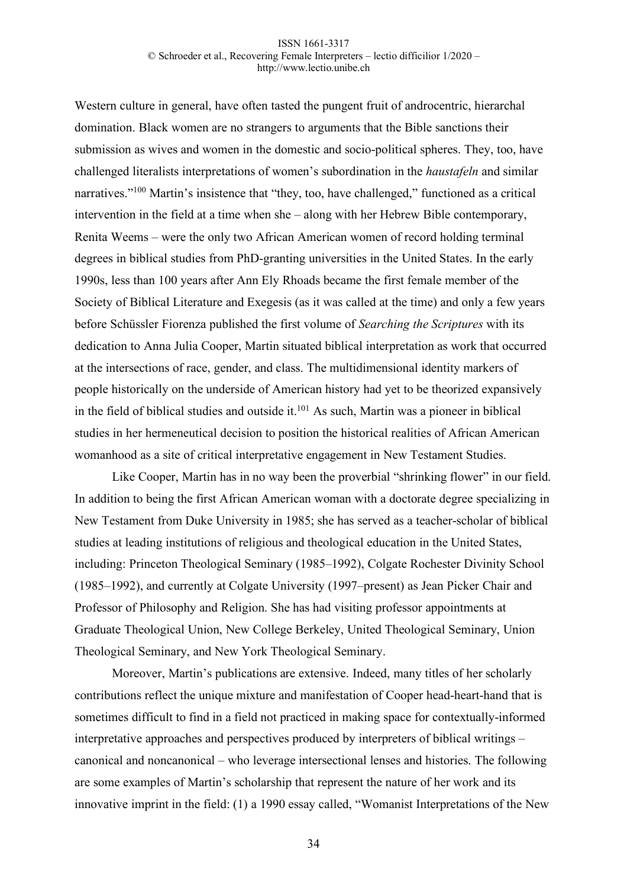Western culture in general, have often tasted the pungent fruit of androcentric, hierarchal domination. Black women are no strangers to arguments that the Bible sanctions their submission as wives and women in the domestic and socio-political spheres. They, too, have challenged literalists interpretations of women's subordination in the *haustafeln* and similar narratives."[100] Martin's insistence that "they, too, have challenged," functioned as a critical intervention in the field at a time when she – along with her Hebrew Bible contemporary, Renita Weems – were the only two African American women of record holding terminal degrees in biblical studies from PhD-granting universities in the United States. In the early 1990s, less than 100 years after Ann Ely Rhoads became the first female member of the Society of Biblical Literature and Exegesis (as it was called at the time) and only a few years before Schüssler Fiorenza published the first volume of *Searching the Scriptures* with its dedication to Anna Julia Cooper, Martin situated biblical interpretation as work that occurred at the intersections of race, gender, and class. The multidimensional identity markers of people historically on the underside of American history had yet to be theorized expansively in the field of biblical studies and outside it.[101] As such, Martin was a pioneer in biblical studies in her hermeneutical decision to position the historical realities of African American womanhood as a site of critical interpretative engagement in New Testament Studies.

Like Cooper, Martin has in no way been the proverbial "shrinking flower" in our field. In addition to being the first African American woman with a doctorate degree specializing in New Testament from Duke University in 1985; she has served as a teacher-scholar of biblical studies at leading institutions of religious and theological education in the United States, including: Princeton Theological Seminary (1985–1992), Colgate Rochester Divinity School (1985–1992), and currently at Colgate University (1997–present) as Jean Picker Chair and Professor of Philosophy and Religion. She has had visiting professor appointments at Graduate Theological Union, New College Berkeley, United Theological Seminary, Union Theological Seminary, and New York Theological Seminary.

Moreover, Martin's publications are extensive. Indeed, many titles of her scholarly contributions reflect the unique mixture and manifestation of Cooper head-heart-hand that is sometimes difficult to find in a field not practiced in making space for contextually-informed interpretative approaches and perspectives produced by interpreters of biblical writings – canonical and noncanonical – who leverage intersectional lenses and histories. The following are some examples of Martin's scholarship that represent the nature of her work and its innovative imprint in the field: (1) a 1990 essay called, "Womanist Interpretations of the New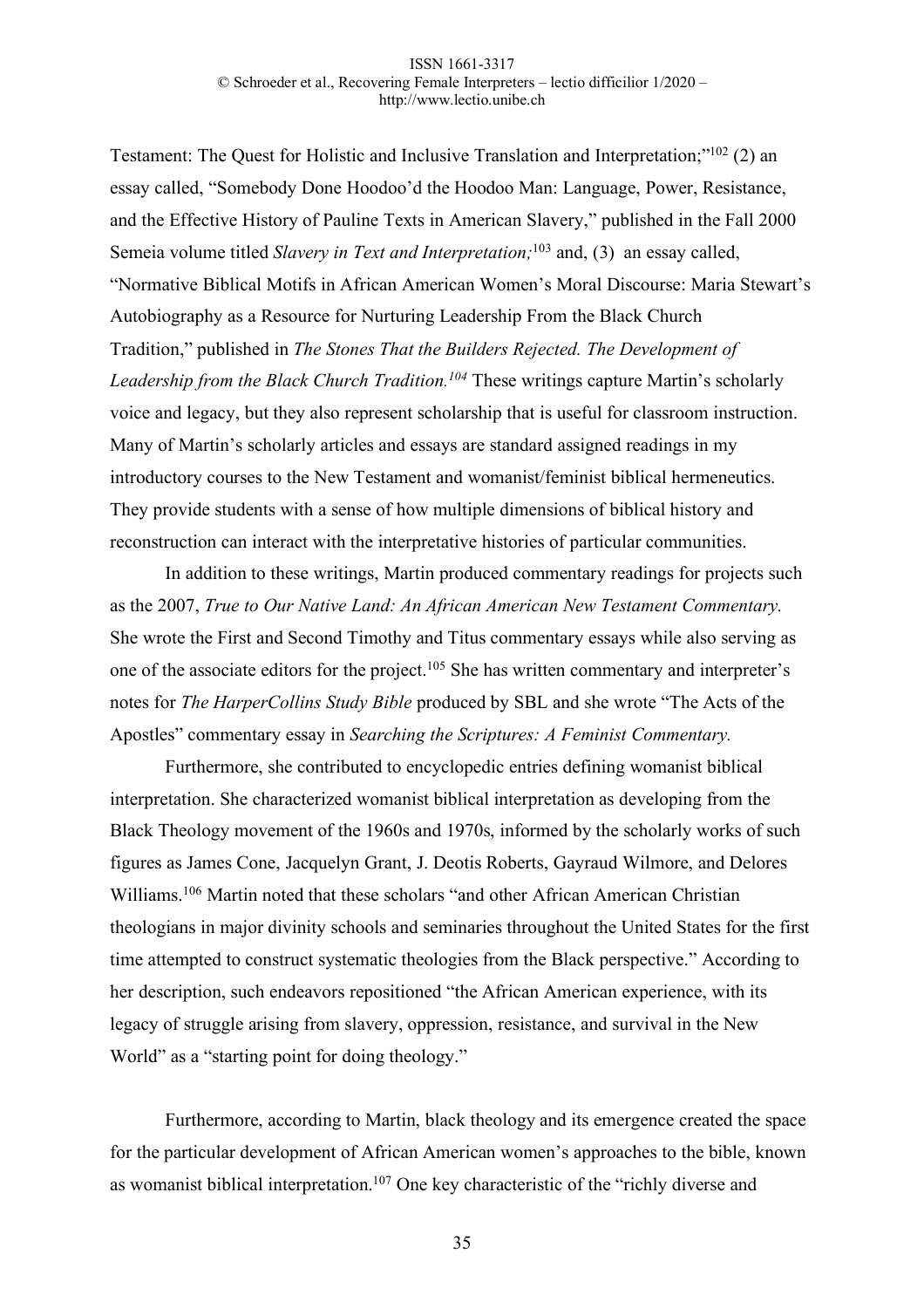Testament: The Quest for Holistic and Inclusive Translation and Interpretation;"[102] (2) an essay called, "Somebody Done Hoodoo'd the Hoodoo Man: Language, Power, Resistance, and the Effective History of Pauline Texts in American Slavery," published in the Fall 2000 Semeia volume titled *Slavery in Text and Interpretation;*[103] and, (3) an essay called, "Normative Biblical Motifs in African American Women's Moral Discourse: Maria Stewart's Autobiography as a Resource for Nurturing Leadership From the Black Church Tradition," published in *The Stones That the Builders Rejected. The Development of Leadership from the Black Church Tradition.*[104] These writings capture Martin's scholarly voice and legacy, but they also represent scholarship that is useful for classroom instruction. Many of Martin's scholarly articles and essays are standard assigned readings in my introductory courses to the New Testament and womanist/feminist biblical hermeneutics. They provide students with a sense of how multiple dimensions of biblical history and reconstruction can interact with the interpretative histories of particular communities.

In addition to these writings, Martin produced commentary readings for projects such as the 2007, *True to Our Native Land: An African American New Testament Commentary.* She wrote the First and Second Timothy and Titus commentary essays while also serving as one of the associate editors for the project.[105] She has written commentary and interpreter's notes for *The HarperCollins Study Bible* produced by SBL and she wrote "The Acts of the Apostles" commentary essay in *Searching the Scriptures: A Feminist Commentary.*

Furthermore, she contributed to encyclopedic entries defining womanist biblical interpretation. She characterized womanist biblical interpretation as developing from the Black Theology movement of the 1960s and 1970s, informed by the scholarly works of such figures as James Cone, Jacquelyn Grant, J. Deotis Roberts, Gayraud Wilmore, and Delores Williams.[106] Martin noted that these scholars "and other African American Christian theologians in major divinity schools and seminaries throughout the United States for the first time attempted to construct systematic theologies from the Black perspective." According to her description, such endeavors repositioned "the African American experience, with its legacy of struggle arising from slavery, oppression, resistance, and survival in the New World" as a "starting point for doing theology."

Furthermore, according to Martin, black theology and its emergence created the space for the particular development of African American women's approaches to the bible, known as womanist biblical interpretation.[107] One key characteristic of the "richly diverse and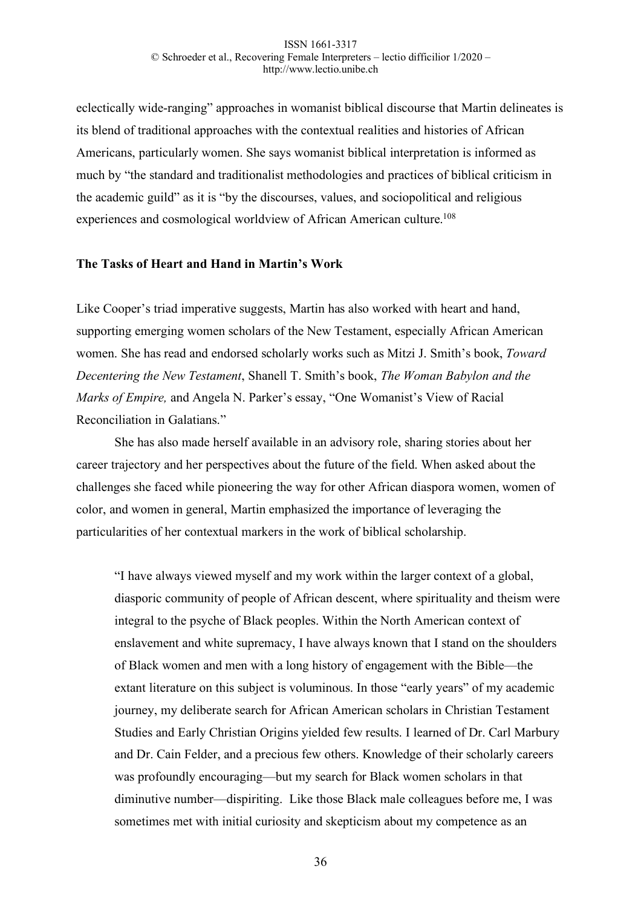eclectically wide-ranging" approaches in womanist biblical discourse that Martin delineates is its blend of traditional approaches with the contextual realities and histories of African Americans, particularly women. She says womanist biblical interpretation is informed as much by "the standard and traditionalist methodologies and practices of biblical criticism in the academic guild" as it is "by the discourses, values, and sociopolitical and religious experiences and cosmological worldview of African American culture.[108]

### The Tasks of Heart and Hand in Martin's Work

Like Cooper's triad imperative suggests, Martin has also worked with heart and hand, supporting emerging women scholars of the New Testament, especially African American women. She has read and endorsed scholarly works such as Mitzi J. Smith's book, *Toward Decentering the New Testament*, Shanell T. Smith's book, *The Woman Babylon and the Marks of Empire,* and Angela N. Parker's essay, "One Womanist's View of Racial Reconciliation in Galatians."

She has also made herself available in an advisory role, sharing stories about her career trajectory and her perspectives about the future of the field. When asked about the challenges she faced while pioneering the way for other African diaspora women, women of color, and women in general, Martin emphasized the importance of leveraging the particularities of her contextual markers in the work of biblical scholarship.

> "I have always viewed myself and my work within the larger context of a global, diasporic community of people of African descent, where spirituality and theism were integral to the psyche of Black peoples. Within the North American context of enslavement and white supremacy, I have always known that I stand on the shoulders of Black women and men with a long history of engagement with the Bible—the extant literature on this subject is voluminous. In those "early years" of my academic journey, my deliberate search for African American scholars in Christian Testament Studies and Early Christian Origins yielded few results. I learned of Dr. Carl Marbury and Dr. Cain Felder, and a precious few others. Knowledge of their scholarly careers was profoundly encouraging—but my search for Black women scholars in that diminutive number—dispiriting. Like those Black male colleagues before me, I was sometimes met with initial curiosity and skepticism about my competence as an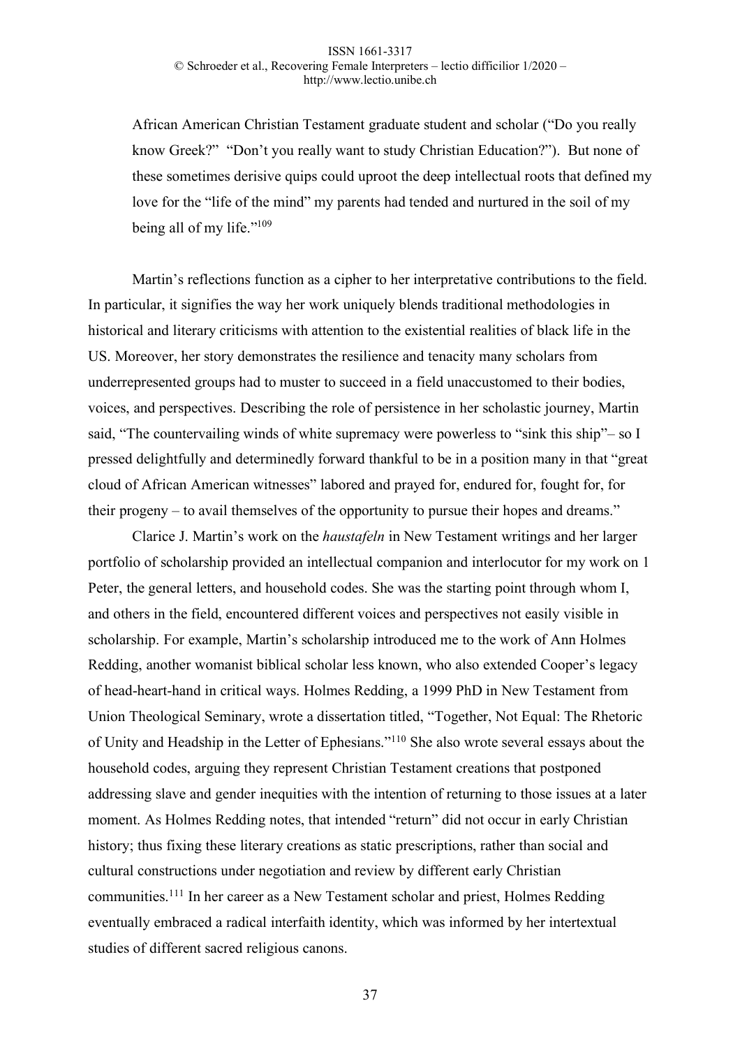> African American Christian Testament graduate student and scholar ("Do you really know Greek?" "Don't you really want to study Christian Education?"). But none of these sometimes derisive quips could uproot the deep intellectual roots that defined my love for the "life of the mind" my parents had tended and nurtured in the soil of my being all of my life."[109]

Martin's reflections function as a cipher to her interpretative contributions to the field. In particular, it signifies the way her work uniquely blends traditional methodologies in historical and literary criticisms with attention to the existential realities of black life in the US. Moreover, her story demonstrates the resilience and tenacity many scholars from underrepresented groups had to muster to succeed in a field unaccustomed to their bodies, voices, and perspectives. Describing the role of persistence in her scholastic journey, Martin said, "The countervailing winds of white supremacy were powerless to "sink this ship"– so I pressed delightfully and determinedly forward thankful to be in a position many in that "great cloud of African American witnesses" labored and prayed for, endured for, fought for, for their progeny – to avail themselves of the opportunity to pursue their hopes and dreams."

Clarice J. Martin's work on the *haustafeln* in New Testament writings and her larger portfolio of scholarship provided an intellectual companion and interlocutor for my work on 1 Peter, the general letters, and household codes. She was the starting point through whom I, and others in the field, encountered different voices and perspectives not easily visible in scholarship. For example, Martin's scholarship introduced me to the work of Ann Holmes Redding, another womanist biblical scholar less known, who also extended Cooper's legacy of head-heart-hand in critical ways. Holmes Redding, a 1999 PhD in New Testament from Union Theological Seminary, wrote a dissertation titled, "Together, Not Equal: The Rhetoric of Unity and Headship in the Letter of Ephesians."[110] She also wrote several essays about the household codes, arguing they represent Christian Testament creations that postponed addressing slave and gender inequities with the intention of returning to those issues at a later moment. As Holmes Redding notes, that intended "return" did not occur in early Christian history; thus fixing these literary creations as static prescriptions, rather than social and cultural constructions under negotiation and review by different early Christian communities.[111] In her career as a New Testament scholar and priest, Holmes Redding eventually embraced a radical interfaith identity, which was informed by her intertextual studies of different sacred religious canons.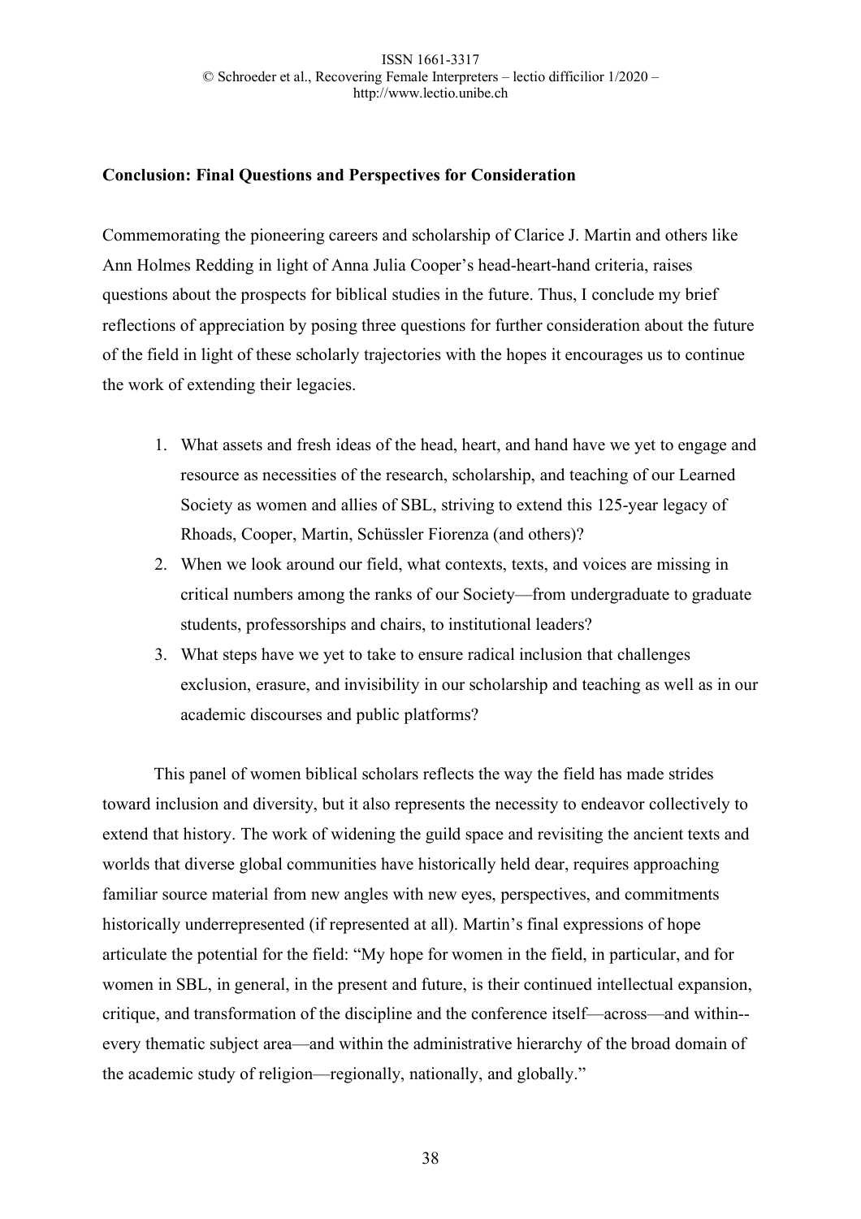**Conclusion: Final Questions and Perspectives for Consideration**

Commemorating the pioneering careers and scholarship of Clarice J. Martin and others like Ann Holmes Redding in light of Anna Julia Cooper's head-heart-hand criteria, raises questions about the prospects for biblical studies in the future. Thus, I conclude my brief reflections of appreciation by posing three questions for further consideration about the future of the field in light of these scholarly trajectories with the hopes it encourages us to continue the work of extending their legacies.

1. What assets and fresh ideas of the head, heart, and hand have we yet to engage and resource as necessities of the research, scholarship, and teaching of our Learned Society as women and allies of SBL, striving to extend this 125-year legacy of Rhoads, Cooper, Martin, Schüssler Fiorenza (and others)?
2. When we look around our field, what contexts, texts, and voices are missing in critical numbers among the ranks of our Society—from undergraduate to graduate students, professorships and chairs, to institutional leaders?
3. What steps have we yet to take to ensure radical inclusion that challenges exclusion, erasure, and invisibility in our scholarship and teaching as well as in our academic discourses and public platforms?

This panel of women biblical scholars reflects the way the field has made strides toward inclusion and diversity, but it also represents the necessity to endeavor collectively to extend that history. The work of widening the guild space and revisiting the ancient texts and worlds that diverse global communities have historically held dear, requires approaching familiar source material from new angles with new eyes, perspectives, and commitments historically underrepresented (if represented at all). Martin's final expressions of hope articulate the potential for the field: "My hope for women in the field, in particular, and for women in SBL, in general, in the present and future, is their continued intellectual expansion, critique, and transformation of the discipline and the conference itself—across—and within--every thematic subject area—and within the administrative hierarchy of the broad domain of the academic study of religion—regionally, nationally, and globally."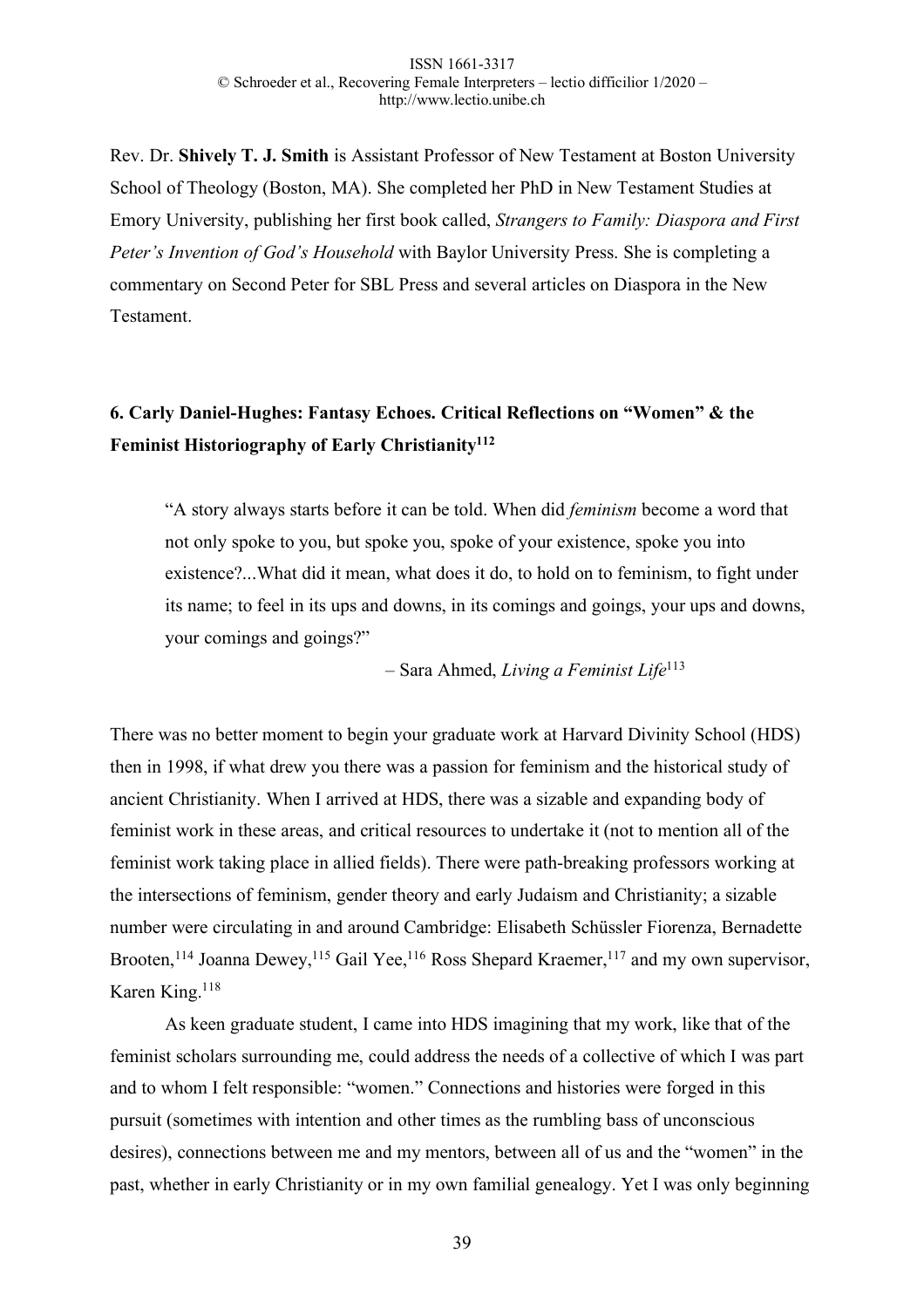Rev. Dr. **Shively T. J. Smith** is Assistant Professor of New Testament at Boston University School of Theology (Boston, MA). She completed her PhD in New Testament Studies at Emory University, publishing her first book called, *Strangers to Family: Diaspora and First Peter's Invention of God's Household* with Baylor University Press. She is completing a commentary on Second Peter for SBL Press and several articles on Diaspora in the New Testament.

## 6. Carly Daniel-Hughes: Fantasy Echoes. Critical Reflections on "Women" & the Feminist Historiography of Early Christianity[112]

> "A story always starts before it can be told. When did *feminism* become a word that not only spoke to you, but spoke you, spoke of your existence, spoke you into existence?...What did it mean, what does it do, to hold on to feminism, to fight under its name; to feel in its ups and downs, in its comings and goings, your ups and downs, your comings and goings?"
>
> – Sara Ahmed, *Living a Feminist Life*[113]

There was no better moment to begin your graduate work at Harvard Divinity School (HDS) then in 1998, if what drew you there was a passion for feminism and the historical study of ancient Christianity. When I arrived at HDS, there was a sizable and expanding body of feminist work in these areas, and critical resources to undertake it (not to mention all of the feminist work taking place in allied fields). There were path-breaking professors working at the intersections of feminism, gender theory and early Judaism and Christianity; a sizable number were circulating in and around Cambridge: Elisabeth Schüssler Fiorenza, Bernadette Brooten,[114] Joanna Dewey,[115] Gail Yee,[116] Ross Shepard Kraemer,[117] and my own supervisor, Karen King.[118]

As keen graduate student, I came into HDS imagining that my work, like that of the feminist scholars surrounding me, could address the needs of a collective of which I was part and to whom I felt responsible: "women." Connections and histories were forged in this pursuit (sometimes with intention and other times as the rumbling bass of unconscious desires), connections between me and my mentors, between all of us and the "women" in the past, whether in early Christianity or in my own familial genealogy. Yet I was only beginning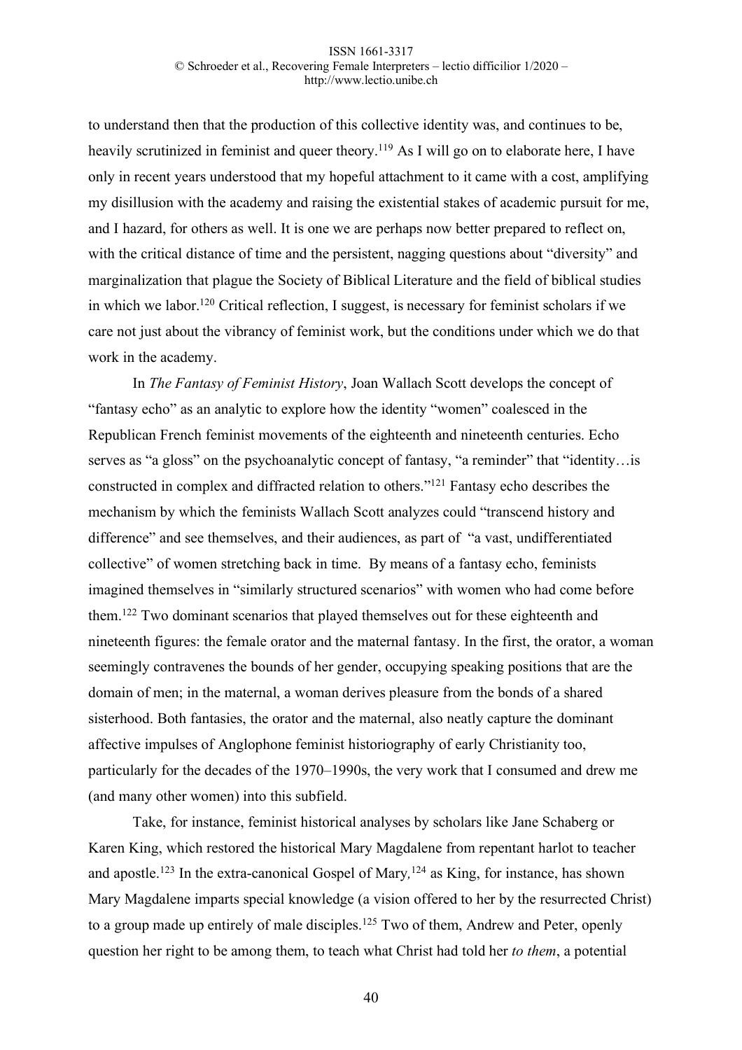to understand then that the production of this collective identity was, and continues to be, heavily scrutinized in feminist and queer theory.[119] As I will go on to elaborate here, I have only in recent years understood that my hopeful attachment to it came with a cost, amplifying my disillusion with the academy and raising the existential stakes of academic pursuit for me, and I hazard, for others as well. It is one we are perhaps now better prepared to reflect on, with the critical distance of time and the persistent, nagging questions about "diversity" and marginalization that plague the Society of Biblical Literature and the field of biblical studies in which we labor.[120] Critical reflection, I suggest, is necessary for feminist scholars if we care not just about the vibrancy of feminist work, but the conditions under which we do that work in the academy.

In *The Fantasy of Feminist History*, Joan Wallach Scott develops the concept of "fantasy echo" as an analytic to explore how the identity "women" coalesced in the Republican French feminist movements of the eighteenth and nineteenth centuries. Echo serves as "a gloss" on the psychoanalytic concept of fantasy, "a reminder" that "identity…is constructed in complex and diffracted relation to others."[121] Fantasy echo describes the mechanism by which the feminists Wallach Scott analyzes could "transcend history and difference" and see themselves, and their audiences, as part of "a vast, undifferentiated collective" of women stretching back in time. By means of a fantasy echo, feminists imagined themselves in "similarly structured scenarios" with women who had come before them.[122] Two dominant scenarios that played themselves out for these eighteenth and nineteenth figures: the female orator and the maternal fantasy. In the first, the orator, a woman seemingly contravenes the bounds of her gender, occupying speaking positions that are the domain of men; in the maternal, a woman derives pleasure from the bonds of a shared sisterhood. Both fantasies, the orator and the maternal, also neatly capture the dominant affective impulses of Anglophone feminist historiography of early Christianity too, particularly for the decades of the 1970–1990s, the very work that I consumed and drew me (and many other women) into this subfield.

Take, for instance, feminist historical analyses by scholars like Jane Schaberg or Karen King, which restored the historical Mary Magdalene from repentant harlot to teacher and apostle.[123] In the extra-canonical Gospel of Mary,[124] as King, for instance, has shown Mary Magdalene imparts special knowledge (a vision offered to her by the resurrected Christ) to a group made up entirely of male disciples.[125] Two of them, Andrew and Peter, openly question her right to be among them, to teach what Christ had told her *to them*, a potential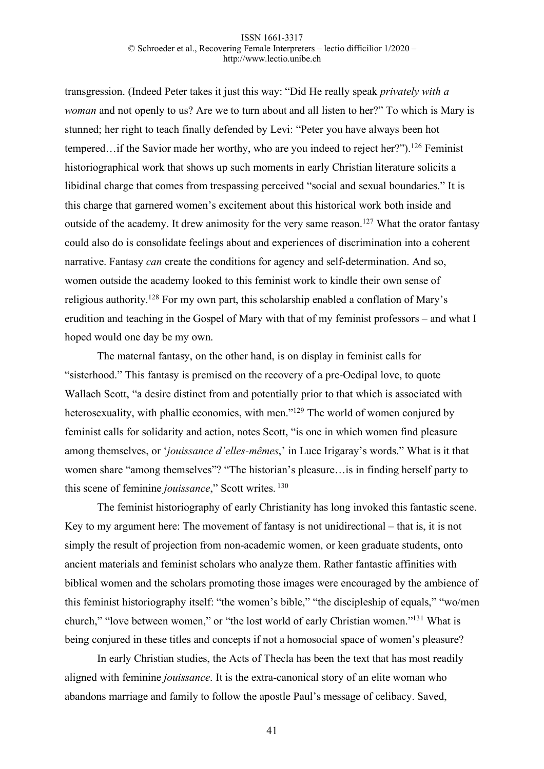transgression. (Indeed Peter takes it just this way: "Did He really speak *privately with a woman* and not openly to us? Are we to turn about and all listen to her?" To which is Mary is stunned; her right to teach finally defended by Levi: "Peter you have always been hot tempered…if the Savior made her worthy, who are you indeed to reject her?").[126] Feminist historiographical work that shows up such moments in early Christian literature solicits a libidinal charge that comes from trespassing perceived "social and sexual boundaries." It is this charge that garnered women's excitement about this historical work both inside and outside of the academy. It drew animosity for the very same reason.[127] What the orator fantasy could also do is consolidate feelings about and experiences of discrimination into a coherent narrative. Fantasy *can* create the conditions for agency and self-determination. And so, women outside the academy looked to this feminist work to kindle their own sense of religious authority.[128] For my own part, this scholarship enabled a conflation of Mary's erudition and teaching in the Gospel of Mary with that of my feminist professors – and what I hoped would one day be my own.

The maternal fantasy, on the other hand, is on display in feminist calls for "sisterhood." This fantasy is premised on the recovery of a pre-Oedipal love, to quote Wallach Scott, "a desire distinct from and potentially prior to that which is associated with heterosexuality, with phallic economies, with men."[129] The world of women conjured by feminist calls for solidarity and action, notes Scott, "is one in which women find pleasure among themselves, or '*jouissance d'elles-mêmes*,' in Luce Irigaray's words." What is it that women share "among themselves"? "The historian's pleasure…is in finding herself party to this scene of feminine *jouissance*," Scott writes.[130]

The feminist historiography of early Christianity has long invoked this fantastic scene. Key to my argument here: The movement of fantasy is not unidirectional – that is, it is not simply the result of projection from non-academic women, or keen graduate students, onto ancient materials and feminist scholars who analyze them. Rather fantastic affinities with biblical women and the scholars promoting those images were encouraged by the ambience of this feminist historiography itself: "the women's bible," "the discipleship of equals," "wo/men church," "love between women," or "the lost world of early Christian women."[131] What is being conjured in these titles and concepts if not a homosocial space of women's pleasure?

In early Christian studies, the Acts of Thecla has been the text that has most readily aligned with feminine *jouissance*. It is the extra-canonical story of an elite woman who abandons marriage and family to follow the apostle Paul's message of celibacy. Saved,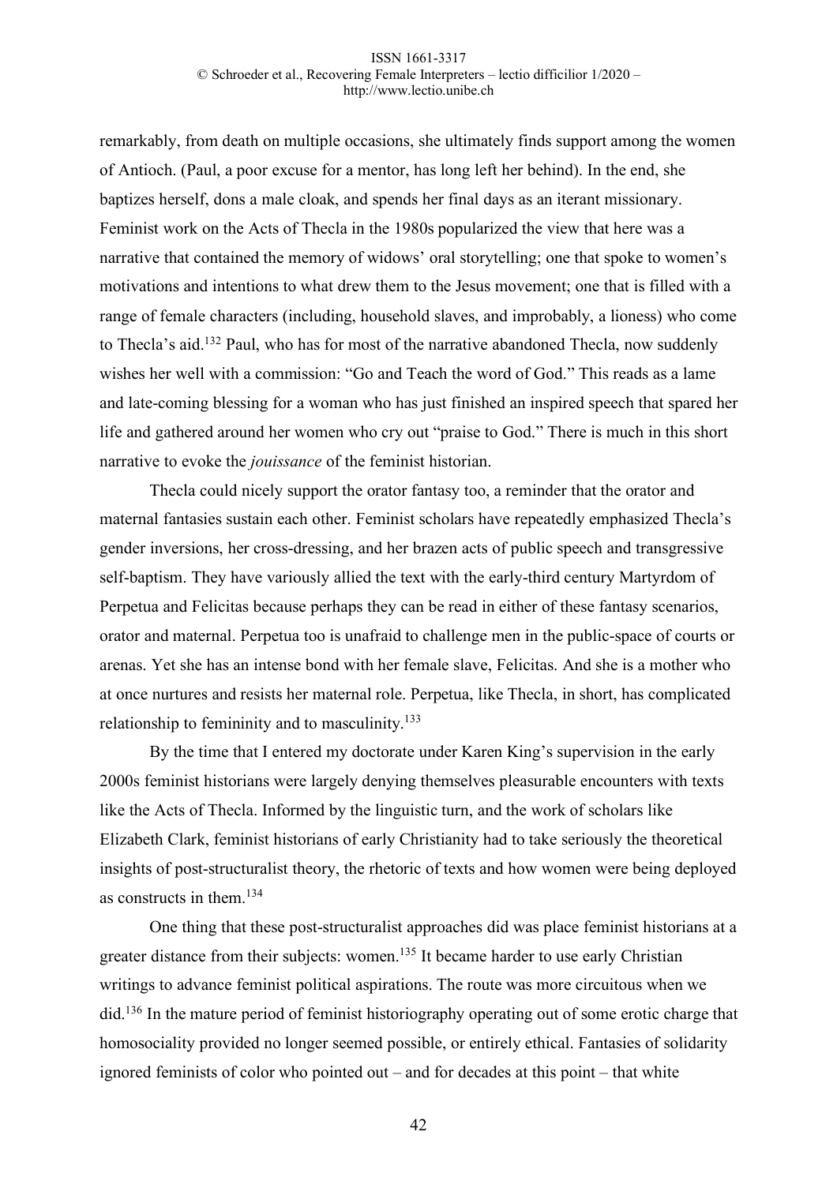remarkably, from death on multiple occasions, she ultimately finds support among the women of Antioch. (Paul, a poor excuse for a mentor, has long left her behind). In the end, she baptizes herself, dons a male cloak, and spends her final days as an iterant missionary. Feminist work on the Acts of Thecla in the 1980s popularized the view that here was a narrative that contained the memory of widows' oral storytelling; one that spoke to women's motivations and intentions to what drew them to the Jesus movement; one that is filled with a range of female characters (including, household slaves, and improbably, a lioness) who come to Thecla's aid.[132] Paul, who has for most of the narrative abandoned Thecla, now suddenly wishes her well with a commission: "Go and Teach the word of God." This reads as a lame and late-coming blessing for a woman who has just finished an inspired speech that spared her life and gathered around her women who cry out "praise to God." There is much in this short narrative to evoke the *jouissance* of the feminist historian.

Thecla could nicely support the orator fantasy too, a reminder that the orator and maternal fantasies sustain each other. Feminist scholars have repeatedly emphasized Thecla's gender inversions, her cross-dressing, and her brazen acts of public speech and transgressive self-baptism. They have variously allied the text with the early-third century Martyrdom of Perpetua and Felicitas because perhaps they can be read in either of these fantasy scenarios, orator and maternal. Perpetua too is unafraid to challenge men in the public-space of courts or arenas. Yet she has an intense bond with her female slave, Felicitas. And she is a mother who at once nurtures and resists her maternal role. Perpetua, like Thecla, in short, has complicated relationship to femininity and to masculinity.[133]

By the time that I entered my doctorate under Karen King's supervision in the early 2000s feminist historians were largely denying themselves pleasurable encounters with texts like the Acts of Thecla. Informed by the linguistic turn, and the work of scholars like Elizabeth Clark, feminist historians of early Christianity had to take seriously the theoretical insights of post-structuralist theory, the rhetoric of texts and how women were being deployed as constructs in them.[134]

One thing that these post-structuralist approaches did was place feminist historians at a greater distance from their subjects: women.[135] It became harder to use early Christian writings to advance feminist political aspirations. The route was more circuitous when we did.[136] In the mature period of feminist historiography operating out of some erotic charge that homosociality provided no longer seemed possible, or entirely ethical. Fantasies of solidarity ignored feminists of color who pointed out – and for decades at this point – that white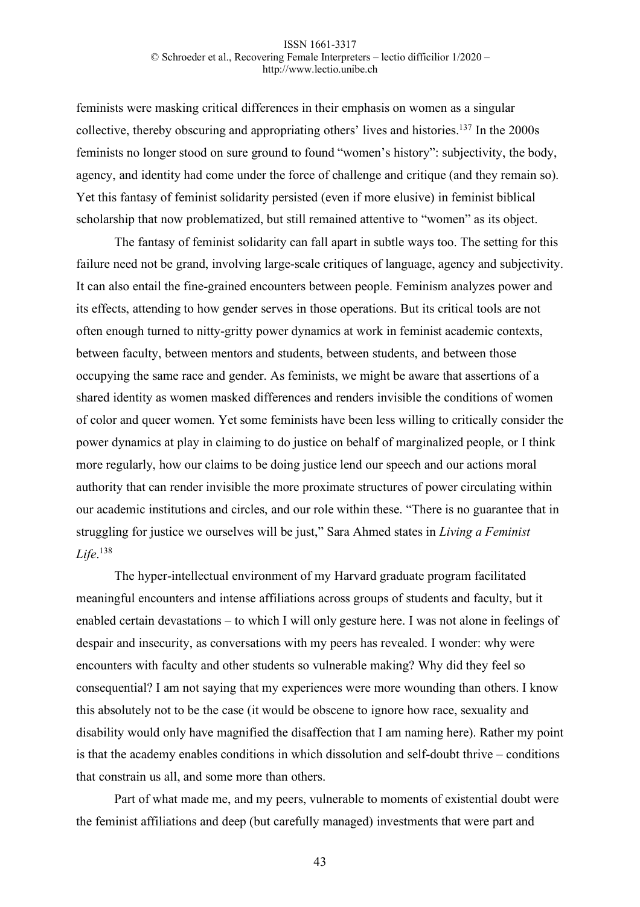feminists were masking critical differences in their emphasis on women as a singular collective, thereby obscuring and appropriating others' lives and histories.[137] In the 2000s feminists no longer stood on sure ground to found "women's history": subjectivity, the body, agency, and identity had come under the force of challenge and critique (and they remain so). Yet this fantasy of feminist solidarity persisted (even if more elusive) in feminist biblical scholarship that now problematized, but still remained attentive to "women" as its object.

The fantasy of feminist solidarity can fall apart in subtle ways too. The setting for this failure need not be grand, involving large-scale critiques of language, agency and subjectivity. It can also entail the fine-grained encounters between people. Feminism analyzes power and its effects, attending to how gender serves in those operations. But its critical tools are not often enough turned to nitty-gritty power dynamics at work in feminist academic contexts, between faculty, between mentors and students, between students, and between those occupying the same race and gender. As feminists, we might be aware that assertions of a shared identity as women masked differences and renders invisible the conditions of women of color and queer women. Yet some feminists have been less willing to critically consider the power dynamics at play in claiming to do justice on behalf of marginalized people, or I think more regularly, how our claims to be doing justice lend our speech and our actions moral authority that can render invisible the more proximate structures of power circulating within our academic institutions and circles, and our role within these. "There is no guarantee that in struggling for justice we ourselves will be just," Sara Ahmed states in *Living a Feminist Life*.[138]

The hyper-intellectual environment of my Harvard graduate program facilitated meaningful encounters and intense affiliations across groups of students and faculty, but it enabled certain devastations – to which I will only gesture here. I was not alone in feelings of despair and insecurity, as conversations with my peers has revealed. I wonder: why were encounters with faculty and other students so vulnerable making? Why did they feel so consequential? I am not saying that my experiences were more wounding than others. I know this absolutely not to be the case (it would be obscene to ignore how race, sexuality and disability would only have magnified the disaffection that I am naming here). Rather my point is that the academy enables conditions in which dissolution and self-doubt thrive – conditions that constrain us all, and some more than others.

Part of what made me, and my peers, vulnerable to moments of existential doubt were the feminist affiliations and deep (but carefully managed) investments that were part and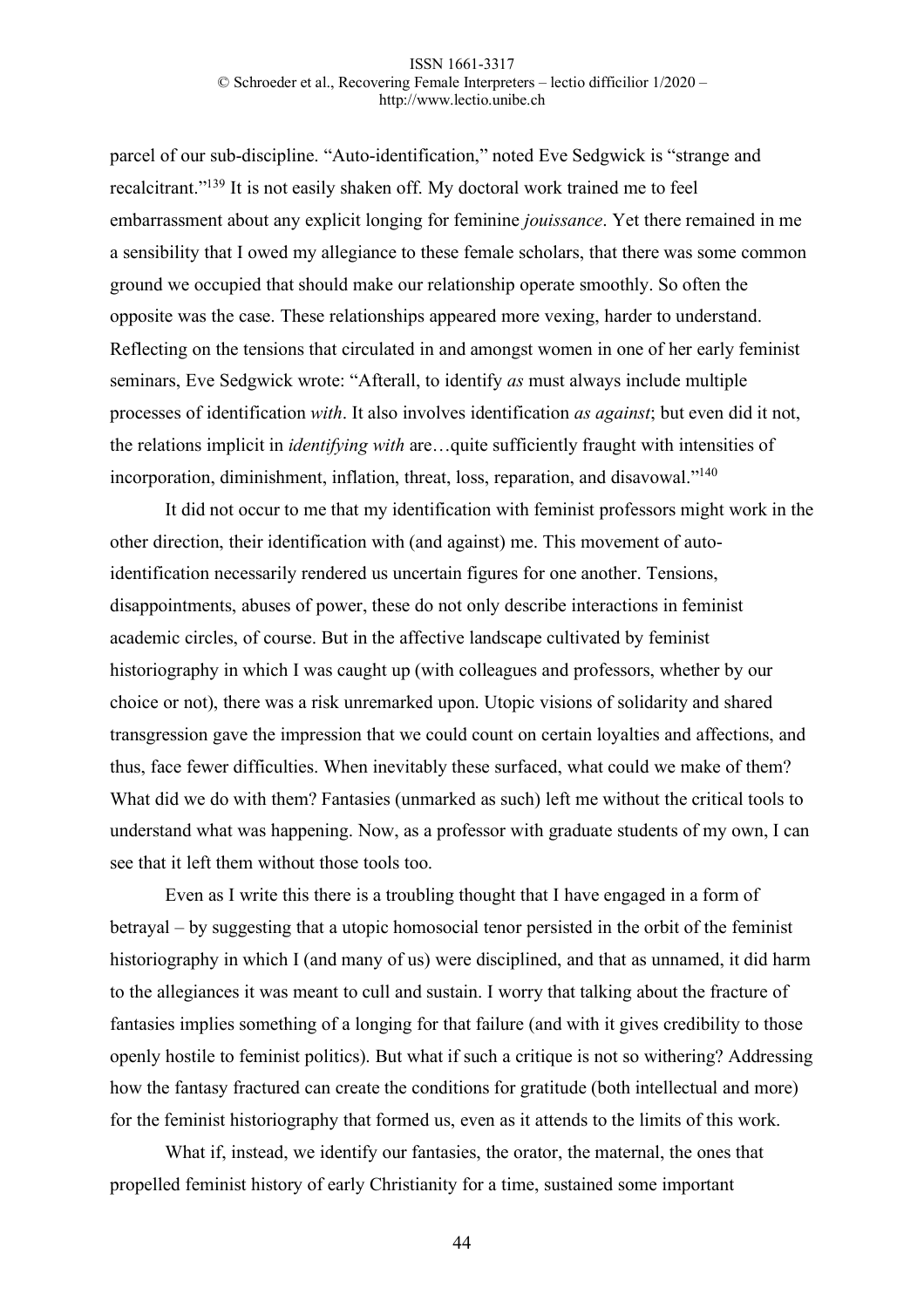parcel of our sub-discipline. “Auto-identification,” noted Eve Sedgwick is “strange and recalcitrant.”[139] It is not easily shaken off. My doctoral work trained me to feel embarrassment about any explicit longing for feminine *jouissance*. Yet there remained in me a sensibility that I owed my allegiance to these female scholars, that there was some common ground we occupied that should make our relationship operate smoothly. So often the opposite was the case. These relationships appeared more vexing, harder to understand. Reflecting on the tensions that circulated in and amongst women in one of her early feminist seminars, Eve Sedgwick wrote: “Afterall, to identify *as* must always include multiple processes of identification *with*. It also involves identification *as against*; but even did it not, the relations implicit in *identifying with* are…quite sufficiently fraught with intensities of incorporation, diminishment, inflation, threat, loss, reparation, and disavowal.”[140]

It did not occur to me that my identification with feminist professors might work in the other direction, their identification with (and against) me. This movement of auto-identification necessarily rendered us uncertain figures for one another. Tensions, disappointments, abuses of power, these do not only describe interactions in feminist academic circles, of course. But in the affective landscape cultivated by feminist historiography in which I was caught up (with colleagues and professors, whether by our choice or not), there was a risk unremarked upon. Utopic visions of solidarity and shared transgression gave the impression that we could count on certain loyalties and affections, and thus, face fewer difficulties. When inevitably these surfaced, what could we make of them? What did we do with them? Fantasies (unmarked as such) left me without the critical tools to understand what was happening. Now, as a professor with graduate students of my own, I can see that it left them without those tools too.

Even as I write this there is a troubling thought that I have engaged in a form of betrayal – by suggesting that a utopic homosocial tenor persisted in the orbit of the feminist historiography in which I (and many of us) were disciplined, and that as unnamed, it did harm to the allegiances it was meant to cull and sustain. I worry that talking about the fracture of fantasies implies something of a longing for that failure (and with it gives credibility to those openly hostile to feminist politics). But what if such a critique is not so withering? Addressing how the fantasy fractured can create the conditions for gratitude (both intellectual and more) for the feminist historiography that formed us, even as it attends to the limits of this work.

What if, instead, we identify our fantasies, the orator, the maternal, the ones that propelled feminist history of early Christianity for a time, sustained some important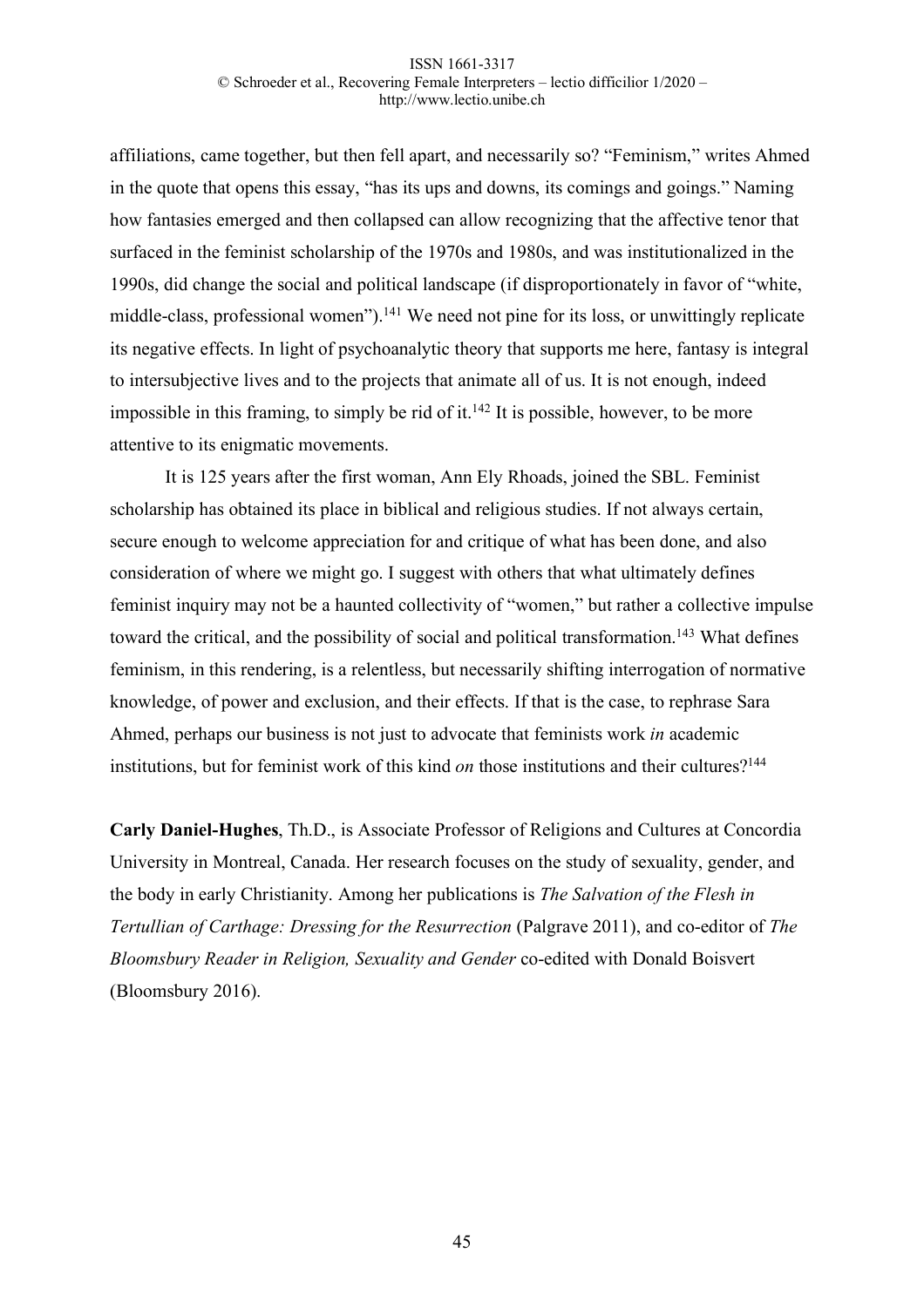affiliations, came together, but then fell apart, and necessarily so? "Feminism," writes Ahmed in the quote that opens this essay, "has its ups and downs, its comings and goings." Naming how fantasies emerged and then collapsed can allow recognizing that the affective tenor that surfaced in the feminist scholarship of the 1970s and 1980s, and was institutionalized in the 1990s, did change the social and political landscape (if disproportionately in favor of "white, middle-class, professional women").[141] We need not pine for its loss, or unwittingly replicate its negative effects. In light of psychoanalytic theory that supports me here, fantasy is integral to intersubjective lives and to the projects that animate all of us. It is not enough, indeed impossible in this framing, to simply be rid of it.[142] It is possible, however, to be more attentive to its enigmatic movements.

It is 125 years after the first woman, Ann Ely Rhoads, joined the SBL. Feminist scholarship has obtained its place in biblical and religious studies. If not always certain, secure enough to welcome appreciation for and critique of what has been done, and also consideration of where we might go. I suggest with others that what ultimately defines feminist inquiry may not be a haunted collectivity of "women," but rather a collective impulse toward the critical, and the possibility of social and political transformation.[143] What defines feminism, in this rendering, is a relentless, but necessarily shifting interrogation of normative knowledge, of power and exclusion, and their effects. If that is the case, to rephrase Sara Ahmed, perhaps our business is not just to advocate that feminists work *in* academic institutions, but for feminist work of this kind *on* those institutions and their cultures?[144]

**Carly Daniel-Hughes**, Th.D., is Associate Professor of Religions and Cultures at Concordia University in Montreal, Canada. Her research focuses on the study of sexuality, gender, and the body in early Christianity. Among her publications is *The Salvation of the Flesh in Tertullian of Carthage: Dressing for the Resurrection* (Palgrave 2011), and co-editor of *The Bloomsbury Reader in Religion, Sexuality and Gender* co-edited with Donald Boisvert (Bloomsbury 2016).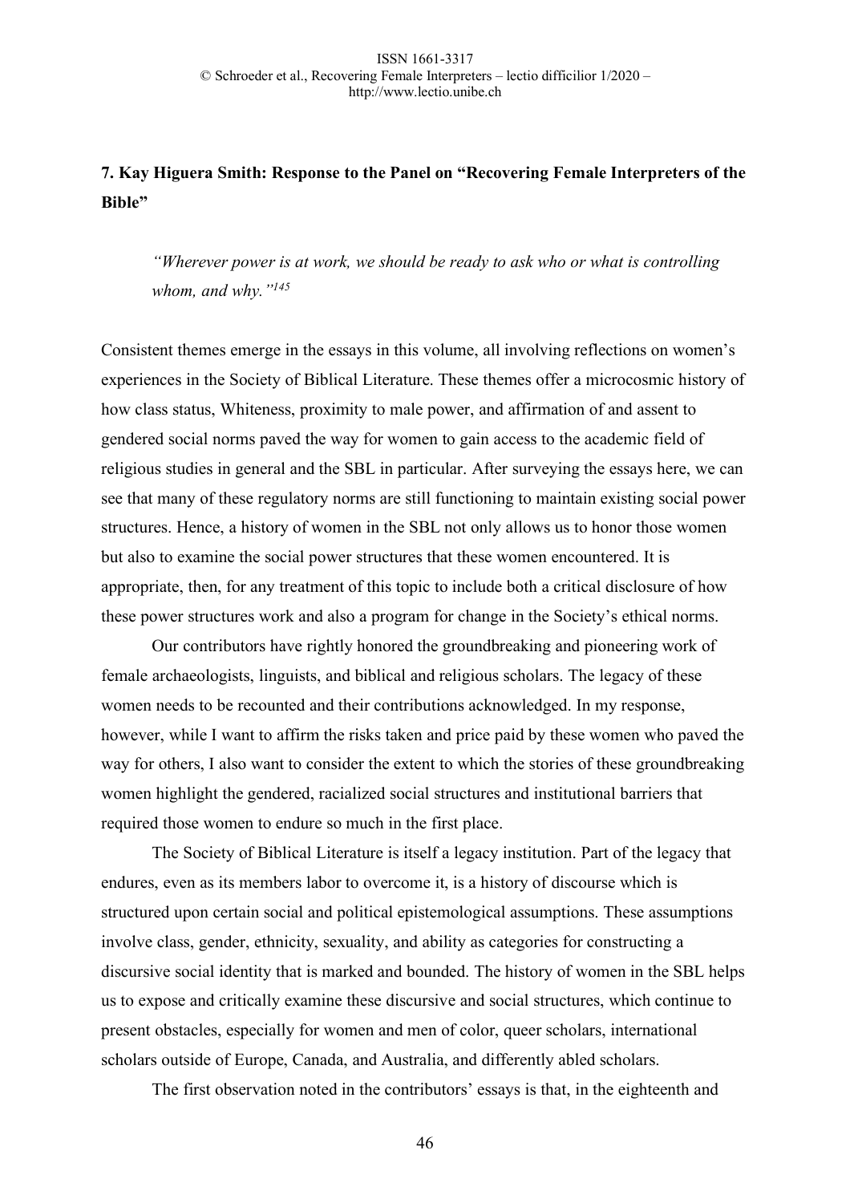## 7. Kay Higuera Smith: Response to the Panel on "Recovering Female Interpreters of the Bible"

> *"Wherever power is at work, we should be ready to ask who or what is controlling whom, and why."*[145]

Consistent themes emerge in the essays in this volume, all involving reflections on women's experiences in the Society of Biblical Literature. These themes offer a microcosmic history of how class status, Whiteness, proximity to male power, and affirmation of and assent to gendered social norms paved the way for women to gain access to the academic field of religious studies in general and the SBL in particular. After surveying the essays here, we can see that many of these regulatory norms are still functioning to maintain existing social power structures. Hence, a history of women in the SBL not only allows us to honor those women but also to examine the social power structures that these women encountered. It is appropriate, then, for any treatment of this topic to include both a critical disclosure of how these power structures work and also a program for change in the Society's ethical norms.

Our contributors have rightly honored the groundbreaking and pioneering work of female archaeologists, linguists, and biblical and religious scholars. The legacy of these women needs to be recounted and their contributions acknowledged. In my response, however, while I want to affirm the risks taken and price paid by these women who paved the way for others, I also want to consider the extent to which the stories of these groundbreaking women highlight the gendered, racialized social structures and institutional barriers that required those women to endure so much in the first place.

The Society of Biblical Literature is itself a legacy institution. Part of the legacy that endures, even as its members labor to overcome it, is a history of discourse which is structured upon certain social and political epistemological assumptions. These assumptions involve class, gender, ethnicity, sexuality, and ability as categories for constructing a discursive social identity that is marked and bounded. The history of women in the SBL helps us to expose and critically examine these discursive and social structures, which continue to present obstacles, especially for women and men of color, queer scholars, international scholars outside of Europe, Canada, and Australia, and differently abled scholars.

The first observation noted in the contributors' essays is that, in the eighteenth and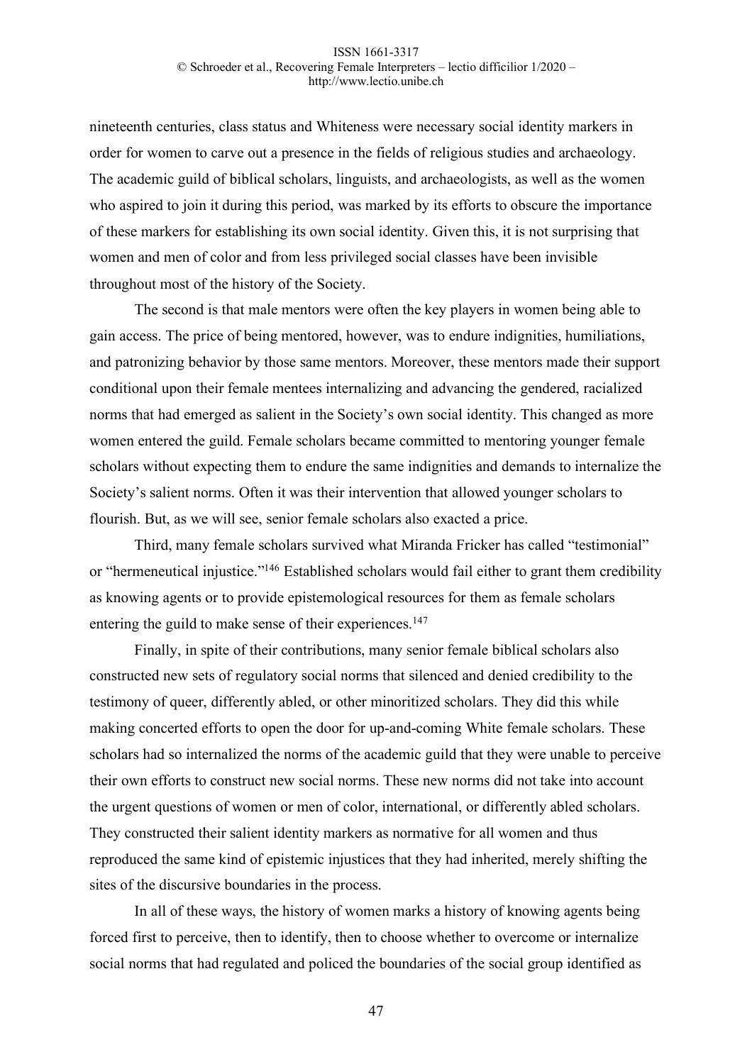nineteenth centuries, class status and Whiteness were necessary social identity markers in order for women to carve out a presence in the fields of religious studies and archaeology. The academic guild of biblical scholars, linguists, and archaeologists, as well as the women who aspired to join it during this period, was marked by its efforts to obscure the importance of these markers for establishing its own social identity. Given this, it is not surprising that women and men of color and from less privileged social classes have been invisible throughout most of the history of the Society.

The second is that male mentors were often the key players in women being able to gain access. The price of being mentored, however, was to endure indignities, humiliations, and patronizing behavior by those same mentors. Moreover, these mentors made their support conditional upon their female mentees internalizing and advancing the gendered, racialized norms that had emerged as salient in the Society's own social identity. This changed as more women entered the guild. Female scholars became committed to mentoring younger female scholars without expecting them to endure the same indignities and demands to internalize the Society's salient norms. Often it was their intervention that allowed younger scholars to flourish. But, as we will see, senior female scholars also exacted a price.

Third, many female scholars survived what Miranda Fricker has called "testimonial" or "hermeneutical injustice."[146] Established scholars would fail either to grant them credibility as knowing agents or to provide epistemological resources for them as female scholars entering the guild to make sense of their experiences.[147]

Finally, in spite of their contributions, many senior female biblical scholars also constructed new sets of regulatory social norms that silenced and denied credibility to the testimony of queer, differently abled, or other minoritized scholars. They did this while making concerted efforts to open the door for up-and-coming White female scholars. These scholars had so internalized the norms of the academic guild that they were unable to perceive their own efforts to construct new social norms. These new norms did not take into account the urgent questions of women or men of color, international, or differently abled scholars. They constructed their salient identity markers as normative for all women and thus reproduced the same kind of epistemic injustices that they had inherited, merely shifting the sites of the discursive boundaries in the process.

In all of these ways, the history of women marks a history of knowing agents being forced first to perceive, then to identify, then to choose whether to overcome or internalize social norms that had regulated and policed the boundaries of the social group identified as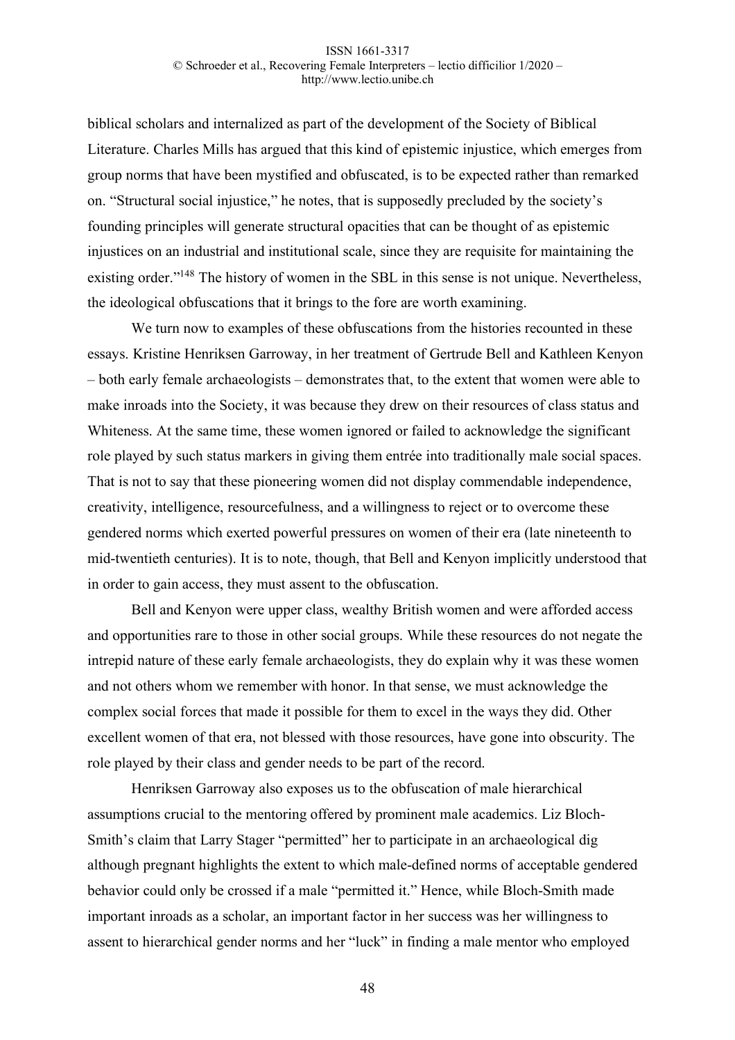biblical scholars and internalized as part of the development of the Society of Biblical Literature. Charles Mills has argued that this kind of epistemic injustice, which emerges from group norms that have been mystified and obfuscated, is to be expected rather than remarked on. "Structural social injustice," he notes, that is supposedly precluded by the society's founding principles will generate structural opacities that can be thought of as epistemic injustices on an industrial and institutional scale, since they are requisite for maintaining the existing order."[148] The history of women in the SBL in this sense is not unique. Nevertheless, the ideological obfuscations that it brings to the fore are worth examining.

We turn now to examples of these obfuscations from the histories recounted in these essays. Kristine Henriksen Garroway, in her treatment of Gertrude Bell and Kathleen Kenyon – both early female archaeologists – demonstrates that, to the extent that women were able to make inroads into the Society, it was because they drew on their resources of class status and Whiteness. At the same time, these women ignored or failed to acknowledge the significant role played by such status markers in giving them entrée into traditionally male social spaces. That is not to say that these pioneering women did not display commendable independence, creativity, intelligence, resourcefulness, and a willingness to reject or to overcome these gendered norms which exerted powerful pressures on women of their era (late nineteenth to mid-twentieth centuries). It is to note, though, that Bell and Kenyon implicitly understood that in order to gain access, they must assent to the obfuscation.

Bell and Kenyon were upper class, wealthy British women and were afforded access and opportunities rare to those in other social groups. While these resources do not negate the intrepid nature of these early female archaeologists, they do explain why it was these women and not others whom we remember with honor. In that sense, we must acknowledge the complex social forces that made it possible for them to excel in the ways they did. Other excellent women of that era, not blessed with those resources, have gone into obscurity. The role played by their class and gender needs to be part of the record.

Henriksen Garroway also exposes us to the obfuscation of male hierarchical assumptions crucial to the mentoring offered by prominent male academics. Liz Bloch-Smith's claim that Larry Stager "permitted" her to participate in an archaeological dig although pregnant highlights the extent to which male-defined norms of acceptable gendered behavior could only be crossed if a male "permitted it." Hence, while Bloch-Smith made important inroads as a scholar, an important factor in her success was her willingness to assent to hierarchical gender norms and her "luck" in finding a male mentor who employed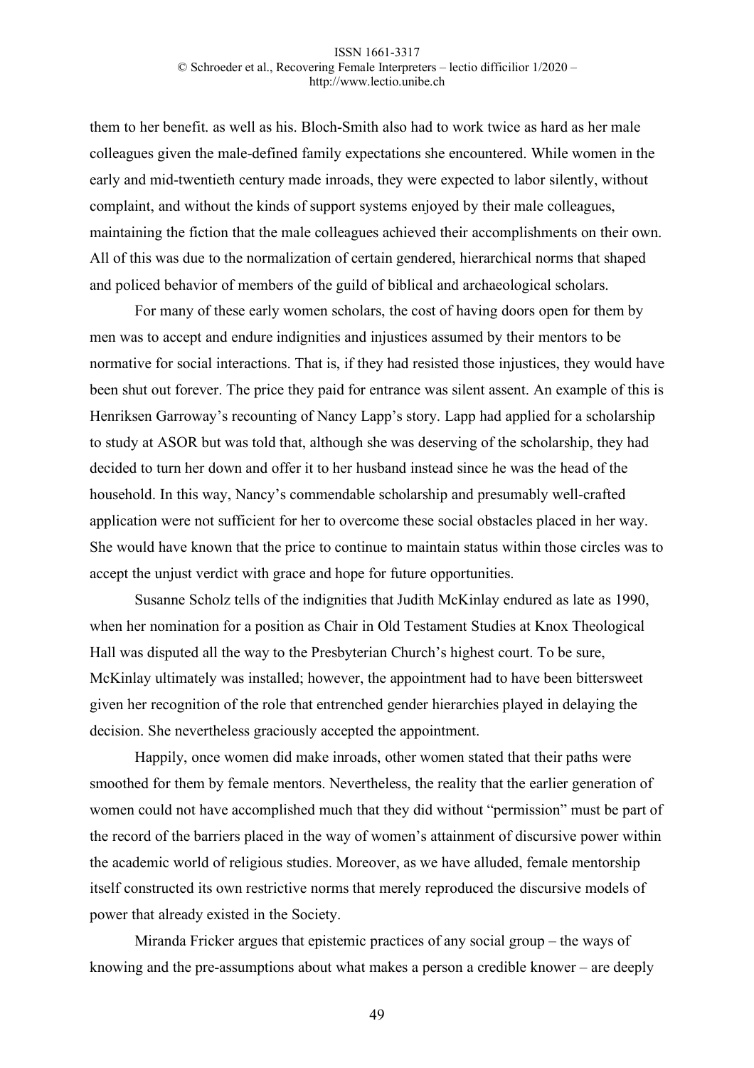them to her benefit. as well as his. Bloch-Smith also had to work twice as hard as her male colleagues given the male-defined family expectations she encountered. While women in the early and mid-twentieth century made inroads, they were expected to labor silently, without complaint, and without the kinds of support systems enjoyed by their male colleagues, maintaining the fiction that the male colleagues achieved their accomplishments on their own. All of this was due to the normalization of certain gendered, hierarchical norms that shaped and policed behavior of members of the guild of biblical and archaeological scholars.

For many of these early women scholars, the cost of having doors open for them by men was to accept and endure indignities and injustices assumed by their mentors to be normative for social interactions. That is, if they had resisted those injustices, they would have been shut out forever. The price they paid for entrance was silent assent. An example of this is Henriksen Garroway's recounting of Nancy Lapp's story. Lapp had applied for a scholarship to study at ASOR but was told that, although she was deserving of the scholarship, they had decided to turn her down and offer it to her husband instead since he was the head of the household. In this way, Nancy's commendable scholarship and presumably well-crafted application were not sufficient for her to overcome these social obstacles placed in her way. She would have known that the price to continue to maintain status within those circles was to accept the unjust verdict with grace and hope for future opportunities.

Susanne Scholz tells of the indignities that Judith McKinlay endured as late as 1990, when her nomination for a position as Chair in Old Testament Studies at Knox Theological Hall was disputed all the way to the Presbyterian Church's highest court. To be sure, McKinlay ultimately was installed; however, the appointment had to have been bittersweet given her recognition of the role that entrenched gender hierarchies played in delaying the decision. She nevertheless graciously accepted the appointment.

Happily, once women did make inroads, other women stated that their paths were smoothed for them by female mentors. Nevertheless, the reality that the earlier generation of women could not have accomplished much that they did without "permission" must be part of the record of the barriers placed in the way of women's attainment of discursive power within the academic world of religious studies. Moreover, as we have alluded, female mentorship itself constructed its own restrictive norms that merely reproduced the discursive models of power that already existed in the Society.

Miranda Fricker argues that epistemic practices of any social group – the ways of knowing and the pre-assumptions about what makes a person a credible knower – are deeply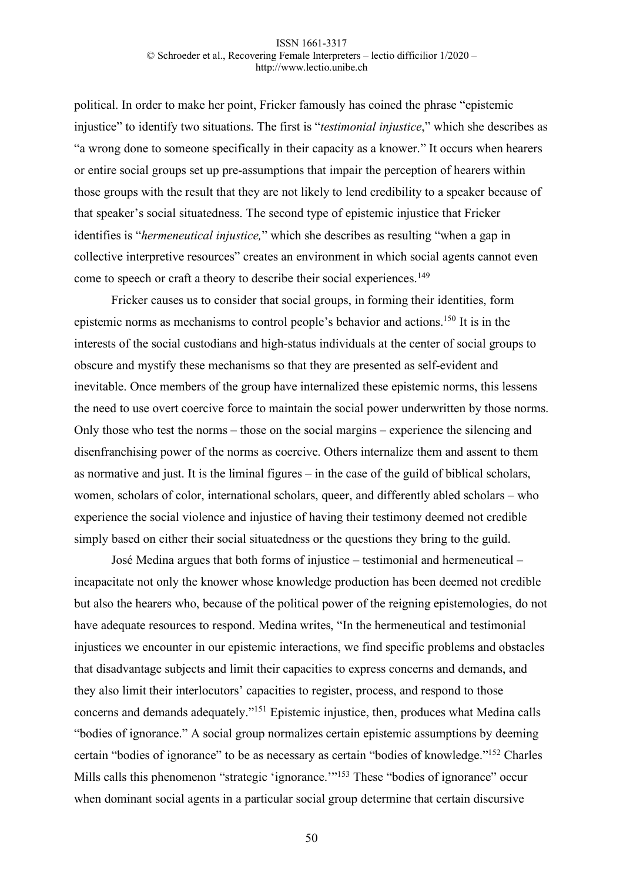political. In order to make her point, Fricker famously has coined the phrase "epistemic injustice" to identify two situations. The first is "*testimonial injustice*," which she describes as "a wrong done to someone specifically in their capacity as a knower." It occurs when hearers or entire social groups set up pre-assumptions that impair the perception of hearers within those groups with the result that they are not likely to lend credibility to a speaker because of that speaker's social situatedness. The second type of epistemic injustice that Fricker identifies is "*hermeneutical injustice,*" which she describes as resulting "when a gap in collective interpretive resources" creates an environment in which social agents cannot even come to speech or craft a theory to describe their social experiences.[149]

Fricker causes us to consider that social groups, in forming their identities, form epistemic norms as mechanisms to control people's behavior and actions.[150] It is in the interests of the social custodians and high-status individuals at the center of social groups to obscure and mystify these mechanisms so that they are presented as self-evident and inevitable. Once members of the group have internalized these epistemic norms, this lessens the need to use overt coercive force to maintain the social power underwritten by those norms. Only those who test the norms – those on the social margins – experience the silencing and disenfranchising power of the norms as coercive. Others internalize them and assent to them as normative and just. It is the liminal figures – in the case of the guild of biblical scholars, women, scholars of color, international scholars, queer, and differently abled scholars – who experience the social violence and injustice of having their testimony deemed not credible simply based on either their social situatedness or the questions they bring to the guild.

José Medina argues that both forms of injustice – testimonial and hermeneutical – incapacitate not only the knower whose knowledge production has been deemed not credible but also the hearers who, because of the political power of the reigning epistemologies, do not have adequate resources to respond. Medina writes, "In the hermeneutical and testimonial injustices we encounter in our epistemic interactions, we find specific problems and obstacles that disadvantage subjects and limit their capacities to express concerns and demands, and they also limit their interlocutors' capacities to register, process, and respond to those concerns and demands adequately."[151] Epistemic injustice, then, produces what Medina calls "bodies of ignorance." A social group normalizes certain epistemic assumptions by deeming certain "bodies of ignorance" to be as necessary as certain "bodies of knowledge."[152] Charles Mills calls this phenomenon "strategic 'ignorance.'"[153] These "bodies of ignorance" occur when dominant social agents in a particular social group determine that certain discursive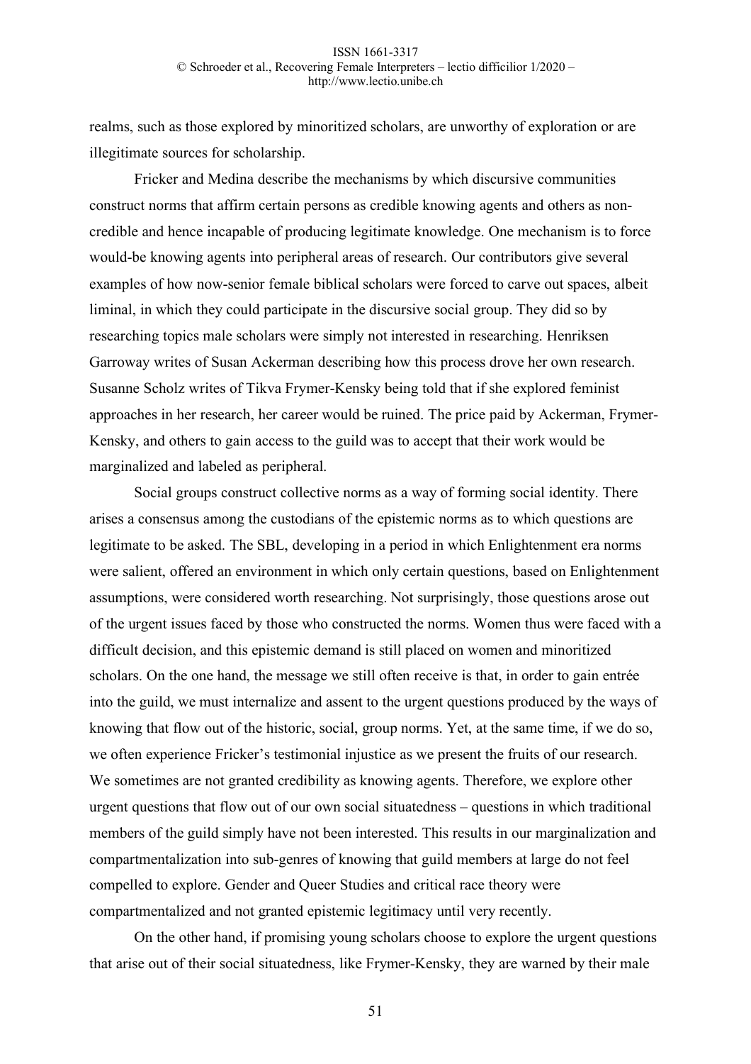realms, such as those explored by minoritized scholars, are unworthy of exploration or are illegitimate sources for scholarship.

Fricker and Medina describe the mechanisms by which discursive communities construct norms that affirm certain persons as credible knowing agents and others as non-credible and hence incapable of producing legitimate knowledge. One mechanism is to force would-be knowing agents into peripheral areas of research. Our contributors give several examples of how now-senior female biblical scholars were forced to carve out spaces, albeit liminal, in which they could participate in the discursive social group. They did so by researching topics male scholars were simply not interested in researching. Henriksen Garroway writes of Susan Ackerman describing how this process drove her own research. Susanne Scholz writes of Tikva Frymer-Kensky being told that if she explored feminist approaches in her research, her career would be ruined. The price paid by Ackerman, Frymer-Kensky, and others to gain access to the guild was to accept that their work would be marginalized and labeled as peripheral.

Social groups construct collective norms as a way of forming social identity. There arises a consensus among the custodians of the epistemic norms as to which questions are legitimate to be asked. The SBL, developing in a period in which Enlightenment era norms were salient, offered an environment in which only certain questions, based on Enlightenment assumptions, were considered worth researching. Not surprisingly, those questions arose out of the urgent issues faced by those who constructed the norms. Women thus were faced with a difficult decision, and this epistemic demand is still placed on women and minoritized scholars. On the one hand, the message we still often receive is that, in order to gain entrée into the guild, we must internalize and assent to the urgent questions produced by the ways of knowing that flow out of the historic, social, group norms. Yet, at the same time, if we do so, we often experience Fricker's testimonial injustice as we present the fruits of our research. We sometimes are not granted credibility as knowing agents. Therefore, we explore other urgent questions that flow out of our own social situatedness – questions in which traditional members of the guild simply have not been interested. This results in our marginalization and compartmentalization into sub-genres of knowing that guild members at large do not feel compelled to explore. Gender and Queer Studies and critical race theory were compartmentalized and not granted epistemic legitimacy until very recently.

On the other hand, if promising young scholars choose to explore the urgent questions that arise out of their social situatedness, like Frymer-Kensky, they are warned by their male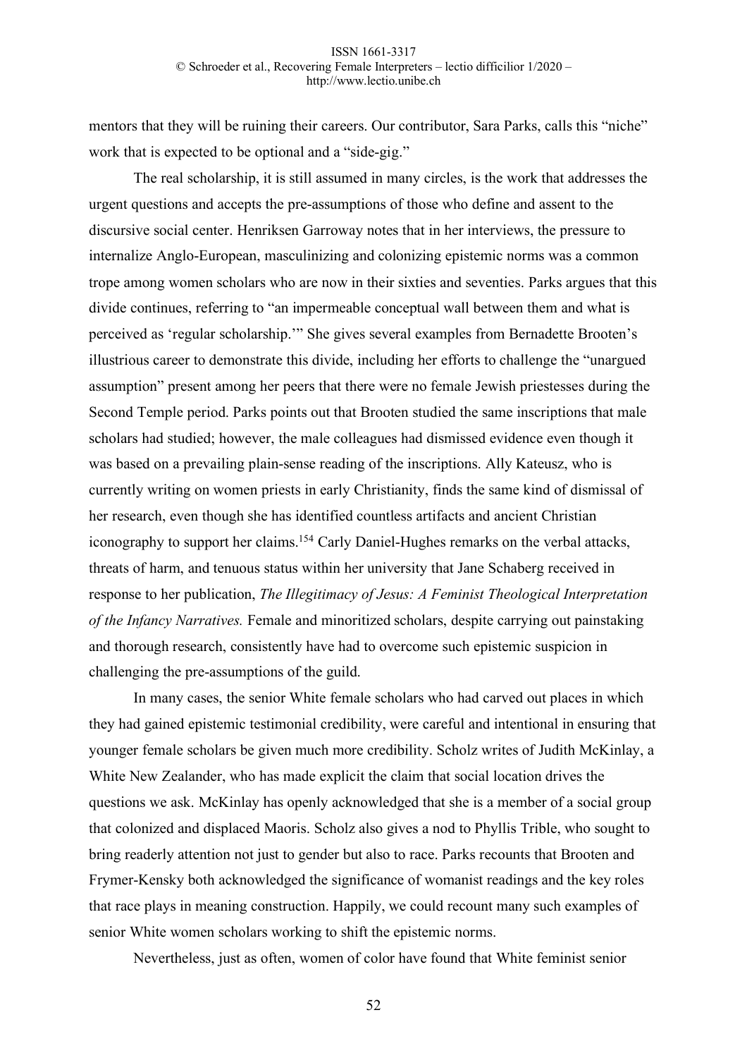mentors that they will be ruining their careers. Our contributor, Sara Parks, calls this "niche" work that is expected to be optional and a "side-gig."

The real scholarship, it is still assumed in many circles, is the work that addresses the urgent questions and accepts the pre-assumptions of those who define and assent to the discursive social center. Henriksen Garroway notes that in her interviews, the pressure to internalize Anglo-European, masculinizing and colonizing epistemic norms was a common trope among women scholars who are now in their sixties and seventies. Parks argues that this divide continues, referring to "an impermeable conceptual wall between them and what is perceived as 'regular scholarship.'" She gives several examples from Bernadette Brooten's illustrious career to demonstrate this divide, including her efforts to challenge the "unargued assumption" present among her peers that there were no female Jewish priestesses during the Second Temple period. Parks points out that Brooten studied the same inscriptions that male scholars had studied; however, the male colleagues had dismissed evidence even though it was based on a prevailing plain-sense reading of the inscriptions. Ally Kateusz, who is currently writing on women priests in early Christianity, finds the same kind of dismissal of her research, even though she has identified countless artifacts and ancient Christian iconography to support her claims.[154] Carly Daniel-Hughes remarks on the verbal attacks, threats of harm, and tenuous status within her university that Jane Schaberg received in response to her publication, *The Illegitimacy of Jesus: A Feminist Theological Interpretation of the Infancy Narratives.* Female and minoritized scholars, despite carrying out painstaking and thorough research, consistently have had to overcome such epistemic suspicion in challenging the pre-assumptions of the guild.

In many cases, the senior White female scholars who had carved out places in which they had gained epistemic testimonial credibility, were careful and intentional in ensuring that younger female scholars be given much more credibility. Scholz writes of Judith McKinlay, a White New Zealander, who has made explicit the claim that social location drives the questions we ask. McKinlay has openly acknowledged that she is a member of a social group that colonized and displaced Maoris. Scholz also gives a nod to Phyllis Trible, who sought to bring readerly attention not just to gender but also to race. Parks recounts that Brooten and Frymer-Kensky both acknowledged the significance of womanist readings and the key roles that race plays in meaning construction. Happily, we could recount many such examples of senior White women scholars working to shift the epistemic norms.

Nevertheless, just as often, women of color have found that White feminist senior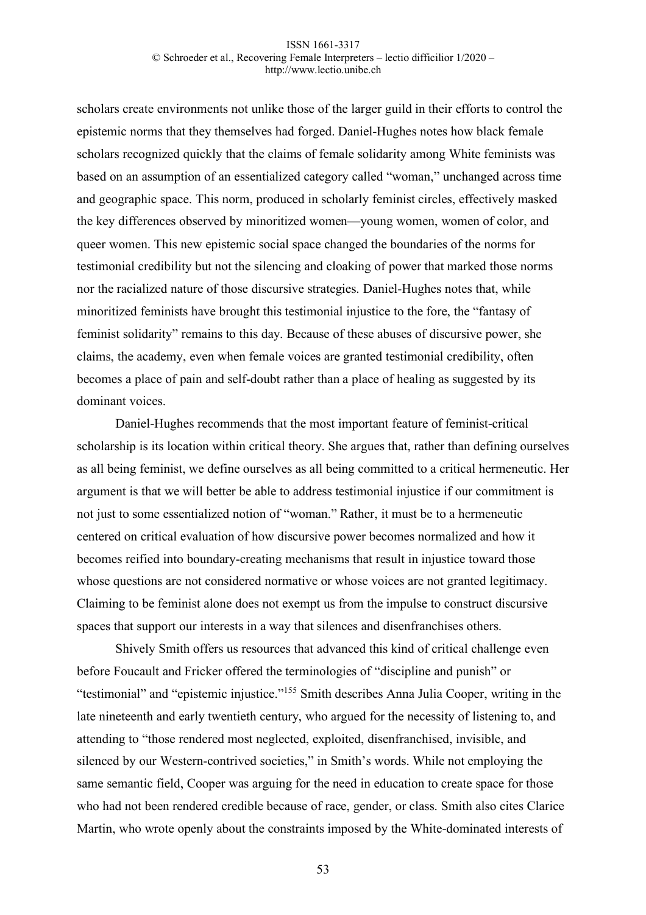scholars create environments not unlike those of the larger guild in their efforts to control the epistemic norms that they themselves had forged. Daniel-Hughes notes how black female scholars recognized quickly that the claims of female solidarity among White feminists was based on an assumption of an essentialized category called "woman," unchanged across time and geographic space. This norm, produced in scholarly feminist circles, effectively masked the key differences observed by minoritized women—young women, women of color, and queer women. This new epistemic social space changed the boundaries of the norms for testimonial credibility but not the silencing and cloaking of power that marked those norms nor the racialized nature of those discursive strategies. Daniel-Hughes notes that, while minoritized feminists have brought this testimonial injustice to the fore, the "fantasy of feminist solidarity" remains to this day. Because of these abuses of discursive power, she claims, the academy, even when female voices are granted testimonial credibility, often becomes a place of pain and self-doubt rather than a place of healing as suggested by its dominant voices.

Daniel-Hughes recommends that the most important feature of feminist-critical scholarship is its location within critical theory. She argues that, rather than defining ourselves as all being feminist, we define ourselves as all being committed to a critical hermeneutic. Her argument is that we will better be able to address testimonial injustice if our commitment is not just to some essentialized notion of "woman." Rather, it must be to a hermeneutic centered on critical evaluation of how discursive power becomes normalized and how it becomes reified into boundary-creating mechanisms that result in injustice toward those whose questions are not considered normative or whose voices are not granted legitimacy. Claiming to be feminist alone does not exempt us from the impulse to construct discursive spaces that support our interests in a way that silences and disenfranchises others.

Shively Smith offers us resources that advanced this kind of critical challenge even before Foucault and Fricker offered the terminologies of "discipline and punish" or "testimonial" and "epistemic injustice."[155] Smith describes Anna Julia Cooper, writing in the late nineteenth and early twentieth century, who argued for the necessity of listening to, and attending to "those rendered most neglected, exploited, disenfranchised, invisible, and silenced by our Western-contrived societies," in Smith's words. While not employing the same semantic field, Cooper was arguing for the need in education to create space for those who had not been rendered credible because of race, gender, or class. Smith also cites Clarice Martin, who wrote openly about the constraints imposed by the White-dominated interests of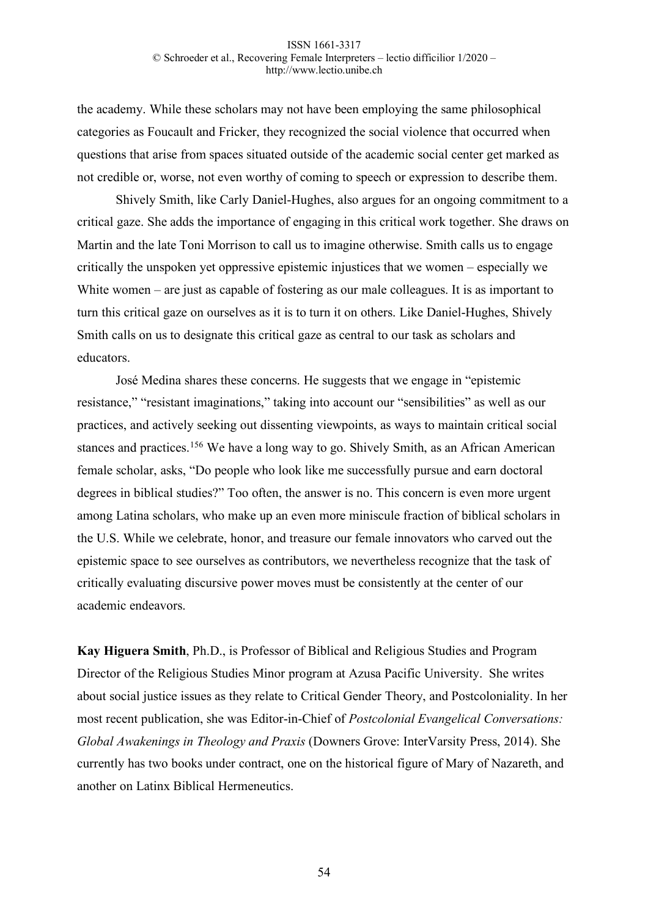the academy. While these scholars may not have been employing the same philosophical categories as Foucault and Fricker, they recognized the social violence that occurred when questions that arise from spaces situated outside of the academic social center get marked as not credible or, worse, not even worthy of coming to speech or expression to describe them.

Shively Smith, like Carly Daniel-Hughes, also argues for an ongoing commitment to a critical gaze. She adds the importance of engaging in this critical work together. She draws on Martin and the late Toni Morrison to call us to imagine otherwise. Smith calls us to engage critically the unspoken yet oppressive epistemic injustices that we women – especially we White women – are just as capable of fostering as our male colleagues. It is as important to turn this critical gaze on ourselves as it is to turn it on others. Like Daniel-Hughes, Shively Smith calls on us to designate this critical gaze as central to our task as scholars and educators.

José Medina shares these concerns. He suggests that we engage in "epistemic resistance," "resistant imaginations," taking into account our "sensibilities" as well as our practices, and actively seeking out dissenting viewpoints, as ways to maintain critical social stances and practices.[156] We have a long way to go. Shively Smith, as an African American female scholar, asks, "Do people who look like me successfully pursue and earn doctoral degrees in biblical studies?" Too often, the answer is no. This concern is even more urgent among Latina scholars, who make up an even more miniscule fraction of biblical scholars in the U.S. While we celebrate, honor, and treasure our female innovators who carved out the epistemic space to see ourselves as contributors, we nevertheless recognize that the task of critically evaluating discursive power moves must be consistently at the center of our academic endeavors.

**Kay Higuera Smith**, Ph.D., is Professor of Biblical and Religious Studies and Program Director of the Religious Studies Minor program at Azusa Pacific University. She writes about social justice issues as they relate to Critical Gender Theory, and Postcoloniality. In her most recent publication, she was Editor-in-Chief of *Postcolonial Evangelical Conversations: Global Awakenings in Theology and Praxis* (Downers Grove: InterVarsity Press, 2014). She currently has two books under contract, one on the historical figure of Mary of Nazareth, and another on Latinx Biblical Hermeneutics.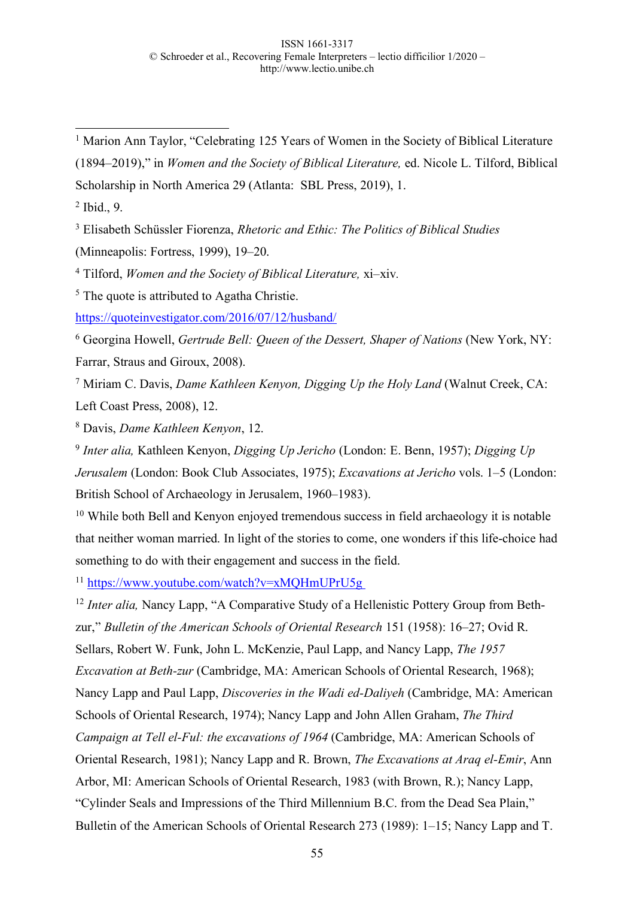[1] Marion Ann Taylor, "Celebrating 125 Years of Women in the Society of Biblical Literature (1894–2019)," in *Women and the Society of Biblical Literature,* ed. Nicole L. Tilford, Biblical Scholarship in North America 29 (Atlanta: SBL Press, 2019), 1.

[2] Ibid., 9.

[3] Elisabeth Schüssler Fiorenza, *Rhetoric and Ethic: The Politics of Biblical Studies* (Minneapolis: Fortress, 1999), 19–20.

[4] Tilford, *Women and the Society of Biblical Literature,* xi–xiv.

[5] The quote is attributed to Agatha Christie. https://quoteinvestigator.com/2016/07/12/husband/

[6] Georgina Howell, *Gertrude Bell: Queen of the Dessert, Shaper of Nations* (New York, NY: Farrar, Straus and Giroux, 2008).

[7] Miriam C. Davis, *Dame Kathleen Kenyon, Digging Up the Holy Land* (Walnut Creek, CA: Left Coast Press, 2008), 12.

[8] Davis, *Dame Kathleen Kenyon*, 12.

[9] *Inter alia,* Kathleen Kenyon, *Digging Up Jericho* (London: E. Benn, 1957); *Digging Up Jerusalem* (London: Book Club Associates, 1975); *Excavations at Jericho* vols. 1–5 (London: British School of Archaeology in Jerusalem, 1960–1983).

[10] While both Bell and Kenyon enjoyed tremendous success in field archaeology it is notable that neither woman married. In light of the stories to come, one wonders if this life-choice had something to do with their engagement and success in the field.

[11] https://www.youtube.com/watch?v=xMQHmUPrU5g

[12] *Inter alia,* Nancy Lapp, "A Comparative Study of a Hellenistic Pottery Group from Beth-zur," *Bulletin of the American Schools of Oriental Research* 151 (1958): 16–27; Ovid R. Sellars, Robert W. Funk, John L. McKenzie, Paul Lapp, and Nancy Lapp, *The 1957 Excavation at Beth-zur* (Cambridge, MA: American Schools of Oriental Research, 1968); Nancy Lapp and Paul Lapp, *Discoveries in the Wadi ed-Daliyeh* (Cambridge, MA: American Schools of Oriental Research, 1974); Nancy Lapp and John Allen Graham, *The Third Campaign at Tell el-Ful: the excavations of 1964* (Cambridge, MA: American Schools of Oriental Research, 1981); Nancy Lapp and R. Brown, *The Excavations at Araq el-Emir*, Ann Arbor, MI: American Schools of Oriental Research, 1983 (with Brown, R.); Nancy Lapp, "Cylinder Seals and Impressions of the Third Millennium B.C. from the Dead Sea Plain," Bulletin of the American Schools of Oriental Research 273 (1989): 1–15; Nancy Lapp and T.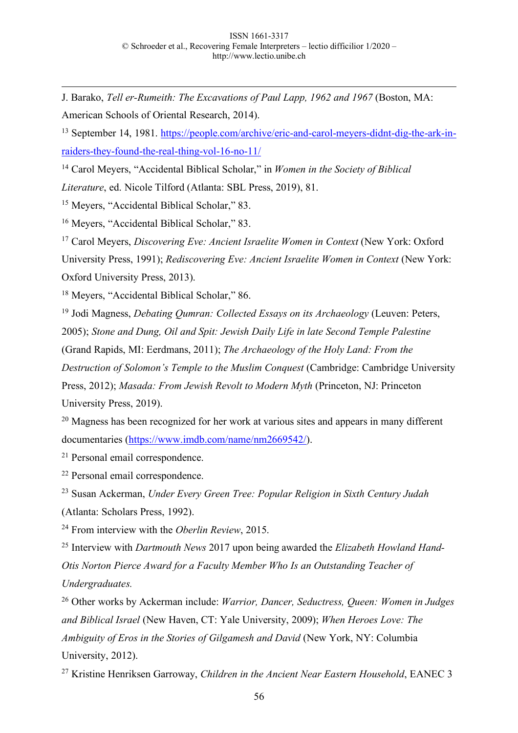J. Barako, *Tell er-Rumeith: The Excavations of Paul Lapp, 1962 and 1967* (Boston, MA: American Schools of Oriental Research, 2014).

[13] September 14, 1981. https://people.com/archive/eric-and-carol-meyers-didnt-dig-the-ark-in-raiders-they-found-the-real-thing-vol-16-no-11/

[14] Carol Meyers, "Accidental Biblical Scholar," in *Women in the Society of Biblical Literature*, ed. Nicole Tilford (Atlanta: SBL Press, 2019), 81.

[15] Meyers, "Accidental Biblical Scholar," 83.

[16] Meyers, "Accidental Biblical Scholar," 83.

[17] Carol Meyers, *Discovering Eve: Ancient Israelite Women in Context* (New York: Oxford University Press, 1991); *Rediscovering Eve: Ancient Israelite Women in Context* (New York: Oxford University Press, 2013).

[18] Meyers, "Accidental Biblical Scholar," 86.

[19] Jodi Magness, *Debating Qumran: Collected Essays on its Archaeology* (Leuven: Peters, 2005); *Stone and Dung, Oil and Spit: Jewish Daily Life in late Second Temple Palestine* (Grand Rapids, MI: Eerdmans, 2011); *The Archaeology of the Holy Land: From the Destruction of Solomon's Temple to the Muslim Conquest* (Cambridge: Cambridge University Press, 2012); *Masada: From Jewish Revolt to Modern Myth* (Princeton, NJ: Princeton University Press, 2019).

[20] Magness has been recognized for her work at various sites and appears in many different documentaries (https://www.imdb.com/name/nm2669542/).

[21] Personal email correspondence.

[22] Personal email correspondence.

[23] Susan Ackerman, *Under Every Green Tree: Popular Religion in Sixth Century Judah* (Atlanta: Scholars Press, 1992).

[24] From interview with the *Oberlin Review*, 2015.

[25] Interview with *Dartmouth News* 2017 upon being awarded the *Elizabeth Howland Hand-Otis Norton Pierce Award for a Faculty Member Who Is an Outstanding Teacher of Undergraduates.*

[26] Other works by Ackerman include: *Warrior, Dancer, Seductress, Queen: Women in Judges and Biblical Israel* (New Haven, CT: Yale University, 2009); *When Heroes Love: The Ambiguity of Eros in the Stories of Gilgamesh and David* (New York, NY: Columbia University, 2012).

[27] Kristine Henriksen Garroway, *Children in the Ancient Near Eastern Household*, EANEC 3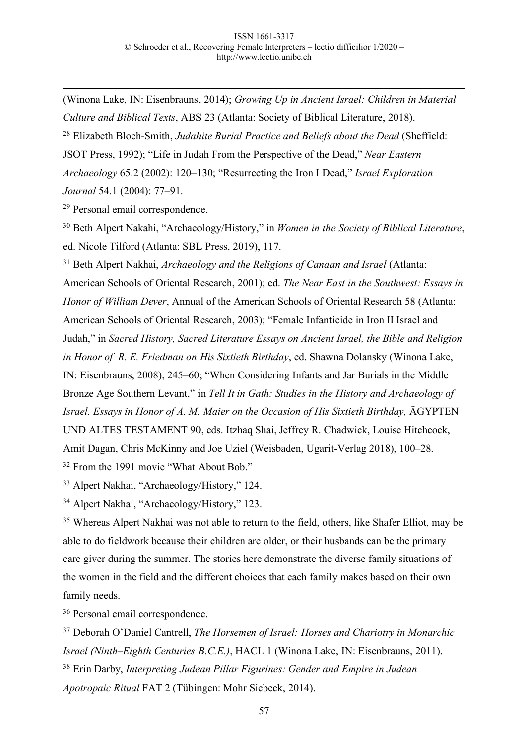(Winona Lake, IN: Eisenbrauns, 2014); *Growing Up in Ancient Israel: Children in Material Culture and Biblical Texts*, ABS 23 (Atlanta: Society of Biblical Literature, 2018).

[28] Elizabeth Bloch-Smith, *Judahite Burial Practice and Beliefs about the Dead* (Sheffield: JSOT Press, 1992); "Life in Judah From the Perspective of the Dead," *Near Eastern Archaeology* 65.2 (2002): 120–130; "Resurrecting the Iron I Dead," *Israel Exploration Journal* 54.1 (2004): 77–91.

[29] Personal email correspondence.

[30] Beth Alpert Nakahi, "Archaeology/History," in *Women in the Society of Biblical Literature*, ed. Nicole Tilford (Atlanta: SBL Press, 2019), 117.

[31] Beth Alpert Nakhai, *Archaeology and the Religions of Canaan and Israel* (Atlanta: American Schools of Oriental Research, 2001); ed. *The Near East in the Southwest: Essays in Honor of William Dever*, Annual of the American Schools of Oriental Research 58 (Atlanta: American Schools of Oriental Research, 2003); "Female Infanticide in Iron II Israel and Judah," in *Sacred History, Sacred Literature Essays on Ancient Israel, the Bible and Religion in Honor of R. E. Friedman on His Sixtieth Birthday*, ed. Shawna Dolansky (Winona Lake, IN: Eisenbrauns, 2008), 245–60; "When Considering Infants and Jar Burials in the Middle Bronze Age Southern Levant," in *Tell It in Gath: Studies in the History and Archaeology of Israel. Essays in Honor of A. M. Maier on the Occasion of His Sixtieth Birthday,* ÄGYPTEN UND ALTES TESTAMENT 90, eds. Itzhaq Shai, Jeffrey R. Chadwick, Louise Hitchcock, Amit Dagan, Chris McKinny and Joe Uziel (Weisbaden, Ugarit-Verlag 2018), 100–28.

[32] From the 1991 movie "What About Bob."

[33] Alpert Nakhai, "Archaeology/History," 124.

[34] Alpert Nakhai, "Archaeology/History," 123.

[35] Whereas Alpert Nakhai was not able to return to the field, others, like Shafer Elliot, may be able to do fieldwork because their children are older, or their husbands can be the primary care giver during the summer. The stories here demonstrate the diverse family situations of the women in the field and the different choices that each family makes based on their own family needs.

[36] Personal email correspondence.

[37] Deborah O'Daniel Cantrell, *The Horsemen of Israel: Horses and Chariotry in Monarchic Israel (Ninth–Eighth Centuries B.C.E.)*, HACL 1 (Winona Lake, IN: Eisenbrauns, 2011).

[38] Erin Darby, *Interpreting Judean Pillar Figurines: Gender and Empire in Judean Apotropaic Ritual* FAT 2 (Tübingen: Mohr Siebeck, 2014).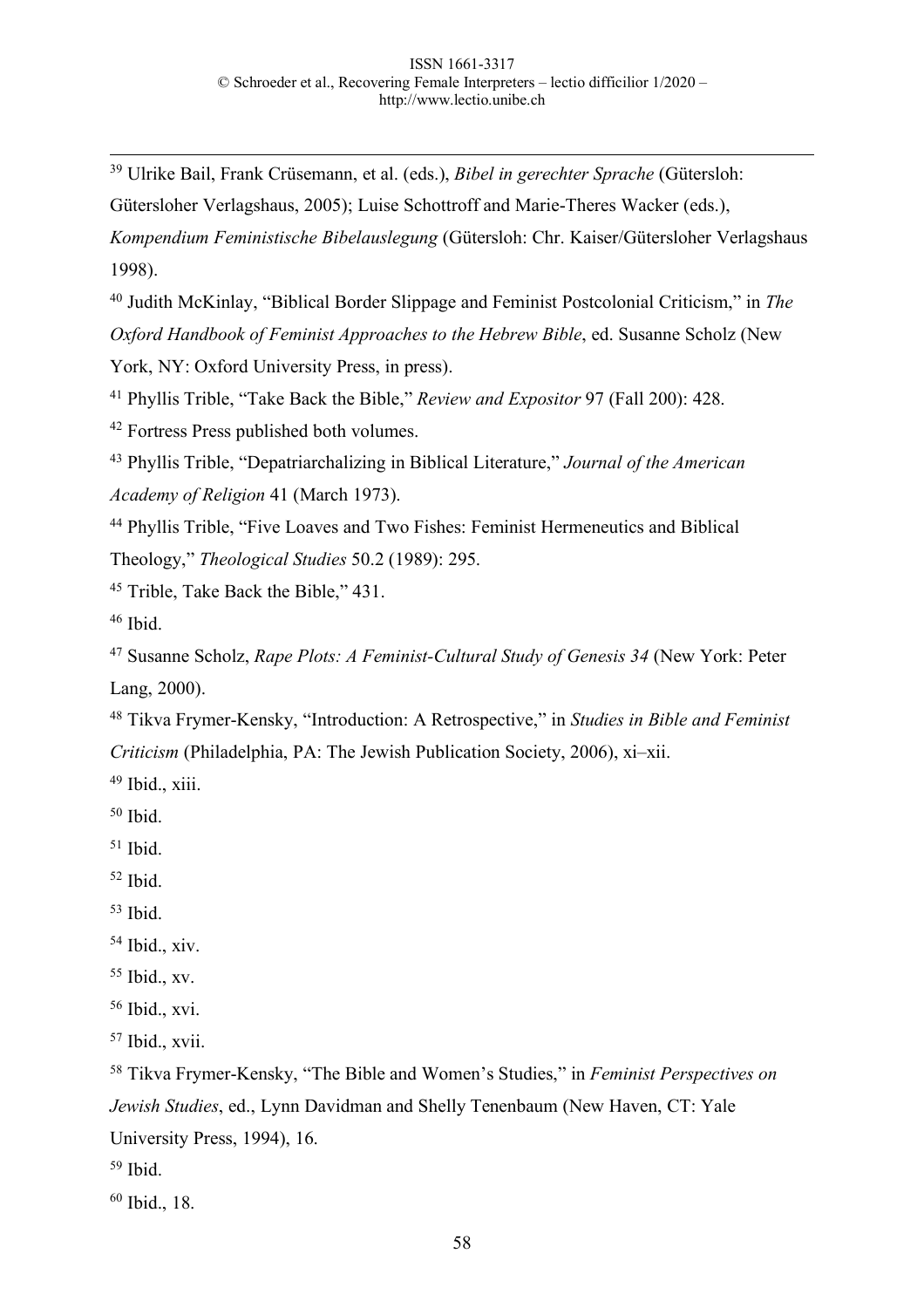[39] Ulrike Bail, Frank Crüsemann, et al. (eds.), *Bibel in gerechter Sprache* (Gütersloh: Gütersloher Verlagshaus, 2005); Luise Schottroff and Marie-Theres Wacker (eds.), *Kompendium Feministische Bibelauslegung* (Gütersloh: Chr. Kaiser/Gütersloher Verlagshaus 1998).

[40] Judith McKinlay, "Biblical Border Slippage and Feminist Postcolonial Criticism," in *The Oxford Handbook of Feminist Approaches to the Hebrew Bible*, ed. Susanne Scholz (New York, NY: Oxford University Press, in press).

[41] Phyllis Trible, "Take Back the Bible," *Review and Expositor* 97 (Fall 200): 428.

[42] Fortress Press published both volumes.

[43] Phyllis Trible, "Depatriarchalizing in Biblical Literature," *Journal of the American Academy of Religion* 41 (March 1973).

[44] Phyllis Trible, "Five Loaves and Two Fishes: Feminist Hermeneutics and Biblical Theology," *Theological Studies* 50.2 (1989): 295.

[45] Trible, Take Back the Bible," 431.

[46] Ibid.

[47] Susanne Scholz, *Rape Plots: A Feminist-Cultural Study of Genesis 34* (New York: Peter Lang, 2000).

[48] Tikva Frymer-Kensky, "Introduction: A Retrospective," in *Studies in Bible and Feminist Criticism* (Philadelphia, PA: The Jewish Publication Society, 2006), xi–xii.

[49] Ibid., xiii.

[50] Ibid.

[51] Ibid.

[52] Ibid.

[53] Ibid.

[54] Ibid., xiv.

[55] Ibid., xv.

[56] Ibid., xvi.

[57] Ibid., xvii.

[58] Tikva Frymer-Kensky, "The Bible and Women's Studies," in *Feminist Perspectives on Jewish Studies*, ed., Lynn Davidman and Shelly Tenenbaum (New Haven, CT: Yale University Press, 1994), 16.

[59] Ibid.

[60] Ibid., 18.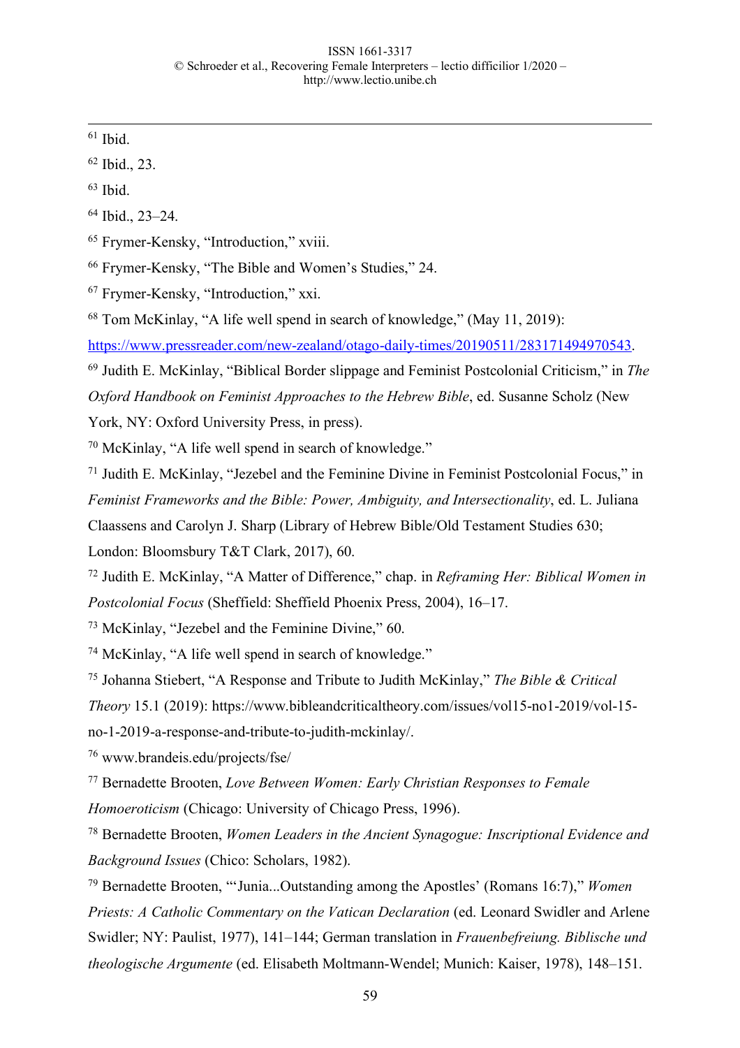[61] Ibid.

[62] Ibid., 23.

[63] Ibid.

[64] Ibid., 23–24.

[65] Frymer-Kensky, "Introduction," xviii.

[66] Frymer-Kensky, "The Bible and Women's Studies," 24.

[67] Frymer-Kensky, "Introduction," xxi.

[68] Tom McKinlay, "A life well spend in search of knowledge," (May 11, 2019): https://www.pressreader.com/new-zealand/otago-daily-times/20190511/283171494970543.

[69] Judith E. McKinlay, "Biblical Border slippage and Feminist Postcolonial Criticism," in *The Oxford Handbook on Feminist Approaches to the Hebrew Bible*, ed. Susanne Scholz (New York, NY: Oxford University Press, in press).

[70] McKinlay, "A life well spend in search of knowledge."

[71] Judith E. McKinlay, "Jezebel and the Feminine Divine in Feminist Postcolonial Focus," in *Feminist Frameworks and the Bible: Power, Ambiguity, and Intersectionality*, ed. L. Juliana Claassens and Carolyn J. Sharp (Library of Hebrew Bible/Old Testament Studies 630; London: Bloomsbury T&T Clark, 2017), 60.

[72] Judith E. McKinlay, "A Matter of Difference," chap. in *Reframing Her: Biblical Women in Postcolonial Focus* (Sheffield: Sheffield Phoenix Press, 2004), 16–17.

[73] McKinlay, "Jezebel and the Feminine Divine," 60.

[74] McKinlay, "A life well spend in search of knowledge."

[75] Johanna Stiebert, "A Response and Tribute to Judith McKinlay," *The Bible & Critical Theory* 15.1 (2019): https://www.bibleandcriticaltheory.com/issues/vol15-no1-2019/vol-15-no-1-2019-a-response-and-tribute-to-judith-mckinlay/.

[76] www.brandeis.edu/projects/fse/

[77] Bernadette Brooten, *Love Between Women: Early Christian Responses to Female Homoeroticism* (Chicago: University of Chicago Press, 1996).

[78] Bernadette Brooten, *Women Leaders in the Ancient Synagogue: Inscriptional Evidence and Background Issues* (Chico: Scholars, 1982).

[79] Bernadette Brooten, "'Junia...Outstanding among the Apostles' (Romans 16:7)," *Women Priests: A Catholic Commentary on the Vatican Declaration* (ed. Leonard Swidler and Arlene Swidler; NY: Paulist, 1977), 141–144; German translation in *Frauenbefreiung. Biblische und theologische Argumente* (ed. Elisabeth Moltmann-Wendel; Munich: Kaiser, 1978), 148–151.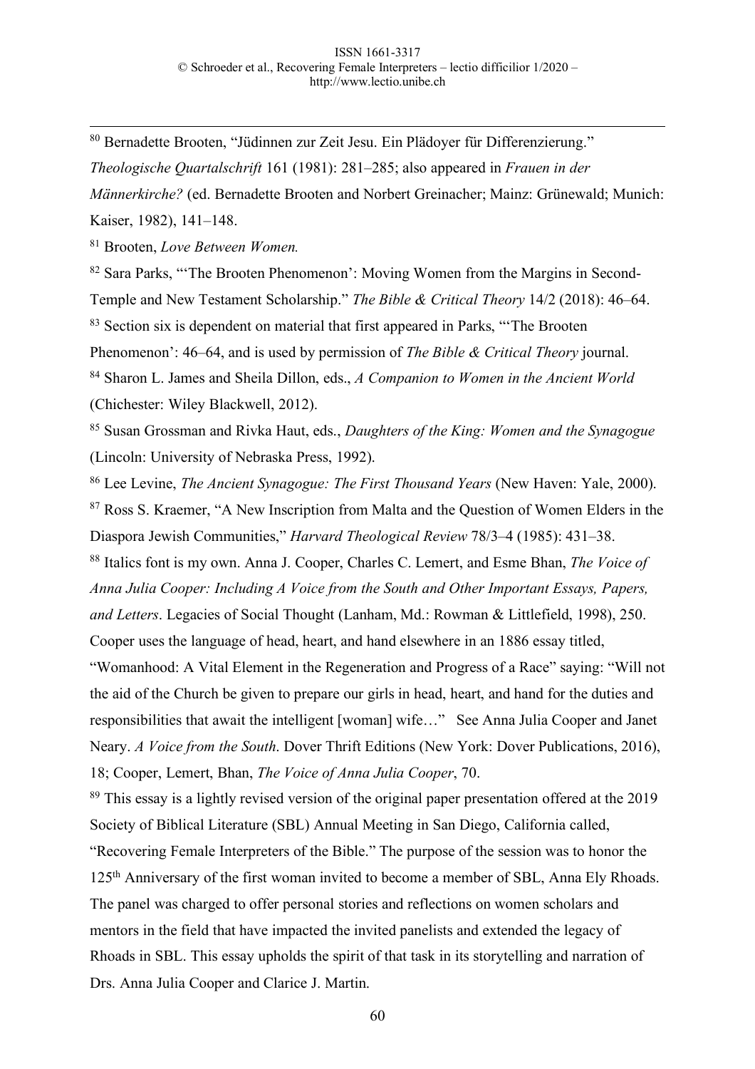[80] Bernadette Brooten, "Jüdinnen zur Zeit Jesu. Ein Plädoyer für Differenzierung." *Theologische Quartalschrift* 161 (1981): 281–285; also appeared in *Frauen in der Männerkirche?* (ed. Bernadette Brooten and Norbert Greinacher; Mainz: Grünewald; Munich: Kaiser, 1982), 141–148.

[81] Brooten, *Love Between Women.*

[82] Sara Parks, "'The Brooten Phenomenon': Moving Women from the Margins in Second-Temple and New Testament Scholarship." *The Bible & Critical Theory* 14/2 (2018): 46–64.

[83] Section six is dependent on material that first appeared in Parks, "'The Brooten Phenomenon': 46–64, and is used by permission of *The Bible & Critical Theory* journal.

[84] Sharon L. James and Sheila Dillon, eds., *A Companion to Women in the Ancient World* (Chichester: Wiley Blackwell, 2012).

[85] Susan Grossman and Rivka Haut, eds., *Daughters of the King: Women and the Synagogue* (Lincoln: University of Nebraska Press, 1992).

[86] Lee Levine, *The Ancient Synagogue: The First Thousand Years* (New Haven: Yale, 2000).

[87] Ross S. Kraemer, "A New Inscription from Malta and the Question of Women Elders in the Diaspora Jewish Communities," *Harvard Theological Review* 78/3–4 (1985): 431–38.

[88] Italics font is my own. Anna J. Cooper, Charles C. Lemert, and Esme Bhan, *The Voice of Anna Julia Cooper: Including A Voice from the South and Other Important Essays, Papers, and Letters*. Legacies of Social Thought (Lanham, Md.: Rowman & Littlefield, 1998), 250. Cooper uses the language of head, heart, and hand elsewhere in an 1886 essay titled, "Womanhood: A Vital Element in the Regeneration and Progress of a Race" saying: "Will not the aid of the Church be given to prepare our girls in head, heart, and hand for the duties and responsibilities that await the intelligent [woman] wife…" See Anna Julia Cooper and Janet Neary. *A Voice from the South*. Dover Thrift Editions (New York: Dover Publications, 2016), 18; Cooper, Lemert, Bhan, *The Voice of Anna Julia Cooper*, 70.

[89] This essay is a lightly revised version of the original paper presentation offered at the 2019 Society of Biblical Literature (SBL) Annual Meeting in San Diego, California called, "Recovering Female Interpreters of the Bible." The purpose of the session was to honor the 125th Anniversary of the first woman invited to become a member of SBL, Anna Ely Rhoads. The panel was charged to offer personal stories and reflections on women scholars and mentors in the field that have impacted the invited panelists and extended the legacy of Rhoads in SBL. This essay upholds the spirit of that task in its storytelling and narration of Drs. Anna Julia Cooper and Clarice J. Martin.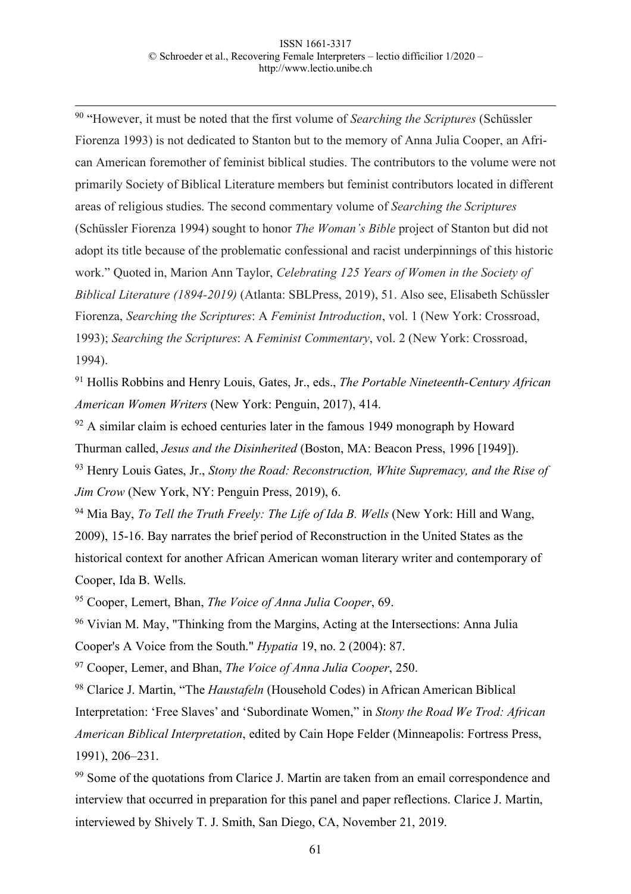[90] "However, it must be noted that the first volume of *Searching the Scriptures* (Schüssler Fiorenza 1993) is not dedicated to Stanton but to the memory of Anna Julia Cooper, an African American foremother of feminist biblical studies. The contributors to the volume were not primarily Society of Biblical Literature members but feminist contributors located in different areas of religious studies. The second commentary volume of *Searching the Scriptures* (Schüssler Fiorenza 1994) sought to honor *The Woman's Bible* project of Stanton but did not adopt its title because of the problematic confessional and racist underpinnings of this historic work." Quoted in, Marion Ann Taylor, *Celebrating 125 Years of Women in the Society of Biblical Literature (1894-2019)* (Atlanta: SBLPress, 2019), 51. Also see, Elisabeth Schüssler Fiorenza, *Searching the Scriptures*: A *Feminist Introduction*, vol. 1 (New York: Crossroad, 1993); *Searching the Scriptures*: A *Feminist Commentary*, vol. 2 (New York: Crossroad, 1994).

[91] Hollis Robbins and Henry Louis, Gates, Jr., eds., *The Portable Nineteenth-Century African American Women Writers* (New York: Penguin, 2017), 414.

[92] A similar claim is echoed centuries later in the famous 1949 monograph by Howard Thurman called, *Jesus and the Disinherited* (Boston, MA: Beacon Press, 1996 [1949]).

[93] Henry Louis Gates, Jr., *Stony the Road: Reconstruction, White Supremacy, and the Rise of Jim Crow* (New York, NY: Penguin Press, 2019), 6.

[94] Mia Bay, *To Tell the Truth Freely: The Life of Ida B. Wells* (New York: Hill and Wang, 2009), 15-16. Bay narrates the brief period of Reconstruction in the United States as the historical context for another African American woman literary writer and contemporary of Cooper, Ida B. Wells.

[95] Cooper, Lemert, Bhan, *The Voice of Anna Julia Cooper*, 69.

[96] Vivian M. May, "Thinking from the Margins, Acting at the Intersections: Anna Julia Cooper's A Voice from the South." *Hypatia* 19, no. 2 (2004): 87.

[97] Cooper, Lemer, and Bhan, *The Voice of Anna Julia Cooper*, 250.

[98] Clarice J. Martin, "The *Haustafeln* (Household Codes) in African American Biblical Interpretation: 'Free Slaves' and 'Subordinate Women," in *Stony the Road We Trod: African American Biblical Interpretation*, edited by Cain Hope Felder (Minneapolis: Fortress Press, 1991), 206–231.

[99] Some of the quotations from Clarice J. Martin are taken from an email correspondence and interview that occurred in preparation for this panel and paper reflections. Clarice J. Martin, interviewed by Shively T. J. Smith, San Diego, CA, November 21, 2019.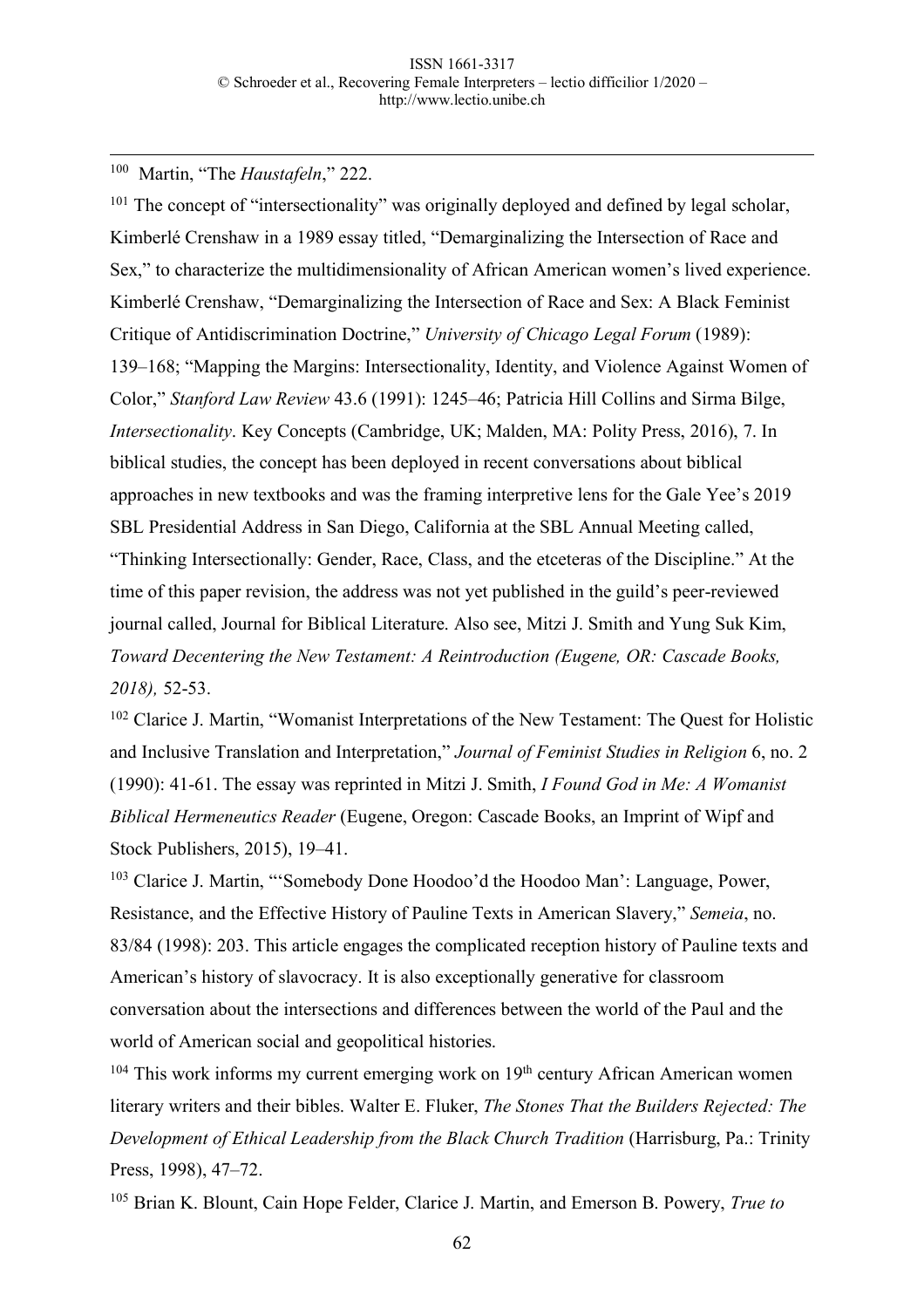[100] Martin, "The *Haustafeln*," 222.

[101] The concept of "intersectionality" was originally deployed and defined by legal scholar, Kimberlé Crenshaw in a 1989 essay titled, "Demarginalizing the Intersection of Race and Sex," to characterize the multidimensionality of African American women's lived experience. Kimberlé Crenshaw, "Demarginalizing the Intersection of Race and Sex: A Black Feminist Critique of Antidiscrimination Doctrine," *University of Chicago Legal Forum* (1989): 139–168; "Mapping the Margins: Intersectionality, Identity, and Violence Against Women of Color," *Stanford Law Review* 43.6 (1991): 1245–46; Patricia Hill Collins and Sirma Bilge, *Intersectionality*. Key Concepts (Cambridge, UK; Malden, MA: Polity Press, 2016), 7. In biblical studies, the concept has been deployed in recent conversations about biblical approaches in new textbooks and was the framing interpretive lens for the Gale Yee's 2019 SBL Presidential Address in San Diego, California at the SBL Annual Meeting called, "Thinking Intersectionally: Gender, Race, Class, and the etceteras of the Discipline." At the time of this paper revision, the address was not yet published in the guild's peer-reviewed journal called, Journal for Biblical Literature. Also see, Mitzi J. Smith and Yung Suk Kim, *Toward Decentering the New Testament: A Reintroduction (Eugene, OR: Cascade Books, 2018),* 52-53.

[102] Clarice J. Martin, "Womanist Interpretations of the New Testament: The Quest for Holistic and Inclusive Translation and Interpretation," *Journal of Feminist Studies in Religion* 6, no. 2 (1990): 41-61. The essay was reprinted in Mitzi J. Smith, *I Found God in Me: A Womanist Biblical Hermeneutics Reader* (Eugene, Oregon: Cascade Books, an Imprint of Wipf and Stock Publishers, 2015), 19–41.

[103] Clarice J. Martin, "'Somebody Done Hoodoo'd the Hoodoo Man': Language, Power, Resistance, and the Effective History of Pauline Texts in American Slavery," *Semeia*, no. 83/84 (1998): 203. This article engages the complicated reception history of Pauline texts and American's history of slavocracy. It is also exceptionally generative for classroom conversation about the intersections and differences between the world of the Paul and the world of American social and geopolitical histories.

[104] This work informs my current emerging work on 19th century African American women literary writers and their bibles. Walter E. Fluker, *The Stones That the Builders Rejected: The Development of Ethical Leadership from the Black Church Tradition* (Harrisburg, Pa.: Trinity Press, 1998), 47–72.

[105] Brian K. Blount, Cain Hope Felder, Clarice J. Martin, and Emerson B. Powery, *True to*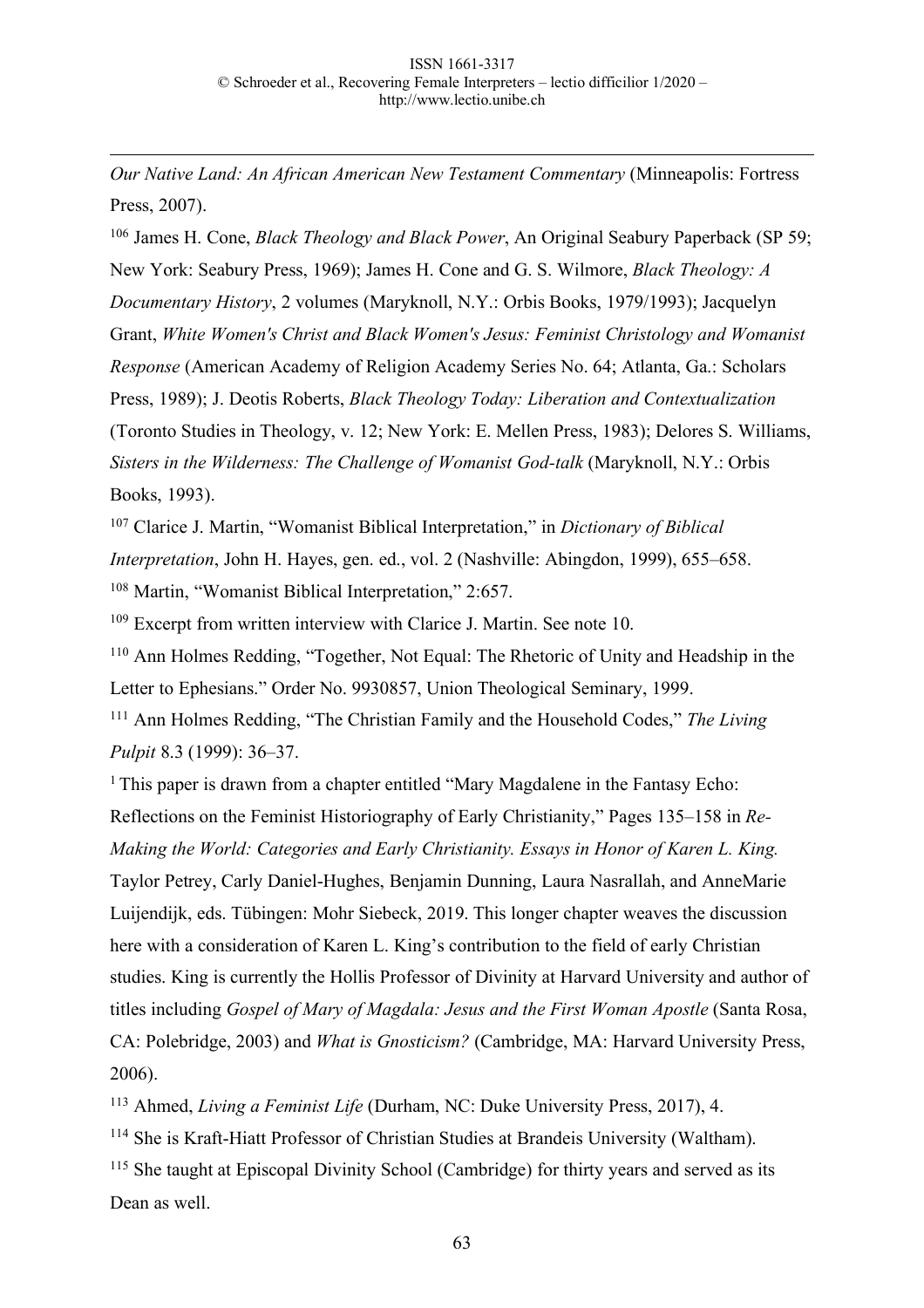*Our Native Land: An African American New Testament Commentary* (Minneapolis: Fortress Press, 2007).

[106] James H. Cone, *Black Theology and Black Power*, An Original Seabury Paperback (SP 59; New York: Seabury Press, 1969); James H. Cone and G. S. Wilmore, *Black Theology: A Documentary History*, 2 volumes (Maryknoll, N.Y.: Orbis Books, 1979/1993); Jacquelyn Grant, *White Women's Christ and Black Women's Jesus: Feminist Christology and Womanist Response* (American Academy of Religion Academy Series No. 64; Atlanta, Ga.: Scholars Press, 1989); J. Deotis Roberts, *Black Theology Today: Liberation and Contextualization* (Toronto Studies in Theology, v. 12; New York: E. Mellen Press, 1983); Delores S. Williams, *Sisters in the Wilderness: The Challenge of Womanist God-talk* (Maryknoll, N.Y.: Orbis Books, 1993).

[107] Clarice J. Martin, "Womanist Biblical Interpretation," in *Dictionary of Biblical Interpretation*, John H. Hayes, gen. ed., vol. 2 (Nashville: Abingdon, 1999), 655–658.

[108] Martin, "Womanist Biblical Interpretation," 2:657.

[109] Excerpt from written interview with Clarice J. Martin. See note 10.

[110] Ann Holmes Redding, "Together, Not Equal: The Rhetoric of Unity and Headship in the Letter to Ephesians." Order No. 9930857, Union Theological Seminary, 1999.

[111] Ann Holmes Redding, "The Christian Family and the Household Codes," *The Living Pulpit* 8.3 (1999): 36–37.

[1] This paper is drawn from a chapter entitled "Mary Magdalene in the Fantasy Echo: Reflections on the Feminist Historiography of Early Christianity," Pages 135–158 in *Re-Making the World: Categories and Early Christianity. Essays in Honor of Karen L. King.* Taylor Petrey, Carly Daniel-Hughes, Benjamin Dunning, Laura Nasrallah, and AnneMarie Luijendijk, eds. Tübingen: Mohr Siebeck, 2019. This longer chapter weaves the discussion here with a consideration of Karen L. King's contribution to the field of early Christian studies. King is currently the Hollis Professor of Divinity at Harvard University and author of titles including *Gospel of Mary of Magdala: Jesus and the First Woman Apostle* (Santa Rosa, CA: Polebridge, 2003) and *What is Gnosticism?* (Cambridge, MA: Harvard University Press, 2006).

[113] Ahmed, *Living a Feminist Life* (Durham, NC: Duke University Press, 2017), 4.

[114] She is Kraft-Hiatt Professor of Christian Studies at Brandeis University (Waltham).

[115] She taught at Episcopal Divinity School (Cambridge) for thirty years and served as its Dean as well.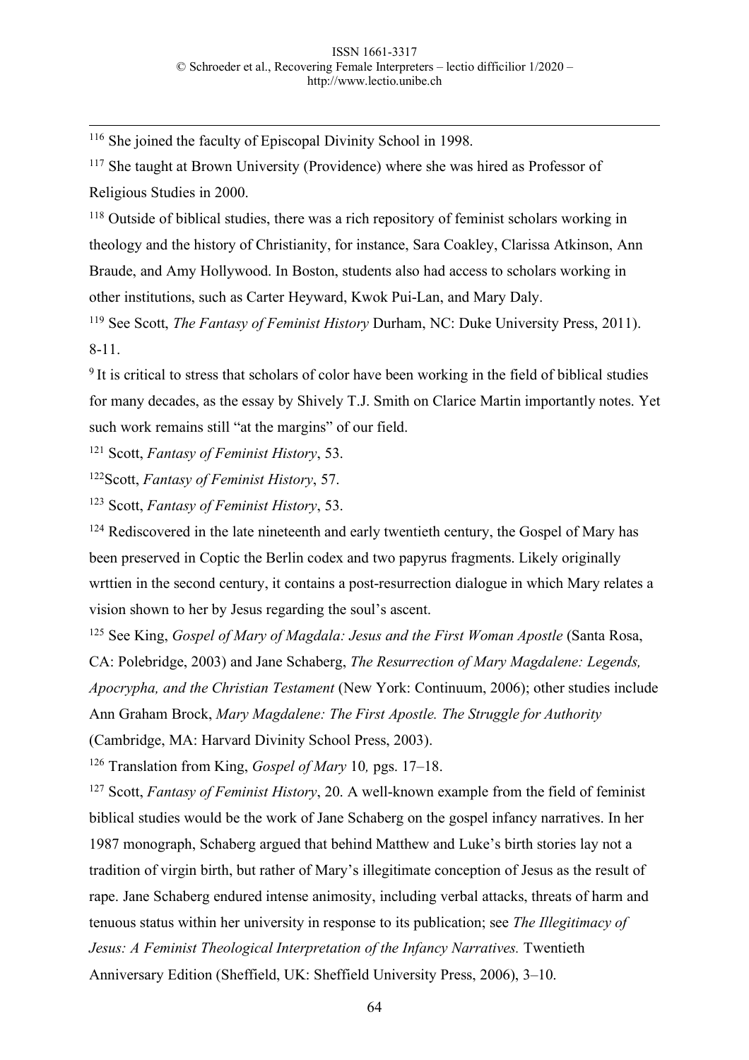[116] She joined the faculty of Episcopal Divinity School in 1998.

[117] She taught at Brown University (Providence) where she was hired as Professor of Religious Studies in 2000.

[118] Outside of biblical studies, there was a rich repository of feminist scholars working in theology and the history of Christianity, for instance, Sara Coakley, Clarissa Atkinson, Ann Braude, and Amy Hollywood. In Boston, students also had access to scholars working in other institutions, such as Carter Heyward, Kwok Pui-Lan, and Mary Daly.

[119] See Scott, *The Fantasy of Feminist History* Durham, NC: Duke University Press, 2011). 8-11.

[9] It is critical to stress that scholars of color have been working in the field of biblical studies for many decades, as the essay by Shively T.J. Smith on Clarice Martin importantly notes. Yet such work remains still "at the margins" of our field.

[121] Scott, *Fantasy of Feminist History*, 53.

[122] Scott, *Fantasy of Feminist History*, 57.

[123] Scott, *Fantasy of Feminist History*, 53.

[124] Rediscovered in the late nineteenth and early twentieth century, the Gospel of Mary has been preserved in Coptic the Berlin codex and two papyrus fragments. Likely originally wrttien in the second century, it contains a post-resurrection dialogue in which Mary relates a vision shown to her by Jesus regarding the soul's ascent.

[125] See King, *Gospel of Mary of Magdala: Jesus and the First Woman Apostle* (Santa Rosa, CA: Polebridge, 2003) and Jane Schaberg, *The Resurrection of Mary Magdalene: Legends, Apocrypha, and the Christian Testament* (New York: Continuum, 2006); other studies include Ann Graham Brock, *Mary Magdalene: The First Apostle. The Struggle for Authority* (Cambridge, MA: Harvard Divinity School Press, 2003).

[126] Translation from King, *Gospel of Mary* 10*,* pgs. 17–18.

[127] Scott, *Fantasy of Feminist History*, 20. A well-known example from the field of feminist biblical studies would be the work of Jane Schaberg on the gospel infancy narratives. In her 1987 monograph, Schaberg argued that behind Matthew and Luke's birth stories lay not a tradition of virgin birth, but rather of Mary's illegitimate conception of Jesus as the result of rape. Jane Schaberg endured intense animosity, including verbal attacks, threats of harm and tenuous status within her university in response to its publication; see *The Illegitimacy of Jesus: A Feminist Theological Interpretation of the Infancy Narratives.* Twentieth Anniversary Edition (Sheffield, UK: Sheffield University Press, 2006), 3–10.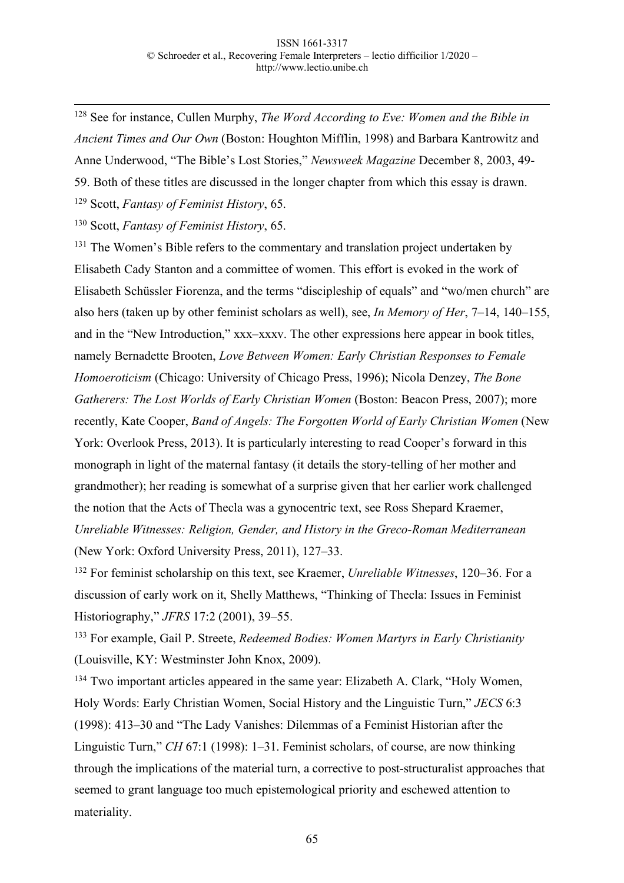[128] See for instance, Cullen Murphy, *The Word According to Eve: Women and the Bible in Ancient Times and Our Own* (Boston: Houghton Mifflin, 1998) and Barbara Kantrowitz and Anne Underwood, "The Bible's Lost Stories," *Newsweek Magazine* December 8, 2003, 49-59. Both of these titles are discussed in the longer chapter from which this essay is drawn.

[129] Scott, *Fantasy of Feminist History*, 65.

[130] Scott, *Fantasy of Feminist History*, 65.

[131] The Women's Bible refers to the commentary and translation project undertaken by Elisabeth Cady Stanton and a committee of women. This effort is evoked in the work of Elisabeth Schüssler Fiorenza, and the terms "discipleship of equals" and "wo/men church" are also hers (taken up by other feminist scholars as well), see, *In Memory of Her*, 7–14, 140–155, and in the "New Introduction," xxx–xxxv. The other expressions here appear in book titles, namely Bernadette Brooten, *Love Between Women: Early Christian Responses to Female Homoeroticism* (Chicago: University of Chicago Press, 1996); Nicola Denzey, *The Bone Gatherers: The Lost Worlds of Early Christian Women* (Boston: Beacon Press, 2007); more recently, Kate Cooper, *Band of Angels: The Forgotten World of Early Christian Women* (New York: Overlook Press, 2013). It is particularly interesting to read Cooper's forward in this monograph in light of the maternal fantasy (it details the story-telling of her mother and grandmother); her reading is somewhat of a surprise given that her earlier work challenged the notion that the Acts of Thecla was a gynocentric text, see Ross Shepard Kraemer, *Unreliable Witnesses: Religion, Gender, and History in the Greco-Roman Mediterranean* (New York: Oxford University Press, 2011), 127–33.

[132] For feminist scholarship on this text, see Kraemer, *Unreliable Witnesses*, 120–36. For a discussion of early work on it, Shelly Matthews, "Thinking of Thecla: Issues in Feminist Historiography," *JFRS* 17:2 (2001), 39–55.

[133] For example, Gail P. Streete, *Redeemed Bodies: Women Martyrs in Early Christianity* (Louisville, KY: Westminster John Knox, 2009).

[134] Two important articles appeared in the same year: Elizabeth A. Clark, "Holy Women, Holy Words: Early Christian Women, Social History and the Linguistic Turn," *JECS* 6:3 (1998): 413–30 and "The Lady Vanishes: Dilemmas of a Feminist Historian after the Linguistic Turn," *CH* 67:1 (1998): 1–31. Feminist scholars, of course, are now thinking through the implications of the material turn, a corrective to post-structuralist approaches that seemed to grant language too much epistemological priority and eschewed attention to materiality.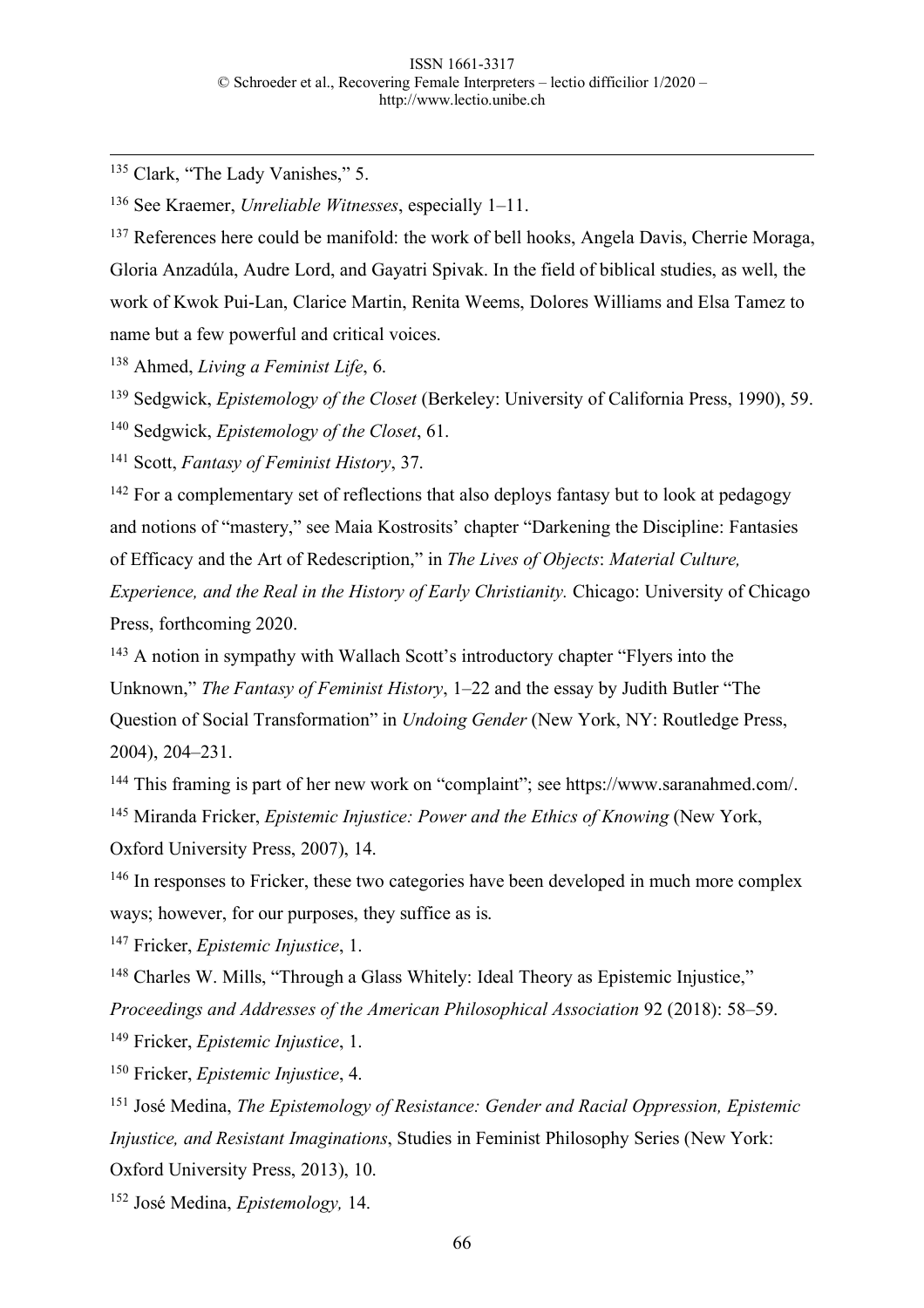[135] Clark, "The Lady Vanishes," 5.

[136] See Kraemer, *Unreliable Witnesses*, especially 1–11.

[137] References here could be manifold: the work of bell hooks, Angela Davis, Cherrie Moraga, Gloria Anzadúla, Audre Lord, and Gayatri Spivak. In the field of biblical studies, as well, the work of Kwok Pui-Lan, Clarice Martin, Renita Weems, Dolores Williams and Elsa Tamez to name but a few powerful and critical voices.

[138] Ahmed, *Living a Feminist Life*, 6.

[139] Sedgwick, *Epistemology of the Closet* (Berkeley: University of California Press, 1990), 59.

[140] Sedgwick, *Epistemology of the Closet*, 61.

[141] Scott, *Fantasy of Feminist History*, 37.

[142] For a complementary set of reflections that also deploys fantasy but to look at pedagogy and notions of "mastery," see Maia Kostrosits' chapter "Darkening the Discipline: Fantasies of Efficacy and the Art of Redescription," in *The Lives of Objects*: *Material Culture, Experience, and the Real in the History of Early Christianity.* Chicago: University of Chicago Press, forthcoming 2020.

[143] A notion in sympathy with Wallach Scott's introductory chapter "Flyers into the Unknown," *The Fantasy of Feminist History*, 1–22 and the essay by Judith Butler "The Question of Social Transformation" in *Undoing Gender* (New York, NY: Routledge Press, 2004), 204–231.

[144] This framing is part of her new work on "complaint"; see https://www.saranahmed.com/.

[145] Miranda Fricker, *Epistemic Injustice: Power and the Ethics of Knowing* (New York, Oxford University Press, 2007), 14.

[146] In responses to Fricker, these two categories have been developed in much more complex ways; however, for our purposes, they suffice as is.

[147] Fricker, *Epistemic Injustice*, 1.

[148] Charles W. Mills, "Through a Glass Whitely: Ideal Theory as Epistemic Injustice," *Proceedings and Addresses of the American Philosophical Association* 92 (2018): 58–59.

[149] Fricker, *Epistemic Injustice*, 1.

[150] Fricker, *Epistemic Injustice*, 4.

[151] José Medina, *The Epistemology of Resistance: Gender and Racial Oppression, Epistemic Injustice, and Resistant Imaginations*, Studies in Feminist Philosophy Series (New York: Oxford University Press, 2013), 10.

[152] José Medina, *Epistemology,* 14.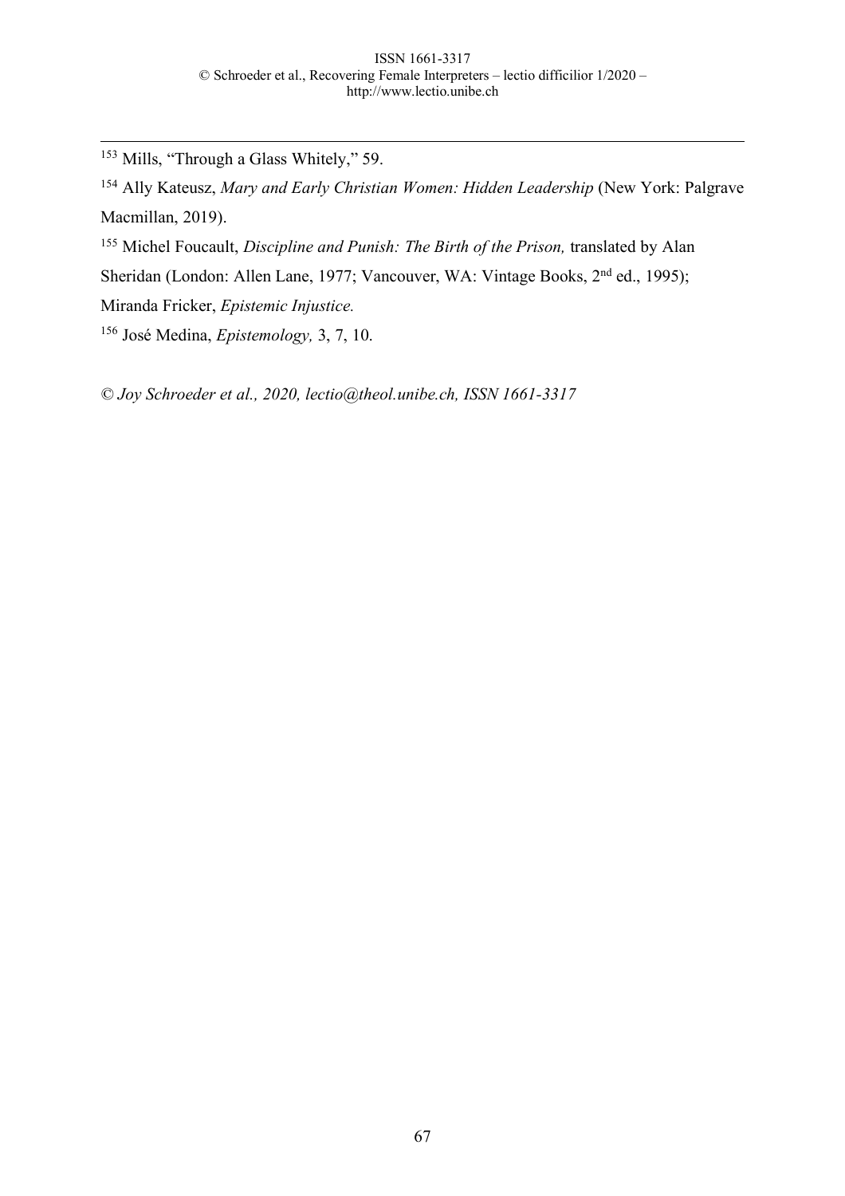[153] Mills, "Through a Glass Whitely," 59.

[154] Ally Kateusz, *Mary and Early Christian Women: Hidden Leadership* (New York: Palgrave Macmillan, 2019).

[155] Michel Foucault, *Discipline and Punish: The Birth of the Prison,* translated by Alan Sheridan (London: Allen Lane, 1977; Vancouver, WA: Vintage Books, 2nd ed., 1995); Miranda Fricker, *Epistemic Injustice.*

[156] José Medina, *Epistemology,* 3, 7, 10.

*© Joy Schroeder et al., 2020, lectio@theol.unibe.ch, ISSN 1661-3317*